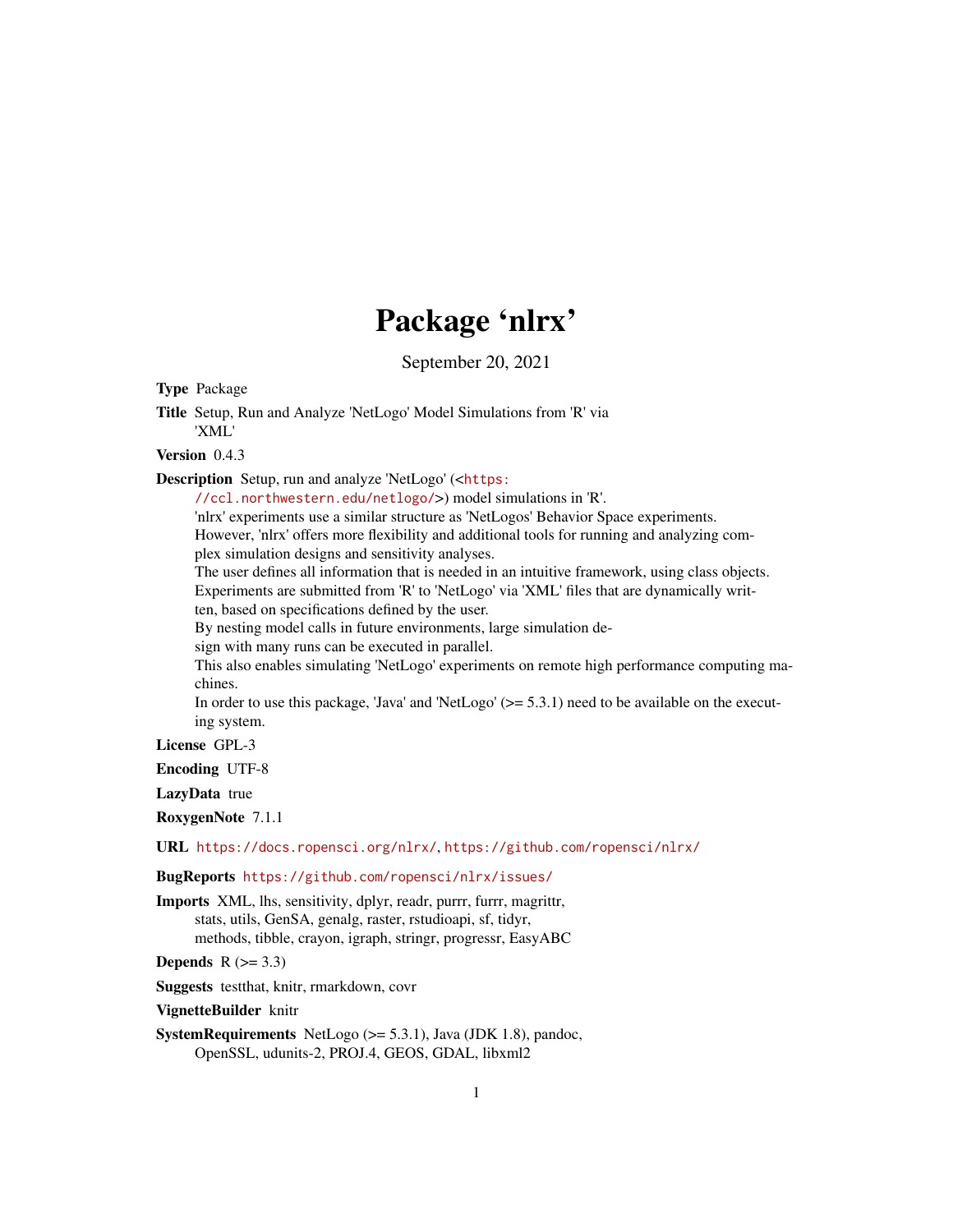# Package 'nlrx'

September 20, 2021

**Type** Package

**Title** Setup, Run and Analyze 'NetLogo' Model Simulations from 'R' via 'XML'

**Version** 0.4.3

**Description** Setup, run and analyze 'NetLogo' (<https://ccl.northwestern.edu/netlogo/>) model simulations in 'R'.
'nlrx' experiments use a similar structure as 'NetLogos' Behavior Space experiments.
However, 'nlrx' offers more flexibility and additional tools for running and analyzing complex simulation designs and sensitivity analyses.
The user defines all information that is needed in an intuitive framework, using class objects.
Experiments are submitted from 'R' to 'NetLogo' via 'XML' files that are dynamically written, based on specifications defined by the user.
By nesting model calls in future environments, large simulation design with many runs can be executed in parallel.
This also enables simulating 'NetLogo' experiments on remote high performance computing machines.
In order to use this package, 'Java' and 'NetLogo' (>= 5.3.1) need to be available on the executing system.

**License** GPL-3

**Encoding** UTF-8

**LazyData** true

**RoxygenNote** 7.1.1

**URL** https://docs.ropensci.org/nlrx/, https://github.com/ropensci/nlrx/

**BugReports** https://github.com/ropensci/nlrx/issues/

**Imports** XML, lhs, sensitivity, dplyr, readr, purrr, furrr, magrittr, stats, utils, GenSA, genalg, raster, rstudioapi, sf, tidyr, methods, tibble, crayon, igraph, stringr, progressr, EasyABC

**Depends** R (>= 3.3)

**Suggests** testthat, knitr, rmarkdown, covr

**VignetteBuilder** knitr

**SystemRequirements** NetLogo (>= 5.3.1), Java (JDK 1.8), pandoc, OpenSSL, udunits-2, PROJ.4, GEOS, GDAL, libxml2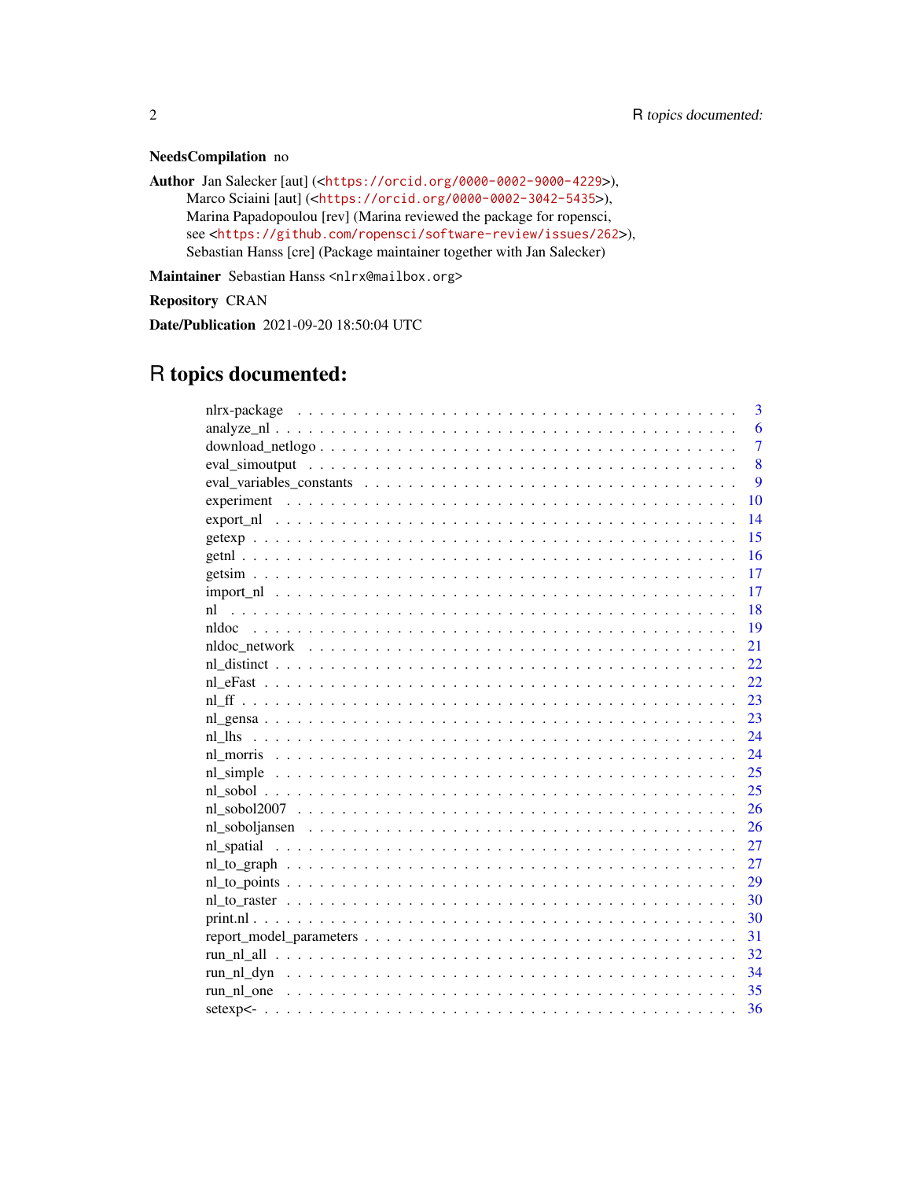**NeedsCompilation** no

**Author** Jan Salecker [aut] (<https://orcid.org/0000-0002-9000-4229>),
Marco Sciaini [aut] (<https://orcid.org/0000-0002-3042-5435>),
Marina Papadopoulou [rev] (Marina reviewed the package for ropensci,
see <https://github.com/ropensci/software-review/issues/262>),
Sebastian Hanss [cre] (Package maintainer together with Jan Salecker)

**Maintainer** Sebastian Hanss <nlrx@mailbox.org>

**Repository** CRAN

**Date/Publication** 2021-09-20 18:50:04 UTC

# R topics documented:

| | |
|---|---|
| nlrx-package | 3 |
| analyze_nl | 6 |
| download_netlogo | 7 |
| eval_simoutput | 8 |
| eval_variables_constants | 9 |
| experiment | 10 |
| export_nl | 14 |
| getexp | 15 |
| getnl | 16 |
| getsim | 17 |
| import_nl | 17 |
| nl | 18 |
| nldoc | 19 |
| nldoc_network | 21 |
| nl_distinct | 22 |
| nl_eFast | 22 |
| nl_ff | 23 |
| nl_gensa | 23 |
| nl_lhs | 24 |
| nl_morris | 24 |
| nl_simple | 25 |
| nl_sobol | 25 |
| nl_sobol2007 | 26 |
| nl_soboljansen | 26 |
| nl_spatial | 27 |
| nl_to_graph | 27 |
| nl_to_points | 29 |
| nl_to_raster | 30 |
| print.nl | 30 |
| report_model_parameters | 31 |
| run_nl_all | 32 |
| run_nl_dyn | 34 |
| run_nl_one | 35 |
| setexp<- | 36 |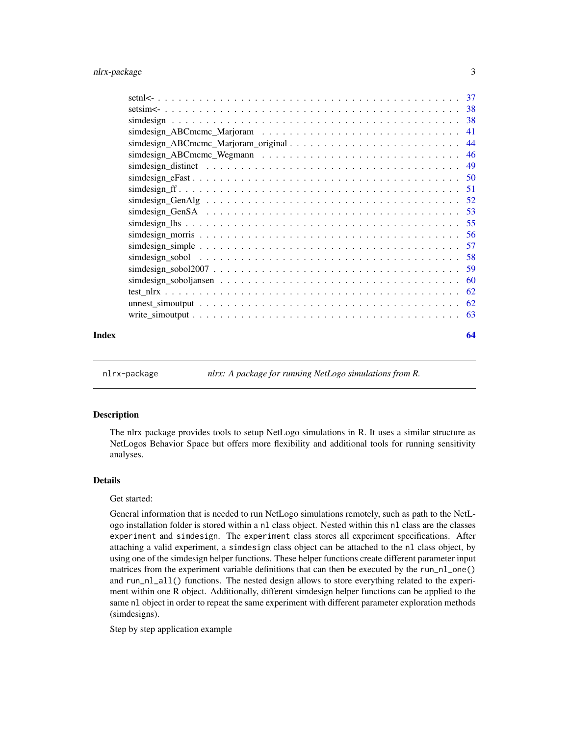setnl<- . . . . . . . . . . . . . . . . . . . . . . . . . . . . . . . . . . . . . . . . . 37
setsim<- . . . . . . . . . . . . . . . . . . . . . . . . . . . . . . . . . . . . . . . . . 38
simdesign . . . . . . . . . . . . . . . . . . . . . . . . . . . . . . . . . . . . . . . . . 38
simdesign_ABCmcmc_Marjoram . . . . . . . . . . . . . . . . . . . . . . . . . . . . 41
simdesign_ABCmcmc_Marjoram_original . . . . . . . . . . . . . . . . . . . . . . . . 44
simdesign_ABCmcmc_Wegmann . . . . . . . . . . . . . . . . . . . . . . . . . . . . 46
simdesign_distinct . . . . . . . . . . . . . . . . . . . . . . . . . . . . . . . . . . . 49
simdesign_eFast . . . . . . . . . . . . . . . . . . . . . . . . . . . . . . . . . . . . . 50
simdesign_ff . . . . . . . . . . . . . . . . . . . . . . . . . . . . . . . . . . . . . . . 51
simdesign_GenAlg . . . . . . . . . . . . . . . . . . . . . . . . . . . . . . . . . . . . 52
simdesign_GenSA . . . . . . . . . . . . . . . . . . . . . . . . . . . . . . . . . . . . 53
simdesign_lhs . . . . . . . . . . . . . . . . . . . . . . . . . . . . . . . . . . . . . . 55
simdesign_morris . . . . . . . . . . . . . . . . . . . . . . . . . . . . . . . . . . . . 56
simdesign_simple . . . . . . . . . . . . . . . . . . . . . . . . . . . . . . . . . . . . 57
simdesign_sobol . . . . . . . . . . . . . . . . . . . . . . . . . . . . . . . . . . . . . 58
simdesign_sobol2007 . . . . . . . . . . . . . . . . . . . . . . . . . . . . . . . . . . 59
simdesign_soboljansen . . . . . . . . . . . . . . . . . . . . . . . . . . . . . . . . . 60
test_nlrx . . . . . . . . . . . . . . . . . . . . . . . . . . . . . . . . . . . . . . . . . 62
unnest_simoutput . . . . . . . . . . . . . . . . . . . . . . . . . . . . . . . . . . . . 62
write_simoutput . . . . . . . . . . . . . . . . . . . . . . . . . . . . . . . . . . . . . 63

**Index** **64**

---

`nlrx-package` *nlrx: A package for running NetLogo simulations from R.*

---

### Description

The nlrx package provides tools to setup NetLogo simulations in R. It uses a similar structure as NetLogos Behavior Space but offers more flexibility and additional tools for running sensitivity analyses.

### Details

Get started:

General information that is needed to run NetLogo simulations remotely, such as path to the NetLogo installation folder is stored within a `nl` class object. Nested within this `nl` class are the classes `experiment` and `simdesign`. The `experiment` class stores all experiment specifications. After attaching a valid experiment, a `simdesign` class object can be attached to the `nl` class object, by using one of the simdesign helper functions. These helper functions create different parameter input matrices from the experiment variable definitions that can then be executed by the `run_nl_one()` and `run_nl_all()` functions. The nested design allows to store everything related to the experiment within one R object. Additionally, different simdesign helper functions can be applied to the same `nl` object in order to repeat the same experiment with different parameter exploration methods (simdesigns).

Step by step application example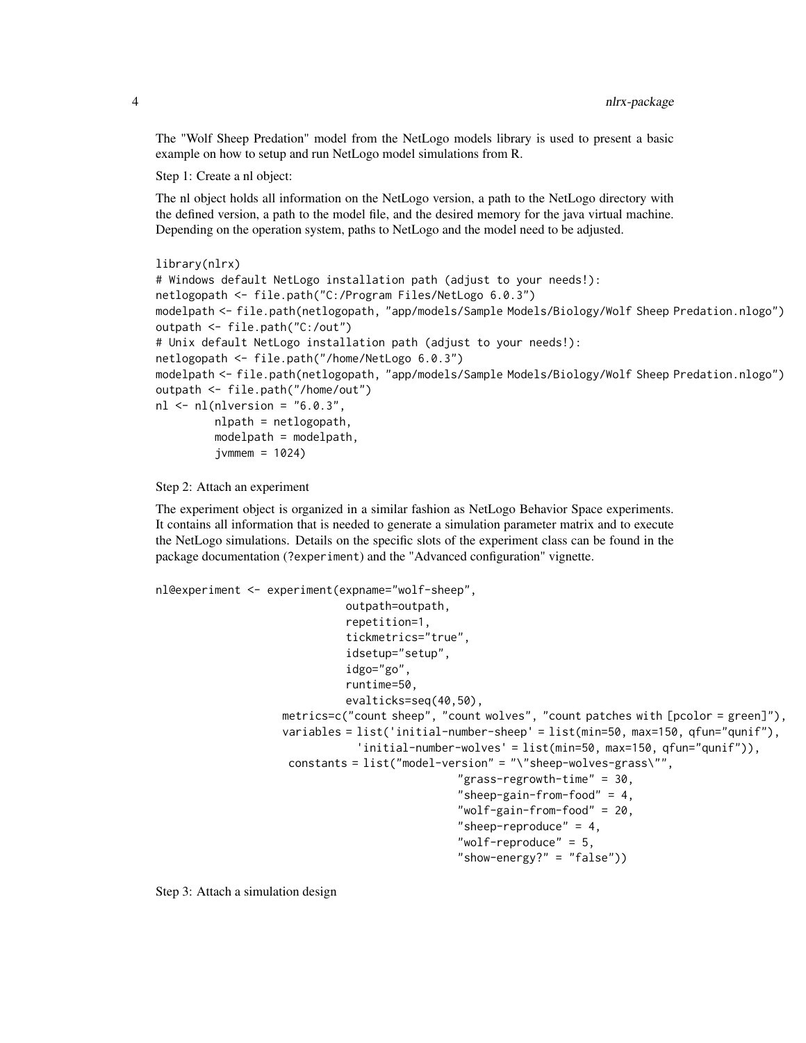The "Wolf Sheep Predation" model from the NetLogo models library is used to present a basic example on how to setup and run NetLogo model simulations from R.

Step 1: Create a nl object:

The nl object holds all information on the NetLogo version, a path to the NetLogo directory with the defined version, a path to the model file, and the desired memory for the java virtual machine. Depending on the operation system, paths to NetLogo and the model need to be adjusted.

```
library(nlrx)
# Windows default NetLogo installation path (adjust to your needs!):
netlogopath <- file.path("C:/Program Files/NetLogo 6.0.3")
modelpath <- file.path(netlogopath, "app/models/Sample Models/Biology/Wolf Sheep Predation.nlogo")
outpath <- file.path("C:/out")
# Unix default NetLogo installation path (adjust to your needs!):
netlogopath <- file.path("/home/NetLogo 6.0.3")
modelpath <- file.path(netlogopath, "app/models/Sample Models/Biology/Wolf Sheep Predation.nlogo")
outpath <- file.path("/home/out")
nl <- nl(nlversion = "6.0.3",
         nlpath = netlogopath,
         modelpath = modelpath,
         jvmmem = 1024)
```

Step 2: Attach an experiment

The experiment object is organized in a similar fashion as NetLogo Behavior Space experiments. It contains all information that is needed to generate a simulation parameter matrix and to execute the NetLogo simulations. Details on the specific slots of the experiment class can be found in the package documentation (?experiment) and the "Advanced configuration" vignette.

```
nl@experiment <- experiment(expname="wolf-sheep",
                            outpath=outpath,
                            repetition=1,
                            tickmetrics="true",
                            idsetup="setup",
                            idgo="go",
                            runtime=50,
                            evalticks=seq(40,50),
                  metrics=c("count sheep", "count wolves", "count patches with [pcolor = green]"),
                  variables = list('initial-number-sheep' = list(min=50, max=150, qfun="qunif"),
                               'initial-number-wolves' = list(min=50, max=150, qfun="qunif")),
                   constants = list("model-version" = "\"sheep-wolves-grass\"",
                                    "grass-regrowth-time" = 30,
                                    "sheep-gain-from-food" = 4,
                                    "wolf-gain-from-food" = 20,
                                    "sheep-reproduce" = 4,
                                    "wolf-reproduce" = 5,
                                    "show-energy?" = "false"))
```

Step 3: Attach a simulation design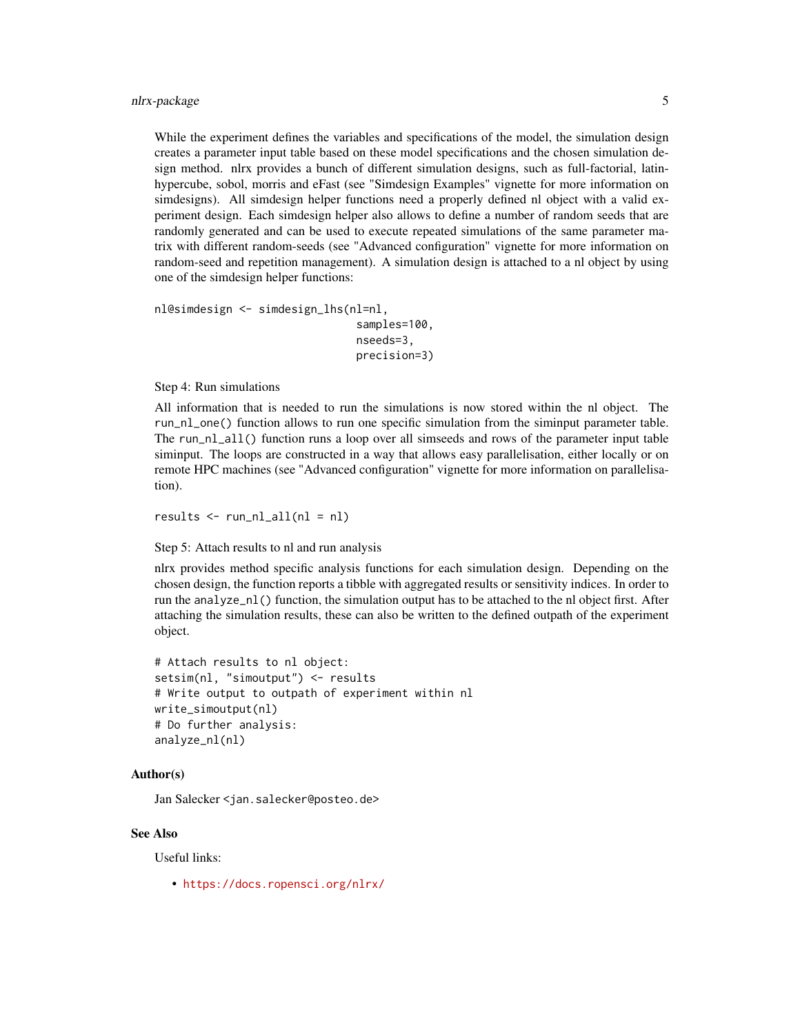While the experiment defines the variables and specifications of the model, the simulation design creates a parameter input table based on these model specifications and the chosen simulation design method. nlrx provides a bunch of different simulation designs, such as full-factorial, latin-hypercube, sobol, morris and eFast (see "Simdesign Examples" vignette for more information on simdesigns). All simdesign helper functions need a properly defined nl object with a valid experiment design. Each simdesign helper also allows to define a number of random seeds that are randomly generated and can be used to execute repeated simulations of the same parameter matrix with different random-seeds (see "Advanced configuration" vignette for more information on random-seed and repetition management). A simulation design is attached to a nl object by using one of the simdesign helper functions:

```
nl@simdesign <- simdesign_lhs(nl=nl,
                               samples=100,
                               nseeds=3,
                               precision=3)
```

Step 4: Run simulations

All information that is needed to run the simulations is now stored within the nl object. The `run_nl_one()` function allows to run one specific simulation from the siminput parameter table. The `run_nl_all()` function runs a loop over all simseeds and rows of the parameter input table siminput. The loops are constructed in a way that allows easy parallelisation, either locally or on remote HPC machines (see "Advanced configuration" vignette for more information on parallelisation).

```
results <- run_nl_all(nl = nl)
```

Step 5: Attach results to nl and run analysis

nlrx provides method specific analysis functions for each simulation design. Depending on the chosen design, the function reports a tibble with aggregated results or sensitivity indices. In order to run the `analyze_nl()` function, the simulation output has to be attached to the nl object first. After attaching the simulation results, these can also be written to the defined outpath of the experiment object.

```
# Attach results to nl object:
setsim(nl, "simoutput") <- results
# Write output to outpath of experiment within nl
write_simoutput(nl)
# Do further analysis:
analyze_nl(nl)
```

## Author(s)

Jan Salecker <jan.salecker@posteo.de>

## See Also

Useful links:

- https://docs.ropensci.org/nlrx/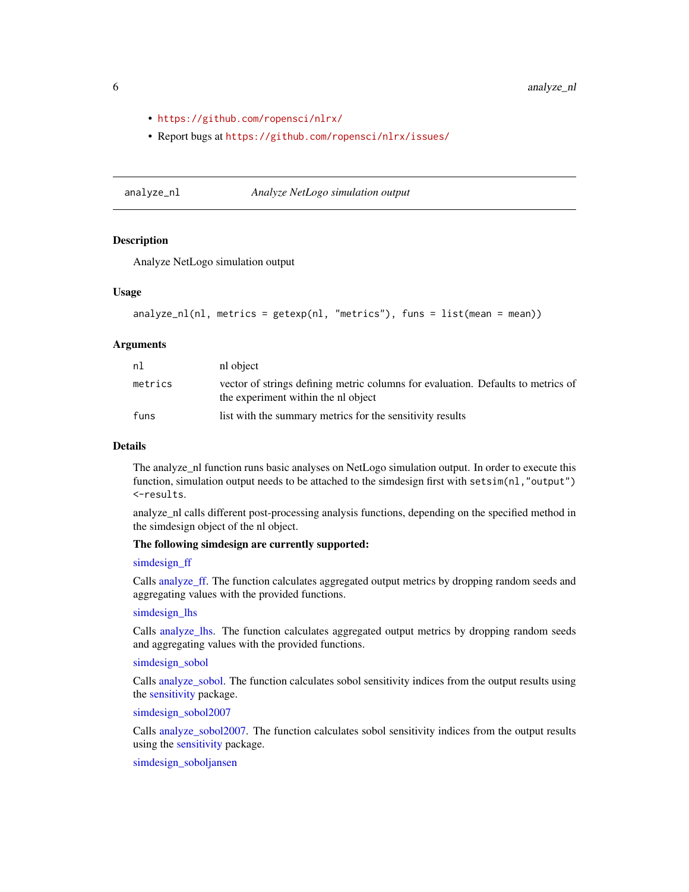- https://github.com/ropensci/nlrx/
- Report bugs at https://github.com/ropensci/nlrx/issues/

## analyze_nl — *Analyze NetLogo simulation output*

### Description

Analyze NetLogo simulation output

### Usage

```
analyze_nl(nl, metrics = getexp(nl, "metrics"), funs = list(mean = mean))
```

### Arguments

| | |
|---|---|
| `nl` | nl object |
| `metrics` | vector of strings defining metric columns for evaluation. Defaults to metrics of the experiment within the nl object |
| `funs` | list with the summary metrics for the sensitivity results |

### Details

The analyze_nl function runs basic analyses on NetLogo simulation output. In order to execute this function, simulation output needs to be attached to the simdesign first with `setsim(nl,"output") <-results`.

analyze_nl calls different post-processing analysis functions, depending on the specified method in the simdesign object of the nl object.

**The following simdesign are currently supported:**

simdesign_ff

Calls analyze_ff. The function calculates aggregated output metrics by dropping random seeds and aggregating values with the provided functions.

simdesign_lhs

Calls analyze_lhs. The function calculates aggregated output metrics by dropping random seeds and aggregating values with the provided functions.

simdesign_sobol

Calls analyze_sobol. The function calculates sobol sensitivity indices from the output results using the sensitivity package.

simdesign_sobol2007

Calls analyze_sobol2007. The function calculates sobol sensitivity indices from the output results using the sensitivity package.

simdesign_soboljansen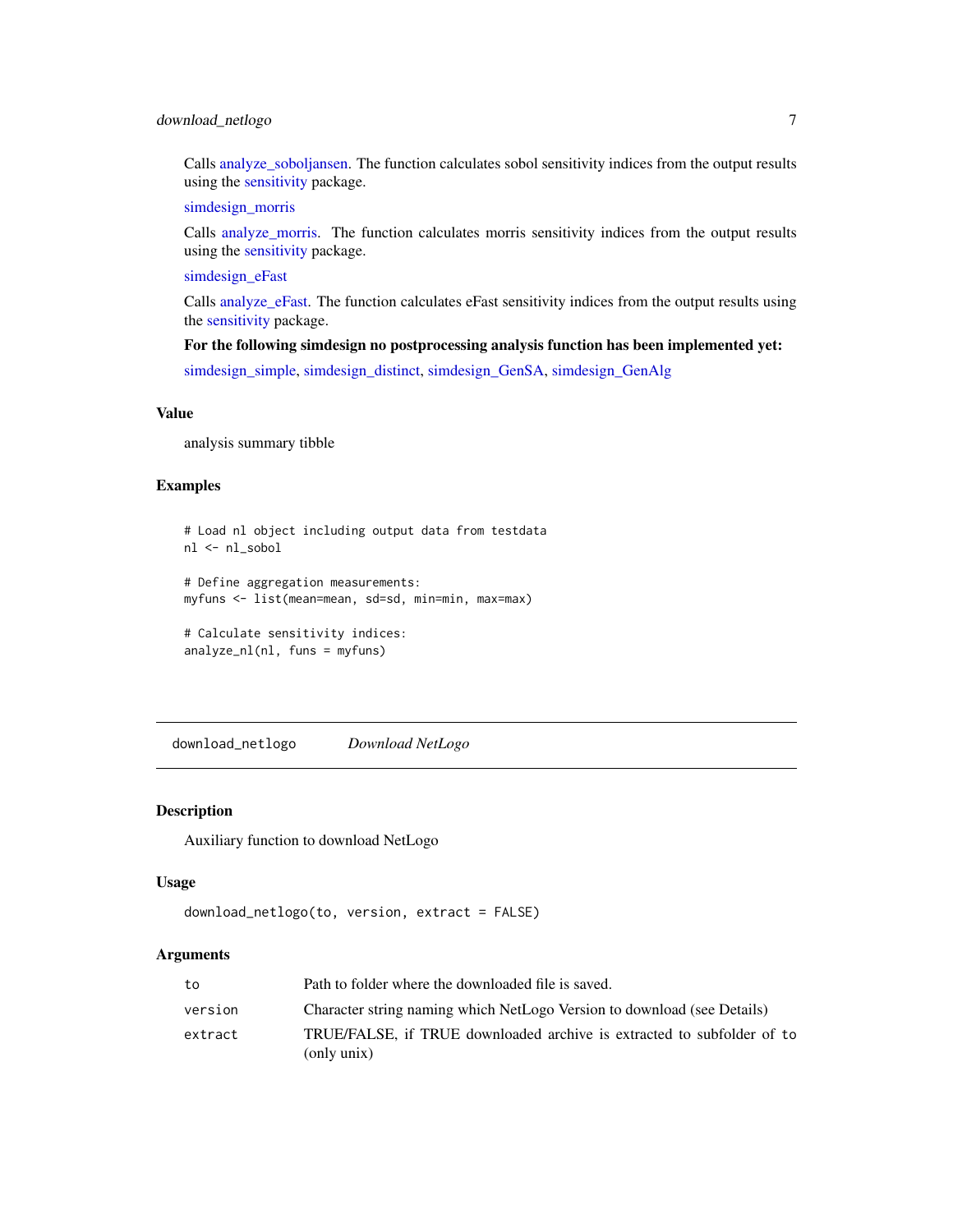Calls analyze_soboljansen. The function calculates sobol sensitivity indices from the output results using the sensitivity package.

simdesign_morris

Calls analyze_morris. The function calculates morris sensitivity indices from the output results using the sensitivity package.

simdesign_eFast

Calls analyze_eFast. The function calculates eFast sensitivity indices from the output results using the sensitivity package.

**For the following simdesign no postprocessing analysis function has been implemented yet:**

simdesign_simple, simdesign_distinct, simdesign_GenSA, simdesign_GenAlg

### Value

analysis summary tibble

### Examples

```
# Load nl object including output data from testdata
nl <- nl_sobol

# Define aggregation measurements:
myfuns <- list(mean=mean, sd=sd, min=min, max=max)

# Calculate sensitivity indices:
analyze_nl(nl, funs = myfuns)
```

---

## download_netlogo *Download NetLogo*

### Description

Auxiliary function to download NetLogo

### Usage

```
download_netlogo(to, version, extract = FALSE)
```

### Arguments

| | |
|---|---|
| to | Path to folder where the downloaded file is saved. |
| version | Character string naming which NetLogo Version to download (see Details) |
| extract | TRUE/FALSE, if TRUE downloaded archive is extracted to subfolder of `to` (only unix) |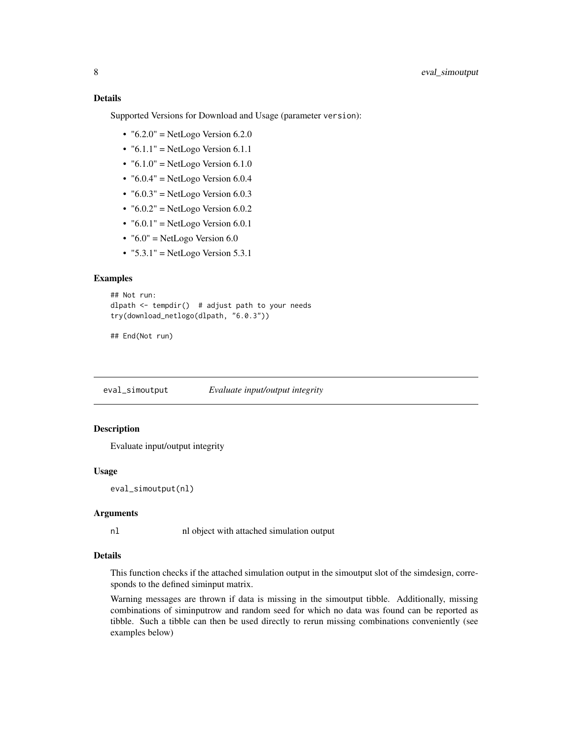### Details

Supported Versions for Download and Usage (parameter `version`):

- "6.2.0" = NetLogo Version 6.2.0
- "6.1.1" = NetLogo Version 6.1.1
- "6.1.0" = NetLogo Version 6.1.0
- "6.0.4" = NetLogo Version 6.0.4
- "6.0.3" = NetLogo Version 6.0.3
- "6.0.2" = NetLogo Version 6.0.2
- "6.0.1" = NetLogo Version 6.0.1
- "6.0" = NetLogo Version 6.0
- "5.3.1" = NetLogo Version 5.3.1

### Examples

```
## Not run:
dlpath <- tempdir()  # adjust path to your needs
try(download_netlogo(dlpath, "6.0.3"))

## End(Not run)
```

---

## eval_simoutput    *Evaluate input/output integrity*

### Description

Evaluate input/output integrity

### Usage

```
eval_simoutput(nl)
```

### Arguments

| | |
|---|---|
| nl | nl object with attached simulation output |

### Details

This function checks if the attached simulation output in the simoutput slot of the simdesign, corresponds to the defined siminput matrix.

Warning messages are thrown if data is missing in the simoutput tibble. Additionally, missing combinations of siminputrow and random seed for which no data was found can be reported as tibble. Such a tibble can then be used directly to rerun missing combinations conveniently (see examples below)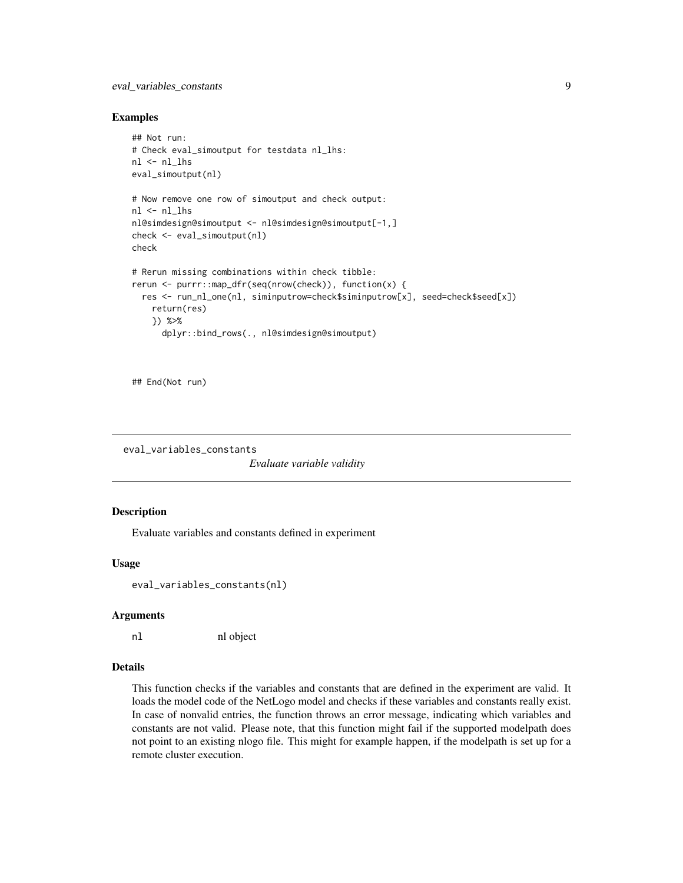## Examples

```
## Not run:
# Check eval_simoutput for testdata nl_lhs:
nl <- nl_lhs
eval_simoutput(nl)

# Now remove one row of simoutput and check output:
nl <- nl_lhs
nl@simdesign@simoutput <- nl@simdesign@simoutput[-1,]
check <- eval_simoutput(nl)
check

# Rerun missing combinations within check tibble:
rerun <- purrr::map_dfr(seq(nrow(check)), function(x) {
  res <- run_nl_one(nl, siminputrow=check$siminputrow[x], seed=check$seed[x])
    return(res)
    }) %>%
      dplyr::bind_rows(., nl@simdesign@simoutput)


## End(Not run)
```

---

# eval_variables_constants

*Evaluate variable validity*

## Description

Evaluate variables and constants defined in experiment

## Usage

```
eval_variables_constants(nl)
```

## Arguments

| | |
|---|---|
| nl | nl object |

## Details

This function checks if the variables and constants that are defined in the experiment are valid. It loads the model code of the NetLogo model and checks if these variables and constants really exist. In case of nonvalid entries, the function throws an error message, indicating which variables and constants are not valid. Please note, that this function might fail if the supported modelpath does not point to an existing nlogo file. This might for example happen, if the modelpath is set up for a remote cluster execution.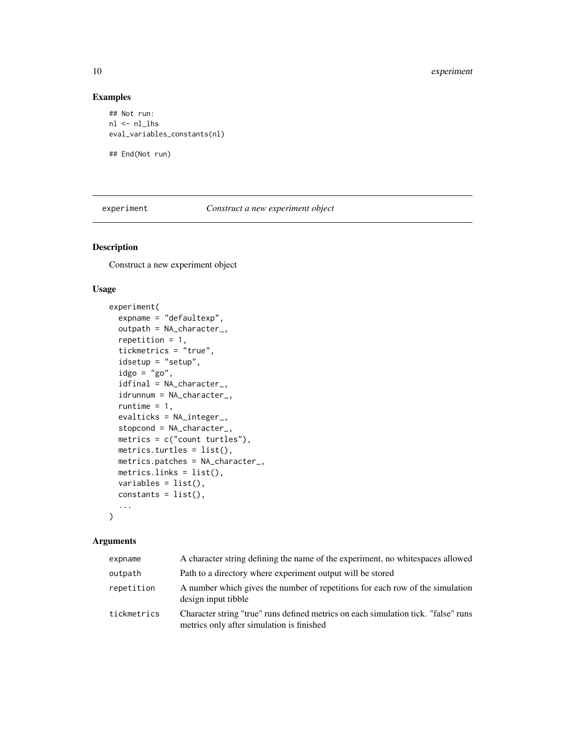## Examples

```
## Not run:
nl <- nl_lhs
eval_variables_constants(nl)

## End(Not run)
```

---

# experiment — *Construct a new experiment object*

## Description

Construct a new experiment object

## Usage

```
experiment(
  expname = "defaultexp",
  outpath = NA_character_,
  repetition = 1,
  tickmetrics = "true",
  idsetup = "setup",
  idgo = "go",
  idfinal = NA_character_,
  idrunnum = NA_character_,
  runtime = 1,
  evalticks = NA_integer_,
  stopcond = NA_character_,
  metrics = c("count turtles"),
  metrics.turtles = list(),
  metrics.patches = NA_character_,
  metrics.links = list(),
  variables = list(),
  constants = list(),
  ...
)
```

## Arguments

| | |
|---|---|
| `expname` | A character string defining the name of the experiment, no whitespaces allowed |
| `outpath` | Path to a directory where experiment output will be stored |
| `repetition` | A number which gives the number of repetitions for each row of the simulation design input tibble |
| `tickmetrics` | Character string "true" runs defined metrics on each simulation tick. "false" runs metrics only after simulation is finished |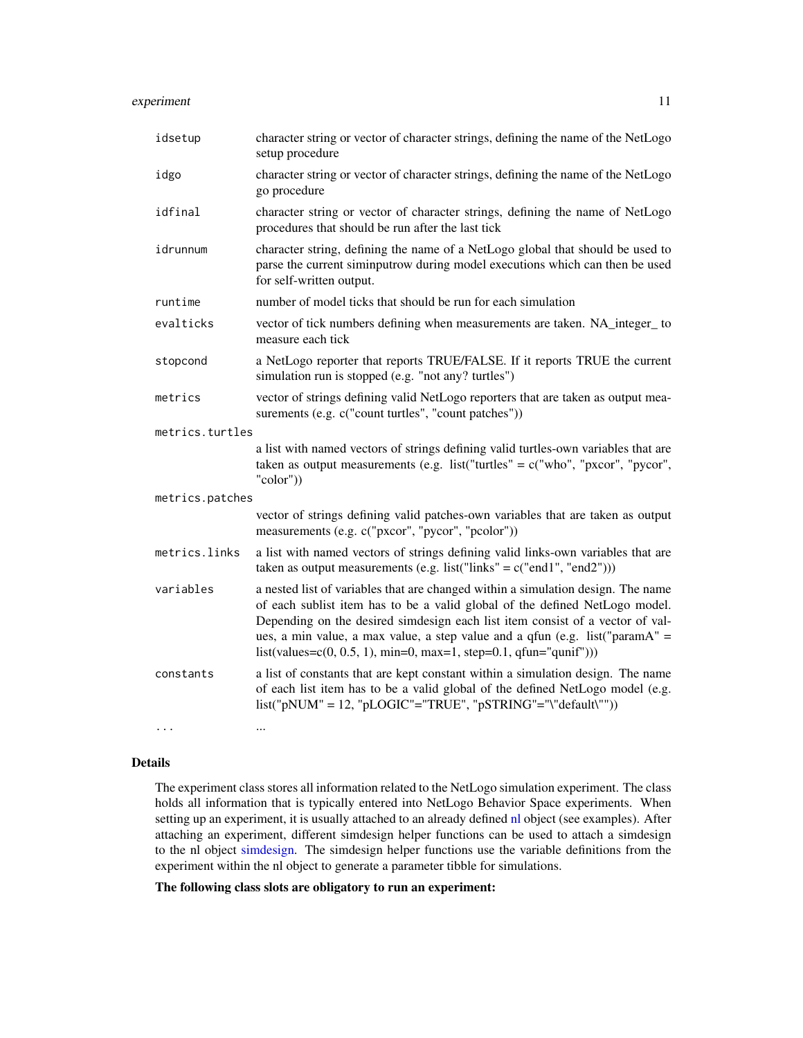| | |
|---|---|
| `idsetup` | character string or vector of character strings, defining the name of the NetLogo setup procedure |
| `idgo` | character string or vector of character strings, defining the name of the NetLogo go procedure |
| `idfinal` | character string or vector of character strings, defining the name of NetLogo procedures that should be run after the last tick |
| `idrunnum` | character string, defining the name of a NetLogo global that should be used to parse the current siminputrow during model executions which can then be used for self-written output. |
| `runtime` | number of model ticks that should be run for each simulation |
| `evalticks` | vector of tick numbers defining when measurements are taken. NA_integer_ to measure each tick |
| `stopcond` | a NetLogo reporter that reports TRUE/FALSE. If it reports TRUE the current simulation run is stopped (e.g. "not any? turtles") |
| `metrics` | vector of strings defining valid NetLogo reporters that are taken as output measurements (e.g. c("count turtles", "count patches")) |
| `metrics.turtles` | a list with named vectors of strings defining valid turtles-own variables that are taken as output measurements (e.g. list("turtles" = c("who", "pxcor", "pycor", "color")) |
| `metrics.patches` | vector of strings defining valid patches-own variables that are taken as output measurements (e.g. c("pxcor", "pycor", "pcolor")) |
| `metrics.links` | a list with named vectors of strings defining valid links-own variables that are taken as output measurements (e.g. list("links" = c("end1", "end2"))) |
| `variables` | a nested list of variables that are changed within a simulation design. The name of each sublist item has to be a valid global of the defined NetLogo model. Depending on the desired simdesign each list item consist of a vector of values, a min value, a max value, a step value and a qfun (e.g. list("paramA" = list(values=c(0, 0.5, 1), min=0, max=1, step=0.1, qfun="qunif"))) |
| `constants` | a list of constants that are kept constant within a simulation design. The name of each list item has to be a valid global of the defined NetLogo model (e.g. list("pNUM" = 12, "pLOGIC"="TRUE", "pSTRING"="\"default\"")) |
| `...` | ... |

## Details

The experiment class stores all information related to the NetLogo simulation experiment. The class holds all information that is typically entered into NetLogo Behavior Space experiments. When setting up an experiment, it is usually attached to an already defined nl object (see examples). After attaching an experiment, different simdesign helper functions can be used to attach a simdesign to the nl object simdesign. The simdesign helper functions use the variable definitions from the experiment within the nl object to generate a parameter tibble for simulations.

**The following class slots are obligatory to run an experiment:**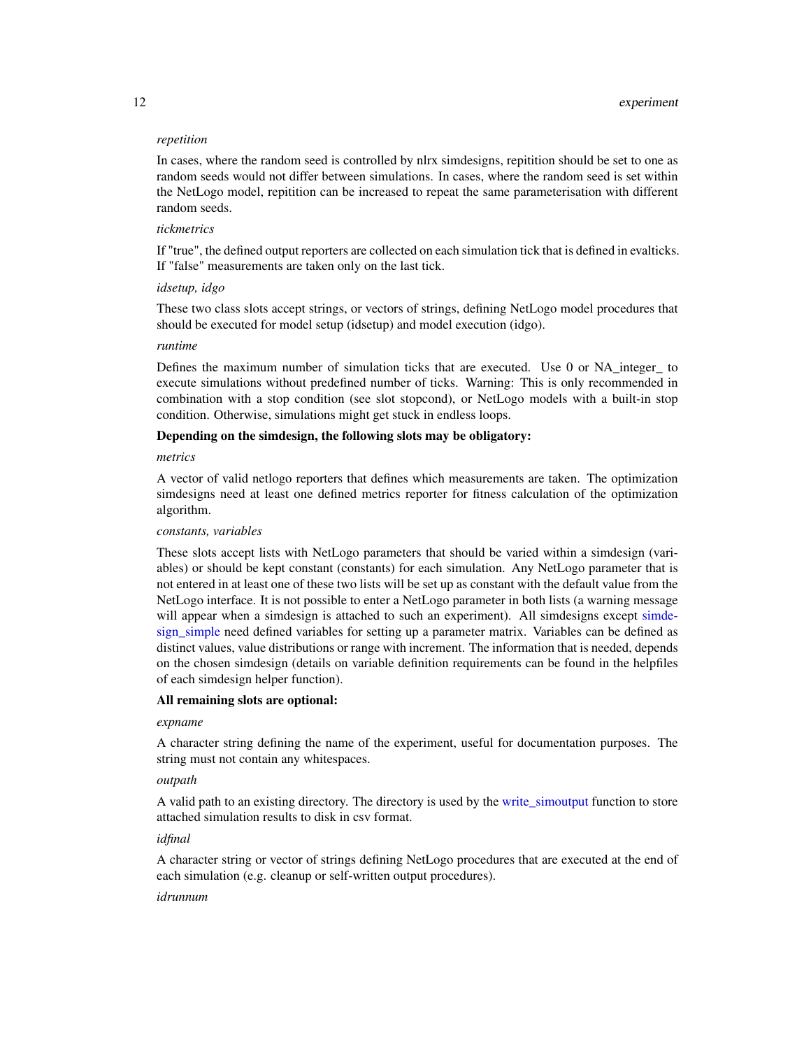*repetition*

In cases, where the random seed is controlled by nlrx simdesigns, repitition should be set to one as random seeds would not differ between simulations. In cases, where the random seed is set within the NetLogo model, repitition can be increased to repeat the same parameterisation with different random seeds.

*tickmetrics*

If "true", the defined output reporters are collected on each simulation tick that is defined in evalticks. If "false" measurements are taken only on the last tick.

*idsetup, idgo*

These two class slots accept strings, or vectors of strings, defining NetLogo model procedures that should be executed for model setup (idsetup) and model execution (idgo).

*runtime*

Defines the maximum number of simulation ticks that are executed. Use 0 or NA_integer_ to execute simulations without predefined number of ticks. Warning: This is only recommended in combination with a stop condition (see slot stopcond), or NetLogo models with a built-in stop condition. Otherwise, simulations might get stuck in endless loops.

**Depending on the simdesign, the following slots may be obligatory:**

*metrics*

A vector of valid netlogo reporters that defines which measurements are taken. The optimization simdesigns need at least one defined metrics reporter for fitness calculation of the optimization algorithm.

*constants, variables*

These slots accept lists with NetLogo parameters that should be varied within a simdesign (variables) or should be kept constant (constants) for each simulation. Any NetLogo parameter that is not entered in at least one of these two lists will be set up as constant with the default value from the NetLogo interface. It is not possible to enter a NetLogo parameter in both lists (a warning message will appear when a simdesign is attached to such an experiment). All simdesigns except simdesign_simple need defined variables for setting up a parameter matrix. Variables can be defined as distinct values, value distributions or range with increment. The information that is needed, depends on the chosen simdesign (details on variable definition requirements can be found in the helpfiles of each simdesign helper function).

**All remaining slots are optional:**

*expname*

A character string defining the name of the experiment, useful for documentation purposes. The string must not contain any whitespaces.

*outpath*

A valid path to an existing directory. The directory is used by the write_simoutput function to store attached simulation results to disk in csv format.

*idfinal*

A character string or vector of strings defining NetLogo procedures that are executed at the end of each simulation (e.g. cleanup or self-written output procedures).

*idrunnum*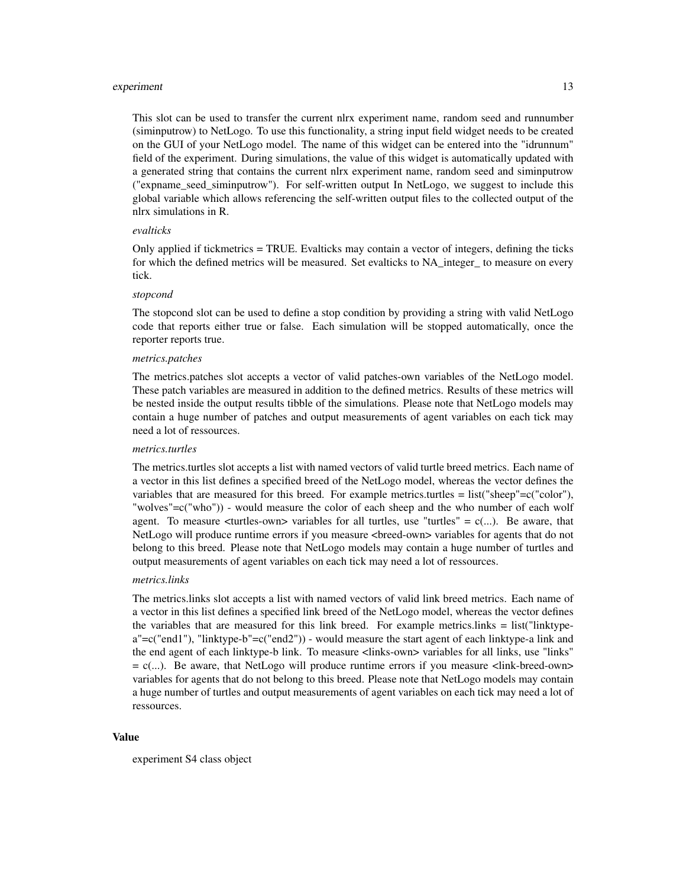This slot can be used to transfer the current nlrx experiment name, random seed and runnumber (siminputrow) to NetLogo. To use this functionality, a string input field widget needs to be created on the GUI of your NetLogo model. The name of this widget can be entered into the "idrunnum" field of the experiment. During simulations, the value of this widget is automatically updated with a generated string that contains the current nlrx experiment name, random seed and siminputrow ("expname_seed_siminputrow"). For self-written output In NetLogo, we suggest to include this global variable which allows referencing the self-written output files to the collected output of the nlrx simulations in R.

*evalticks*

Only applied if tickmetrics = TRUE. Evalticks may contain a vector of integers, defining the ticks for which the defined metrics will be measured. Set evalticks to NA_integer_ to measure on every tick.

*stopcond*

The stopcond slot can be used to define a stop condition by providing a string with valid NetLogo code that reports either true or false. Each simulation will be stopped automatically, once the reporter reports true.

*metrics.patches*

The metrics.patches slot accepts a vector of valid patches-own variables of the NetLogo model. These patch variables are measured in addition to the defined metrics. Results of these metrics will be nested inside the output results tibble of the simulations. Please note that NetLogo models may contain a huge number of patches and output measurements of agent variables on each tick may need a lot of ressources.

*metrics.turtles*

The metrics.turtles slot accepts a list with named vectors of valid turtle breed metrics. Each name of a vector in this list defines a specified breed of the NetLogo model, whereas the vector defines the variables that are measured for this breed. For example metrics.turtles = list("sheep"=c("color"), "wolves"=c("who")) - would measure the color of each sheep and the who number of each wolf agent. To measure <turtles-own> variables for all turtles, use "turtles" = c(...). Be aware, that NetLogo will produce runtime errors if you measure <breed-own> variables for agents that do not belong to this breed. Please note that NetLogo models may contain a huge number of turtles and output measurements of agent variables on each tick may need a lot of ressources.

*metrics.links*

The metrics.links slot accepts a list with named vectors of valid link breed metrics. Each name of a vector in this list defines a specified link breed of the NetLogo model, whereas the vector defines the variables that are measured for this link breed. For example metrics.links = list("linktype-a"=c("end1"), "linktype-b"=c("end2")) - would measure the start agent of each linktype-a link and the end agent of each linktype-b link. To measure <links-own> variables for all links, use "links" = c(...). Be aware, that NetLogo will produce runtime errors if you measure <link-breed-own> variables for agents that do not belong to this breed. Please note that NetLogo models may contain a huge number of turtles and output measurements of agent variables on each tick may need a lot of ressources.

## Value

experiment S4 class object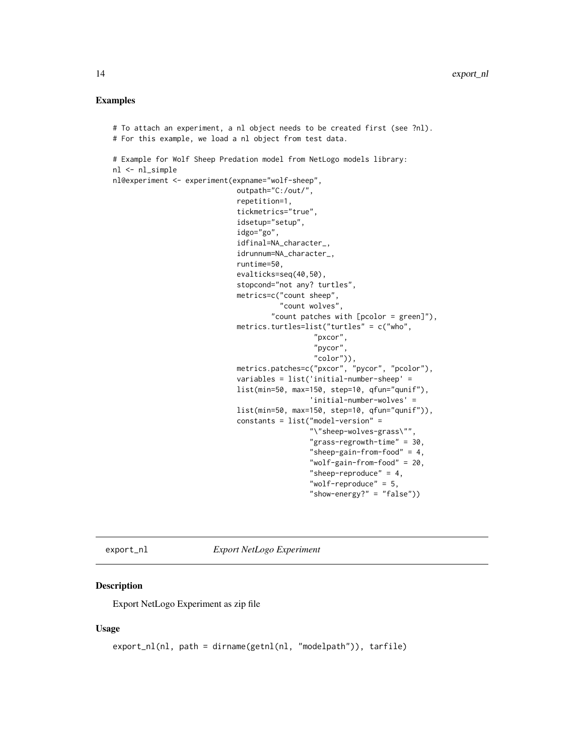## Examples

```
# To attach an experiment, a nl object needs to be created first (see ?nl).
# For this example, we load a nl object from test data.

# Example for Wolf Sheep Predation model from NetLogo models library:
nl <- nl_simple
nl@experiment <- experiment(expname="wolf-sheep",
                            outpath="C:/out/",
                            repetition=1,
                            tickmetrics="true",
                            idsetup="setup",
                            idgo="go",
                            idfinal=NA_character_,
                            idrunnum=NA_character_,
                            runtime=50,
                            evalticks=seq(40,50),
                            stopcond="not any? turtles",
                            metrics=c("count sheep",
                                      "count wolves",
                                    "count patches with [pcolor = green]"),
                            metrics.turtles=list("turtles" = c("who",
                                                 "pxcor",
                                                 "pycor",
                                                 "color")),
                            metrics.patches=c("pxcor", "pycor", "pcolor"),
                            variables = list('initial-number-sheep' =
                            list(min=50, max=150, step=10, qfun="qunif"),
                                             'initial-number-wolves' =
                            list(min=50, max=150, step=10, qfun="qunif")),
                            constants = list("model-version" =
                                             "\"sheep-wolves-grass\"",
                                             "grass-regrowth-time" = 30,
                                             "sheep-gain-from-food" = 4,
                                             "wolf-gain-from-food" = 20,
                                             "sheep-reproduce" = 4,
                                             "wolf-reproduce" = 5,
                                             "show-energy?" = "false"))
```

---

export_nl *Export NetLogo Experiment*

---

## Description

Export NetLogo Experiment as zip file

## Usage

```
export_nl(nl, path = dirname(getnl(nl, "modelpath")), tarfile)
```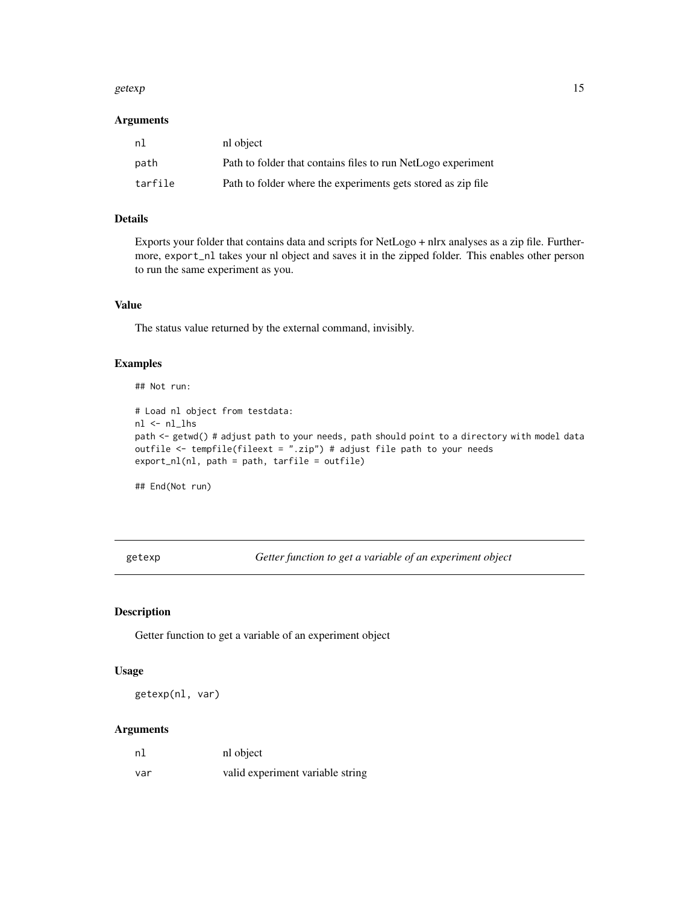### Arguments

| | |
|---|---|
| nl | nl object |
| path | Path to folder that contains files to run NetLogo experiment |
| tarfile | Path to folder where the experiments gets stored as zip file |

### Details

Exports your folder that contains data and scripts for NetLogo + nlrx analyses as a zip file. Furthermore, `export_nl` takes your nl object and saves it in the zipped folder. This enables other person to run the same experiment as you.

### Value

The status value returned by the external command, invisibly.

### Examples

```
## Not run:

# Load nl object from testdata:
nl <- nl_lhs
path <- getwd() # adjust path to your needs, path should point to a directory with model data
outfile <- tempfile(fileext = ".zip") # adjust file path to your needs
export_nl(nl, path = path, tarfile = outfile)

## End(Not run)
```

---

## getexp — *Getter function to get a variable of an experiment object*

### Description

Getter function to get a variable of an experiment object

### Usage

```
getexp(nl, var)
```

### Arguments

| | |
|---|---|
| nl | nl object |
| var | valid experiment variable string |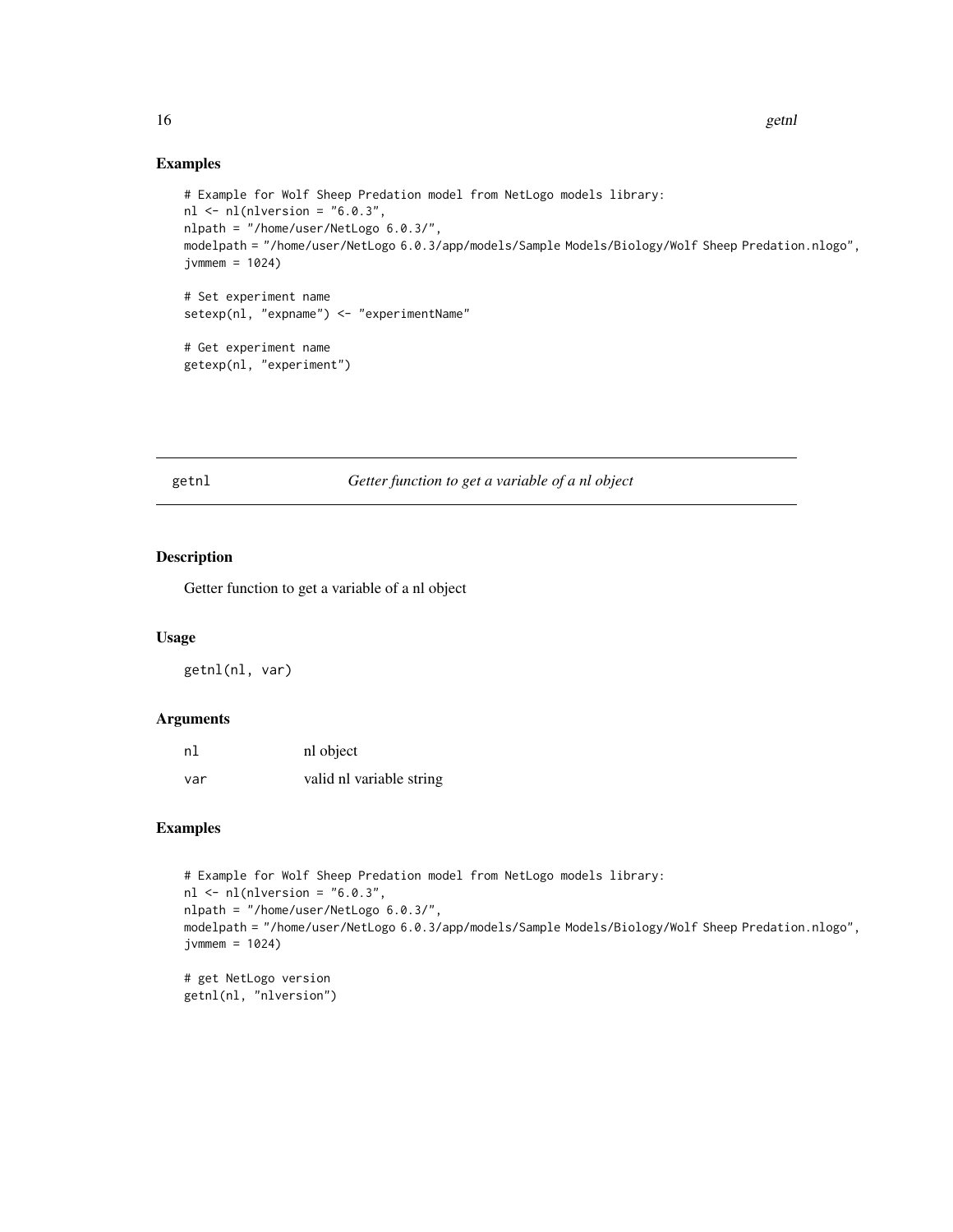## Examples

```
# Example for Wolf Sheep Predation model from NetLogo models library:
nl <- nl(nlversion = "6.0.3",
nlpath = "/home/user/NetLogo 6.0.3/",
modelpath = "/home/user/NetLogo 6.0.3/app/models/Sample Models/Biology/Wolf Sheep Predation.nlogo",
jvmmem = 1024)

# Set experiment name
setexp(nl, "expname") <- "experimentName"

# Get experiment name
getexp(nl, "experiment")
```

---

# getnl — *Getter function to get a variable of a nl object*

## Description

Getter function to get a variable of a nl object

## Usage

```
getnl(nl, var)
```

## Arguments

| | |
|---|---|
| nl | nl object |
| var | valid nl variable string |

## Examples

```
# Example for Wolf Sheep Predation model from NetLogo models library:
nl <- nl(nlversion = "6.0.3",
nlpath = "/home/user/NetLogo 6.0.3/",
modelpath = "/home/user/NetLogo 6.0.3/app/models/Sample Models/Biology/Wolf Sheep Predation.nlogo",
jvmmem = 1024)

# get NetLogo version
getnl(nl, "nlversion")
```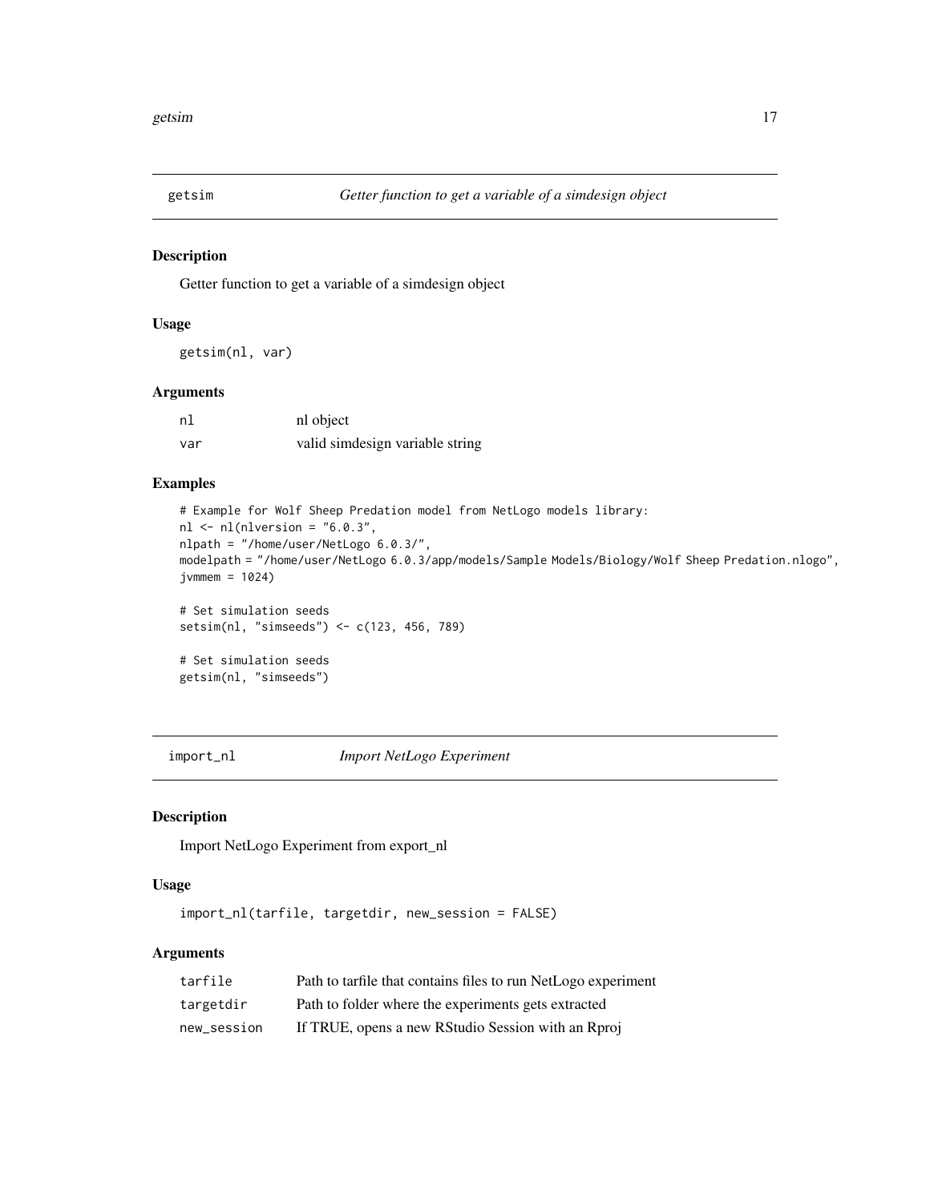## getsim

*Getter function to get a variable of a simdesign object*

### Description

Getter function to get a variable of a simdesign object

### Usage

```
getsim(nl, var)
```

### Arguments

| | |
|---|---|
| `nl` | nl object |
| `var` | valid simdesign variable string |

### Examples

```
# Example for Wolf Sheep Predation model from NetLogo models library:
nl <- nl(nlversion = "6.0.3",
nlpath = "/home/user/NetLogo 6.0.3/",
modelpath = "/home/user/NetLogo 6.0.3/app/models/Sample Models/Biology/Wolf Sheep Predation.nlogo",
jvmmem = 1024)

# Set simulation seeds
setsim(nl, "simseeds") <- c(123, 456, 789)

# Set simulation seeds
getsim(nl, "simseeds")
```

## import_nl

*Import NetLogo Experiment*

### Description

Import NetLogo Experiment from export_nl

### Usage

```
import_nl(tarfile, targetdir, new_session = FALSE)
```

### Arguments

| | |
|---|---|
| `tarfile` | Path to tarfile that contains files to run NetLogo experiment |
| `targetdir` | Path to folder where the experiments gets extracted |
| `new_session` | If TRUE, opens a new RStudio Session with an Rproj |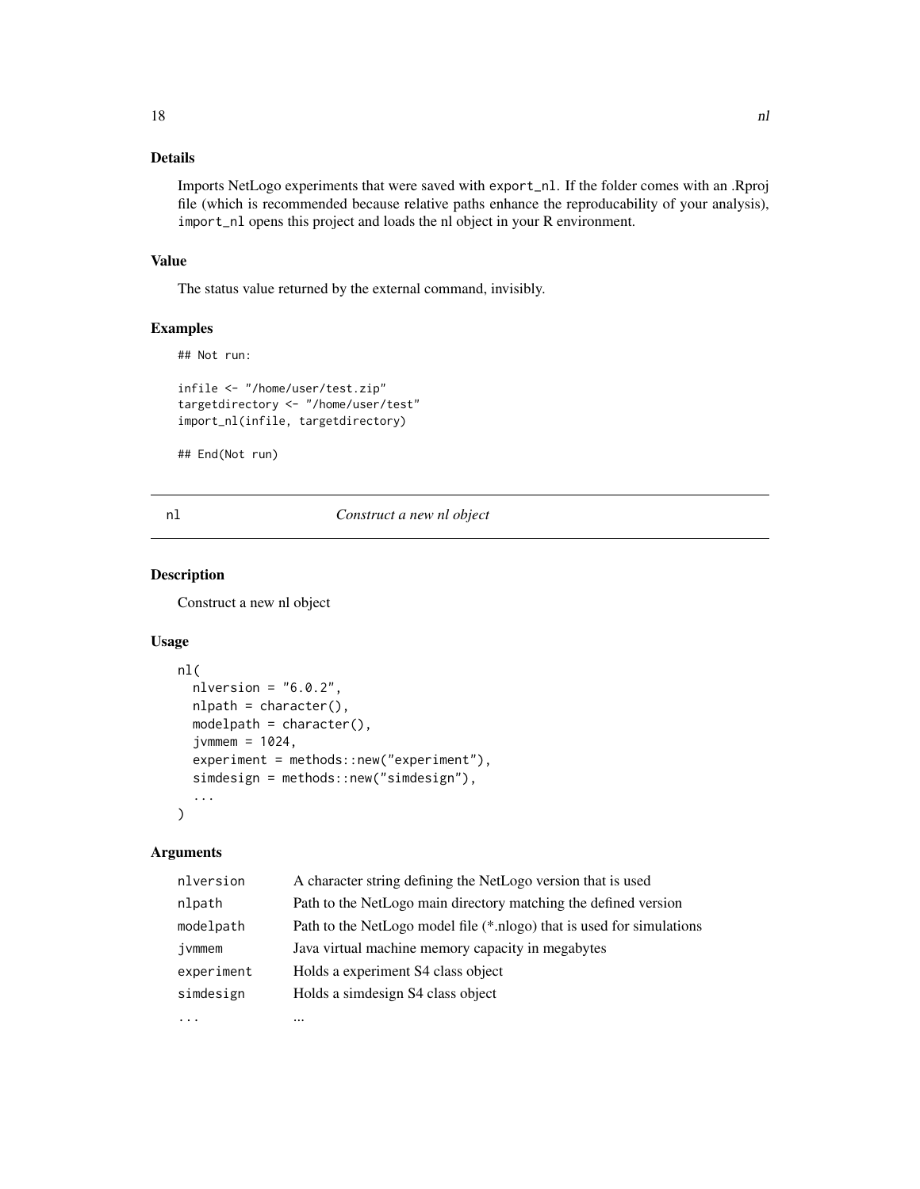### Details

Imports NetLogo experiments that were saved with `export_nl`. If the folder comes with an .Rproj file (which is recommended because relative paths enhance the reproducability of your analysis), `import_nl` opens this project and loads the nl object in your R environment.

### Value

The status value returned by the external command, invisibly.

### Examples

```
## Not run:

infile <- "/home/user/test.zip"
targetdirectory <- "/home/user/test"
import_nl(infile, targetdirectory)

## End(Not run)
```

---

## nl — *Construct a new nl object*

---

### Description

Construct a new nl object

### Usage

```
nl(
  nlversion = "6.0.2",
  nlpath = character(),
  modelpath = character(),
  jvmmem = 1024,
  experiment = methods::new("experiment"),
  simdesign = methods::new("simdesign"),
  ...
)
```

### Arguments

| | |
|---|---|
| `nlversion` | A character string defining the NetLogo version that is used |
| `nlpath` | Path to the NetLogo main directory matching the defined version |
| `modelpath` | Path to the NetLogo model file (*.nlogo) that is used for simulations |
| `jvmmem` | Java virtual machine memory capacity in megabytes |
| `experiment` | Holds a experiment S4 class object |
| `simdesign` | Holds a simdesign S4 class object |
| `...` | ... |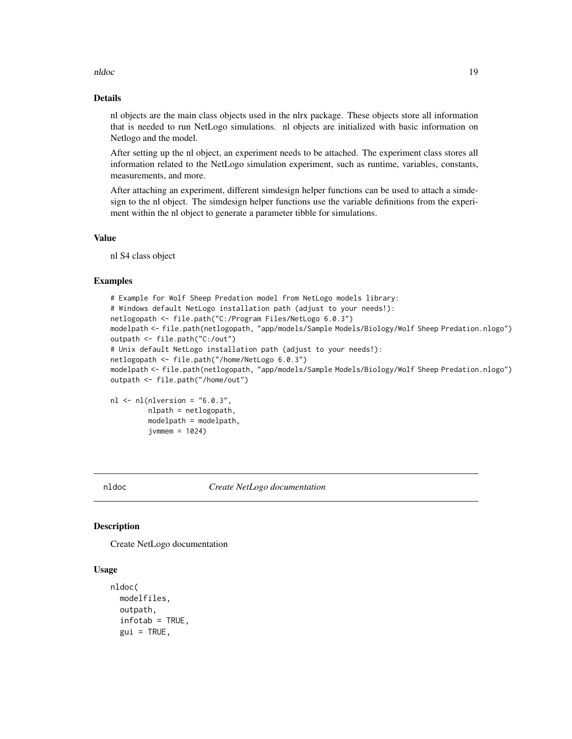### Details

nl objects are the main class objects used in the nlrx package. These objects store all information that is needed to run NetLogo simulations. nl objects are initialized with basic information on Netlogo and the model.

After setting up the nl object, an experiment needs to be attached. The experiment class stores all information related to the NetLogo simulation experiment, such as runtime, variables, constants, measurements, and more.

After attaching an experiment, different simdesign helper functions can be used to attach a simdesign to the nl object. The simdesign helper functions use the variable definitions from the experiment within the nl object to generate a parameter tibble for simulations.

### Value

nl S4 class object

### Examples

```
# Example for Wolf Sheep Predation model from NetLogo models library:
# Windows default NetLogo installation path (adjust to your needs!):
netlogopath <- file.path("C:/Program Files/NetLogo 6.0.3")
modelpath <- file.path(netlogopath, "app/models/Sample Models/Biology/Wolf Sheep Predation.nlogo")
outpath <- file.path("C:/out")
# Unix default NetLogo installation path (adjust to your needs!):
netlogopath <- file.path("/home/NetLogo 6.0.3")
modelpath <- file.path(netlogopath, "app/models/Sample Models/Biology/Wolf Sheep Predation.nlogo")
outpath <- file.path("/home/out")

nl <- nl(nlversion = "6.0.3",
         nlpath = netlogopath,
         modelpath = modelpath,
         jvmmem = 1024)
```

---

## nldoc — *Create NetLogo documentation*

### Description

Create NetLogo documentation

### Usage

```
nldoc(
  modelfiles,
  outpath,
  infotab = TRUE,
  gui = TRUE,
```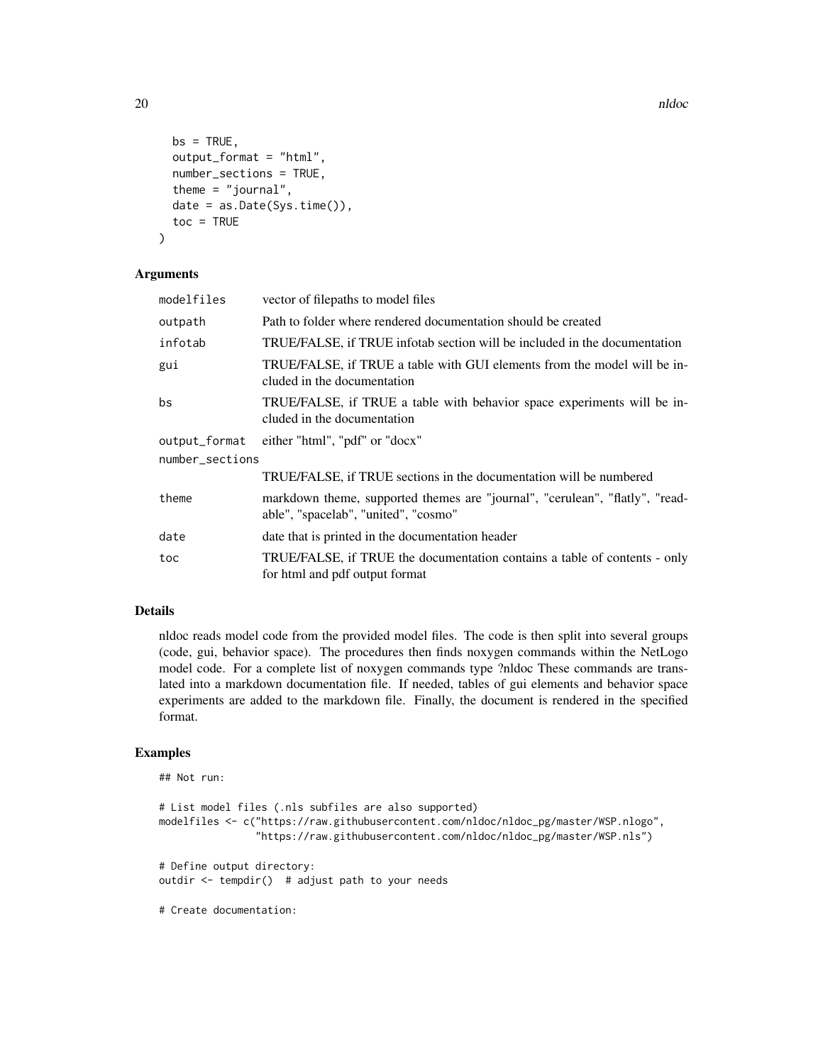```
  bs = TRUE,
  output_format = "html",
  number_sections = TRUE,
  theme = "journal",
  date = as.Date(Sys.time()),
  toc = TRUE
)
```

### Arguments

| | |
|---|---|
| `modelfiles` | vector of filepaths to model files |
| `outpath` | Path to folder where rendered documentation should be created |
| `infotab` | TRUE/FALSE, if TRUE infotab section will be included in the documentation |
| `gui` | TRUE/FALSE, if TRUE a table with GUI elements from the model will be included in the documentation |
| `bs` | TRUE/FALSE, if TRUE a table with behavior space experiments will be included in the documentation |
| `output_format` | either "html", "pdf" or "docx" |
| `number_sections` | TRUE/FALSE, if TRUE sections in the documentation will be numbered |
| `theme` | markdown theme, supported themes are "journal", "cerulean", "flatly", "readable", "spacelab", "united", "cosmo" |
| `date` | date that is printed in the documentation header |
| `toc` | TRUE/FALSE, if TRUE the documentation contains a table of contents - only for html and pdf output format |

### Details

nldoc reads model code from the provided model files. The code is then split into several groups (code, gui, behavior space). The procedures then finds noxygen commands within the NetLogo model code. For a complete list of noxygen commands type ?nldoc These commands are translated into a markdown documentation file. If needed, tables of gui elements and behavior space experiments are added to the markdown file. Finally, the document is rendered in the specified format.

### Examples

```
## Not run:

# List model files (.nls subfiles are also supported)
modelfiles <- c("https://raw.githubusercontent.com/nldoc/nldoc_pg/master/WSP.nlogo",
                "https://raw.githubusercontent.com/nldoc/nldoc_pg/master/WSP.nls")

# Define output directory:
outdir <- tempdir()  # adjust path to your needs

# Create documentation:
```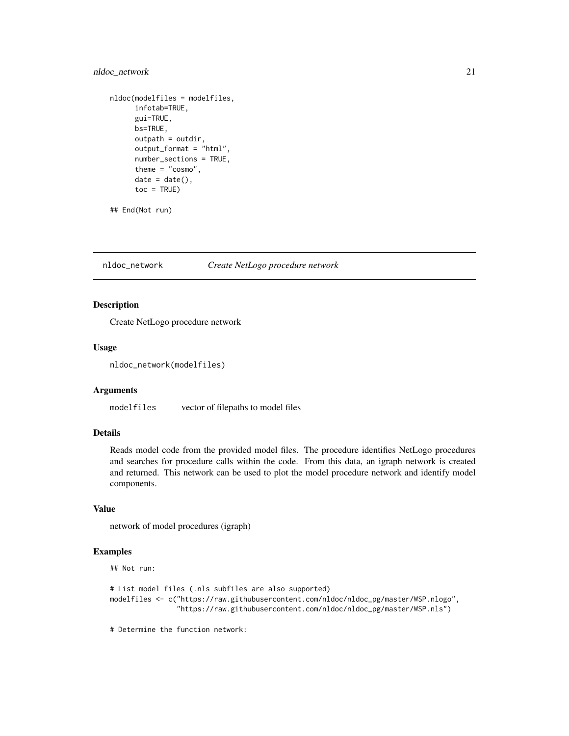```
nldoc(modelfiles = modelfiles,
      infotab=TRUE,
      gui=TRUE,
      bs=TRUE,
      outpath = outdir,
      output_format = "html",
      number_sections = TRUE,
      theme = "cosmo",
      date = date(),
      toc = TRUE)

## End(Not run)
```

## nldoc_network *Create NetLogo procedure network*

### Description

Create NetLogo procedure network

### Usage

```
nldoc_network(modelfiles)
```

### Arguments

| | |
|---|---|
| modelfiles | vector of filepaths to model files |

### Details

Reads model code from the provided model files. The procedure identifies NetLogo procedures and searches for procedure calls within the code. From this data, an igraph network is created and returned. This network can be used to plot the model procedure network and identify model components.

### Value

network of model procedures (igraph)

### Examples

```
## Not run:

# List model files (.nls subfiles are also supported)
modelfiles <- c("https://raw.githubusercontent.com/nldoc/nldoc_pg/master/WSP.nlogo",
                "https://raw.githubusercontent.com/nldoc/nldoc_pg/master/WSP.nls")

# Determine the function network:
```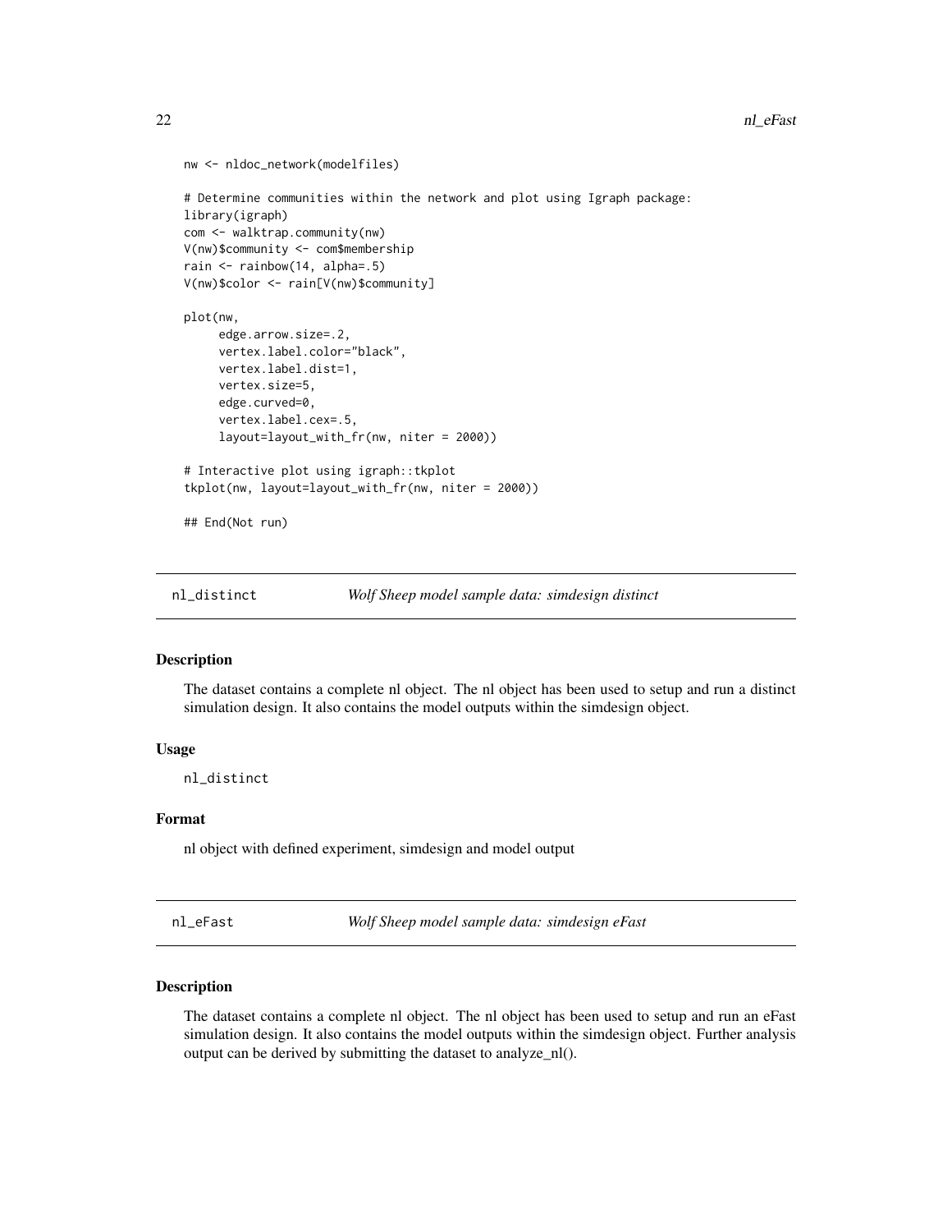```
nw <- nldoc_network(modelfiles)

# Determine communities within the network and plot using Igraph package:
library(igraph)
com <- walktrap.community(nw)
V(nw)$community <- com$membership
rain <- rainbow(14, alpha=.5)
V(nw)$color <- rain[V(nw)$community]

plot(nw,
     edge.arrow.size=.2,
     vertex.label.color="black",
     vertex.label.dist=1,
     vertex.size=5,
     edge.curved=0,
     vertex.label.cex=.5,
     layout=layout_with_fr(nw, niter = 2000))

# Interactive plot using igraph::tkplot
tkplot(nw, layout=layout_with_fr(nw, niter = 2000))

## End(Not run)
```

## nl_distinct — *Wolf Sheep model sample data: simdesign distinct*

### Description

The dataset contains a complete nl object. The nl object has been used to setup and run a distinct simulation design. It also contains the model outputs within the simdesign object.

### Usage

```
nl_distinct
```

### Format

nl object with defined experiment, simdesign and model output

## nl_eFast — *Wolf Sheep model sample data: simdesign eFast*

### Description

The dataset contains a complete nl object. The nl object has been used to setup and run an eFast simulation design. It also contains the model outputs within the simdesign object. Further analysis output can be derived by submitting the dataset to analyze_nl().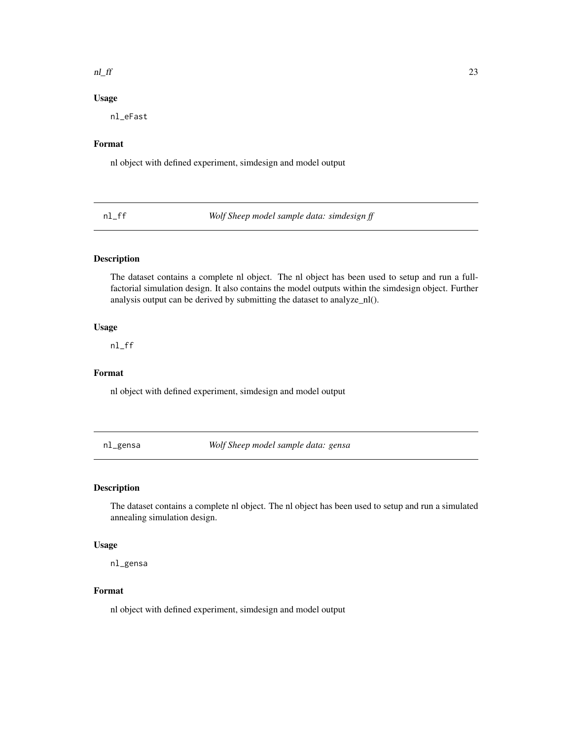### Usage

```
nl_eFast
```

### Format

nl object with defined experiment, simdesign and model output

---

## nl_ff *Wolf Sheep model sample data: simdesign ff*

### Description

The dataset contains a complete nl object. The nl object has been used to setup and run a full-factorial simulation design. It also contains the model outputs within the simdesign object. Further analysis output can be derived by submitting the dataset to analyze_nl().

### Usage

```
nl_ff
```

### Format

nl object with defined experiment, simdesign and model output

---

## nl_gensa *Wolf Sheep model sample data: gensa*

### Description

The dataset contains a complete nl object. The nl object has been used to setup and run a simulated annealing simulation design.

### Usage

```
nl_gensa
```

### Format

nl object with defined experiment, simdesign and model output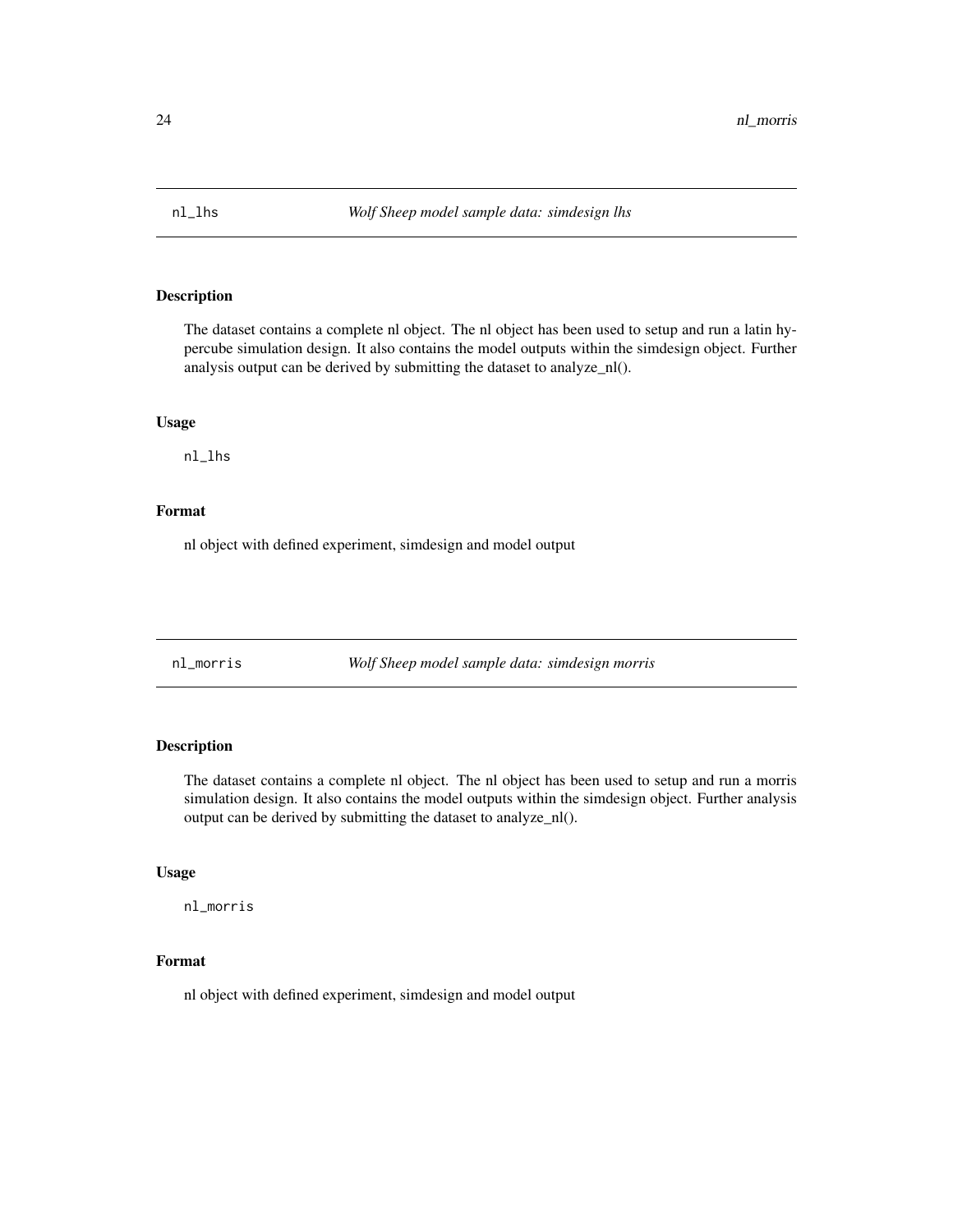## nl_lhs *Wolf Sheep model sample data: simdesign lhs*

### Description

The dataset contains a complete nl object. The nl object has been used to setup and run a latin hypercube simulation design. It also contains the model outputs within the simdesign object. Further analysis output can be derived by submitting the dataset to analyze_nl().

### Usage

```
nl_lhs
```

### Format

nl object with defined experiment, simdesign and model output

## nl_morris *Wolf Sheep model sample data: simdesign morris*

### Description

The dataset contains a complete nl object. The nl object has been used to setup and run a morris simulation design. It also contains the model outputs within the simdesign object. Further analysis output can be derived by submitting the dataset to analyze_nl().

### Usage

```
nl_morris
```

### Format

nl object with defined experiment, simdesign and model output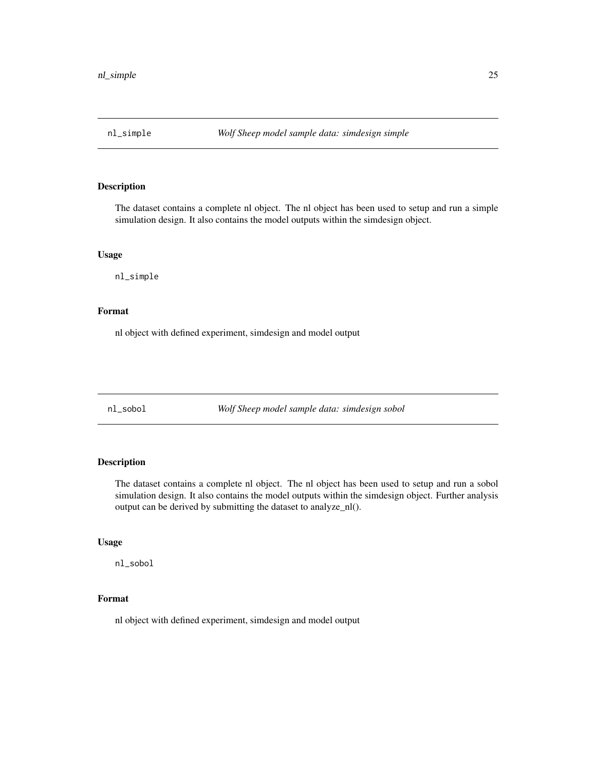## nl_simple — *Wolf Sheep model sample data: simdesign simple*

### Description

The dataset contains a complete nl object. The nl object has been used to setup and run a simple simulation design. It also contains the model outputs within the simdesign object.

### Usage

```
nl_simple
```

### Format

nl object with defined experiment, simdesign and model output

## nl_sobol — *Wolf Sheep model sample data: simdesign sobol*

### Description

The dataset contains a complete nl object. The nl object has been used to setup and run a sobol simulation design. It also contains the model outputs within the simdesign object. Further analysis output can be derived by submitting the dataset to analyze_nl().

### Usage

```
nl_sobol
```

### Format

nl object with defined experiment, simdesign and model output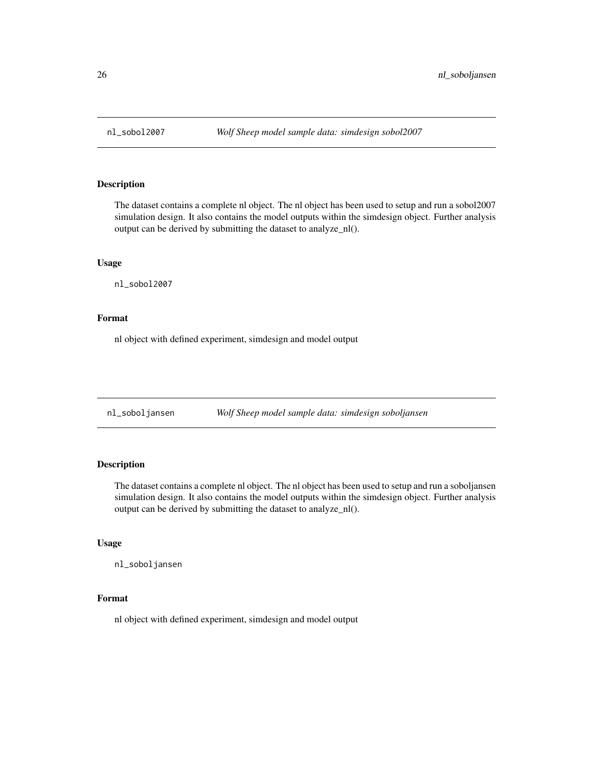## nl_sobol2007 *Wolf Sheep model sample data: simdesign sobol2007*

### Description

The dataset contains a complete nl object. The nl object has been used to setup and run a sobol2007 simulation design. It also contains the model outputs within the simdesign object. Further analysis output can be derived by submitting the dataset to analyze_nl().

### Usage

```
nl_sobol2007
```

### Format

nl object with defined experiment, simdesign and model output

## nl_soboljansen *Wolf Sheep model sample data: simdesign soboljansen*

### Description

The dataset contains a complete nl object. The nl object has been used to setup and run a soboljansen simulation design. It also contains the model outputs within the simdesign object. Further analysis output can be derived by submitting the dataset to analyze_nl().

### Usage

```
nl_soboljansen
```

### Format

nl object with defined experiment, simdesign and model output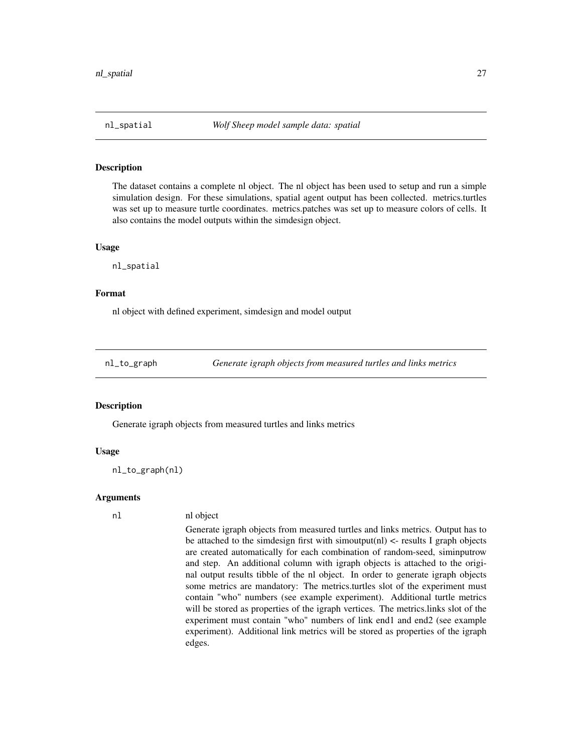## nl_spatial — *Wolf Sheep model sample data: spatial*

### Description

The dataset contains a complete nl object. The nl object has been used to setup and run a simple simulation design. For these simulations, spatial agent output has been collected. metrics.turtles was set up to measure turtle coordinates. metrics.patches was set up to measure colors of cells. It also contains the model outputs within the simdesign object.

### Usage

```
nl_spatial
```

### Format

nl object with defined experiment, simdesign and model output

## nl_to_graph — *Generate igraph objects from measured turtles and links metrics*

### Description

Generate igraph objects from measured turtles and links metrics

### Usage

```
nl_to_graph(nl)
```

### Arguments

| | |
|---|---|
| nl | nl object<br>Generate igraph objects from measured turtles and links metrics. Output has to be attached to the simdesign first with simoutput(nl) <- results I graph objects are created automatically for each combination of random-seed, siminputrow and step. An additional column with igraph objects is attached to the original output results tibble of the nl object. In order to generate igraph objects some metrics are mandatory: The metrics.turtles slot of the experiment must contain "who" numbers (see example experiment). Additional turtle metrics will be stored as properties of the igraph vertices. The metrics.links slot of the experiment must contain "who" numbers of link end1 and end2 (see example experiment). Additional link metrics will be stored as properties of the igraph edges. |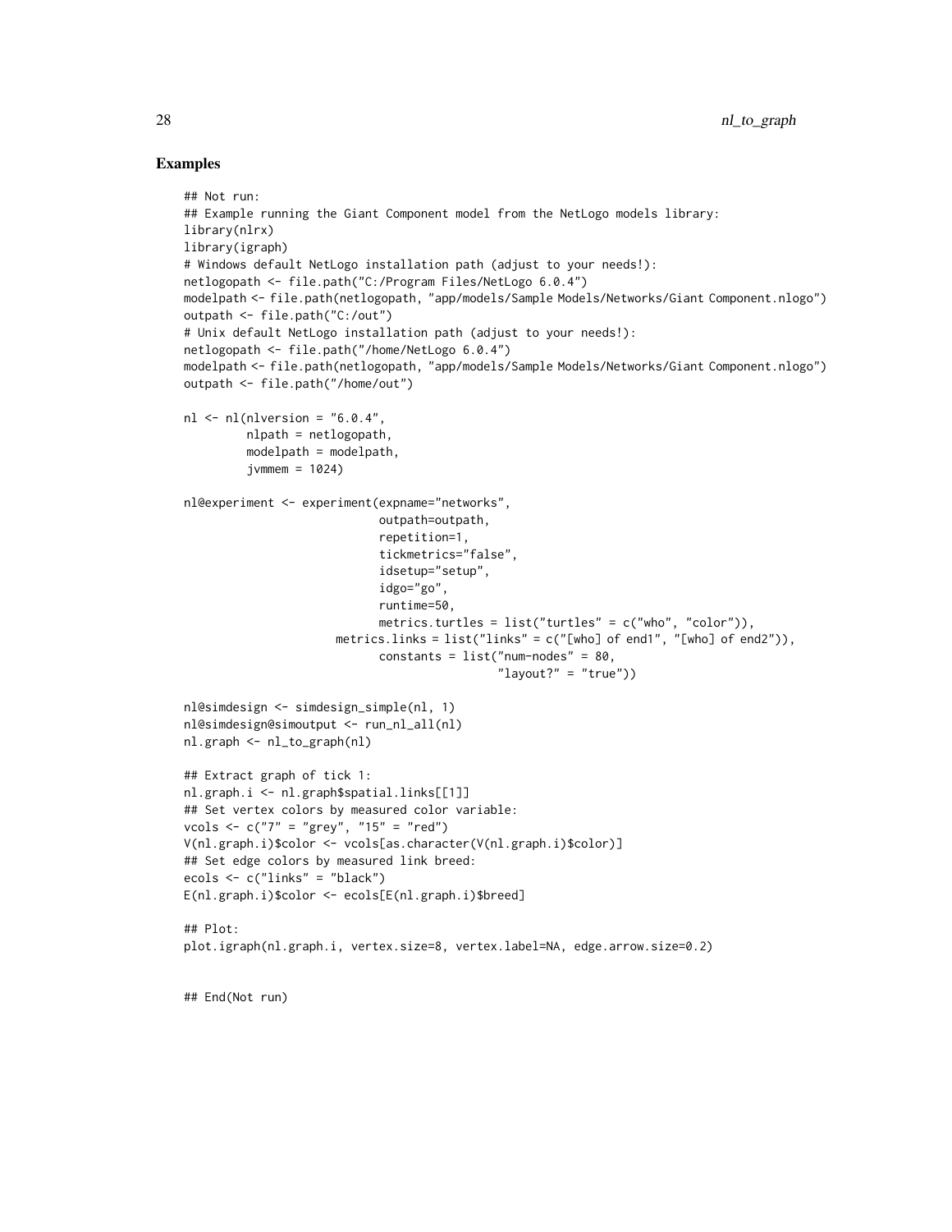## Examples

```
## Not run:
## Example running the Giant Component model from the NetLogo models library:
library(nlrx)
library(igraph)
# Windows default NetLogo installation path (adjust to your needs!):
netlogopath <- file.path("C:/Program Files/NetLogo 6.0.4")
modelpath <- file.path(netlogopath, "app/models/Sample Models/Networks/Giant Component.nlogo")
outpath <- file.path("C:/out")
# Unix default NetLogo installation path (adjust to your needs!):
netlogopath <- file.path("/home/NetLogo 6.0.4")
modelpath <- file.path(netlogopath, "app/models/Sample Models/Networks/Giant Component.nlogo")
outpath <- file.path("/home/out")

nl <- nl(nlversion = "6.0.4",
         nlpath = netlogopath,
         modelpath = modelpath,
         jvmmem = 1024)

nl@experiment <- experiment(expname="networks",
                            outpath=outpath,
                            repetition=1,
                            tickmetrics="false",
                            idsetup="setup",
                            idgo="go",
                            runtime=50,
                            metrics.turtles = list("turtles" = c("who", "color")),
                      metrics.links = list("links" = c("[who] of end1", "[who] of end2")),
                            constants = list("num-nodes" = 80,
                                             "layout?" = "true"))

nl@simdesign <- simdesign_simple(nl, 1)
nl@simdesign@simoutput <- run_nl_all(nl)
nl.graph <- nl_to_graph(nl)

## Extract graph of tick 1:
nl.graph.i <- nl.graph$spatial.links[[1]]
## Set vertex colors by measured color variable:
vcols <- c("7" = "grey", "15" = "red")
V(nl.graph.i)$color <- vcols[as.character(V(nl.graph.i)$color)]
## Set edge colors by measured link breed:
ecols <- c("links" = "black")
E(nl.graph.i)$color <- ecols[E(nl.graph.i)$breed]

## Plot:
plot.igraph(nl.graph.i, vertex.size=8, vertex.label=NA, edge.arrow.size=0.2)


## End(Not run)
```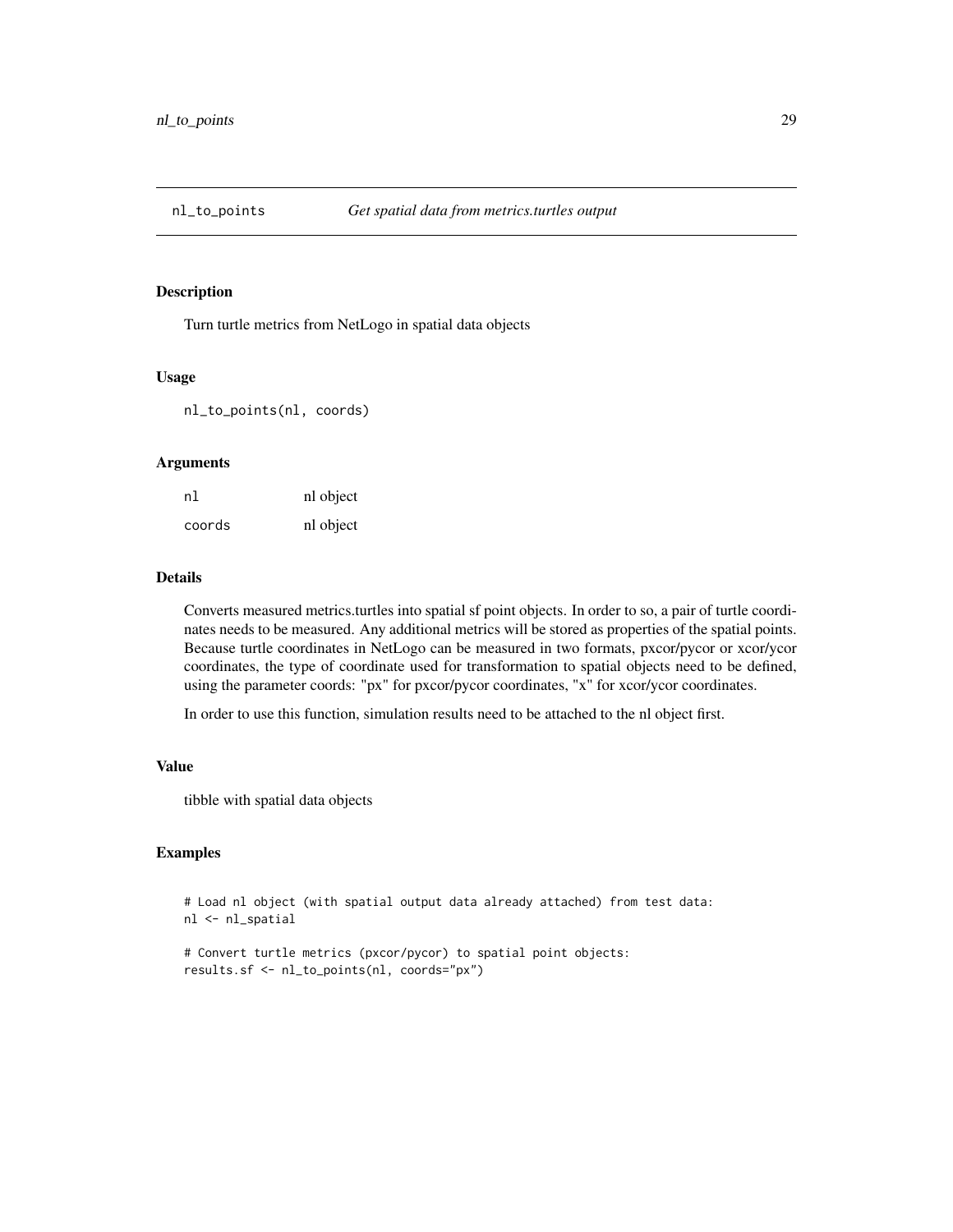## nl_to_points — *Get spatial data from metrics.turtles output*

### Description

Turn turtle metrics from NetLogo in spatial data objects

### Usage

```
nl_to_points(nl, coords)
```

### Arguments

| | |
|---|---|
| `nl` | nl object |
| `coords` | nl object |

### Details

Converts measured metrics.turtles into spatial sf point objects. In order to so, a pair of turtle coordinates needs to be measured. Any additional metrics will be stored as properties of the spatial points. Because turtle coordinates in NetLogo can be measured in two formats, pxcor/pycor or xcor/ycor coordinates, the type of coordinate used for transformation to spatial objects need to be defined, using the parameter coords: "px" for pxcor/pycor coordinates, "x" for xcor/ycor coordinates.

In order to use this function, simulation results need to be attached to the nl object first.

### Value

tibble with spatial data objects

### Examples

```
# Load nl object (with spatial output data already attached) from test data:
nl <- nl_spatial

# Convert turtle metrics (pxcor/pycor) to spatial point objects:
results.sf <- nl_to_points(nl, coords="px")
```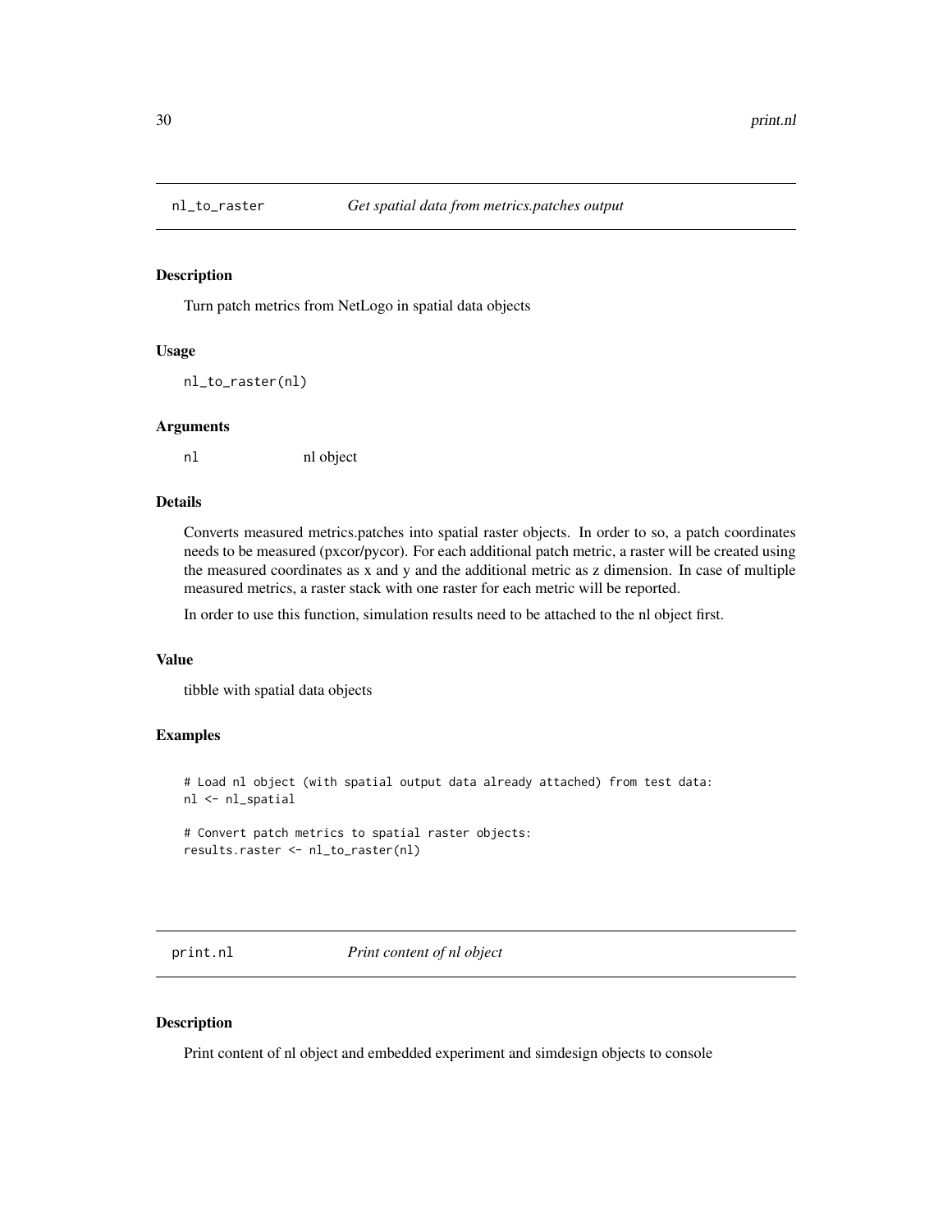## nl_to_raster *Get spatial data from metrics.patches output*

### Description

Turn patch metrics from NetLogo in spatial data objects

### Usage

```
nl_to_raster(nl)
```

### Arguments

| | |
|---|---|
| `nl` | nl object |

### Details

Converts measured metrics.patches into spatial raster objects. In order to so, a patch coordinates needs to be measured (pxcor/pycor). For each additional patch metric, a raster will be created using the measured coordinates as x and y and the additional metric as z dimension. In case of multiple measured metrics, a raster stack with one raster for each metric will be reported.

In order to use this function, simulation results need to be attached to the nl object first.

### Value

tibble with spatial data objects

### Examples

```
# Load nl object (with spatial output data already attached) from test data:
nl <- nl_spatial

# Convert patch metrics to spatial raster objects:
results.raster <- nl_to_raster(nl)
```

## print.nl *Print content of nl object*

### Description

Print content of nl object and embedded experiment and simdesign objects to console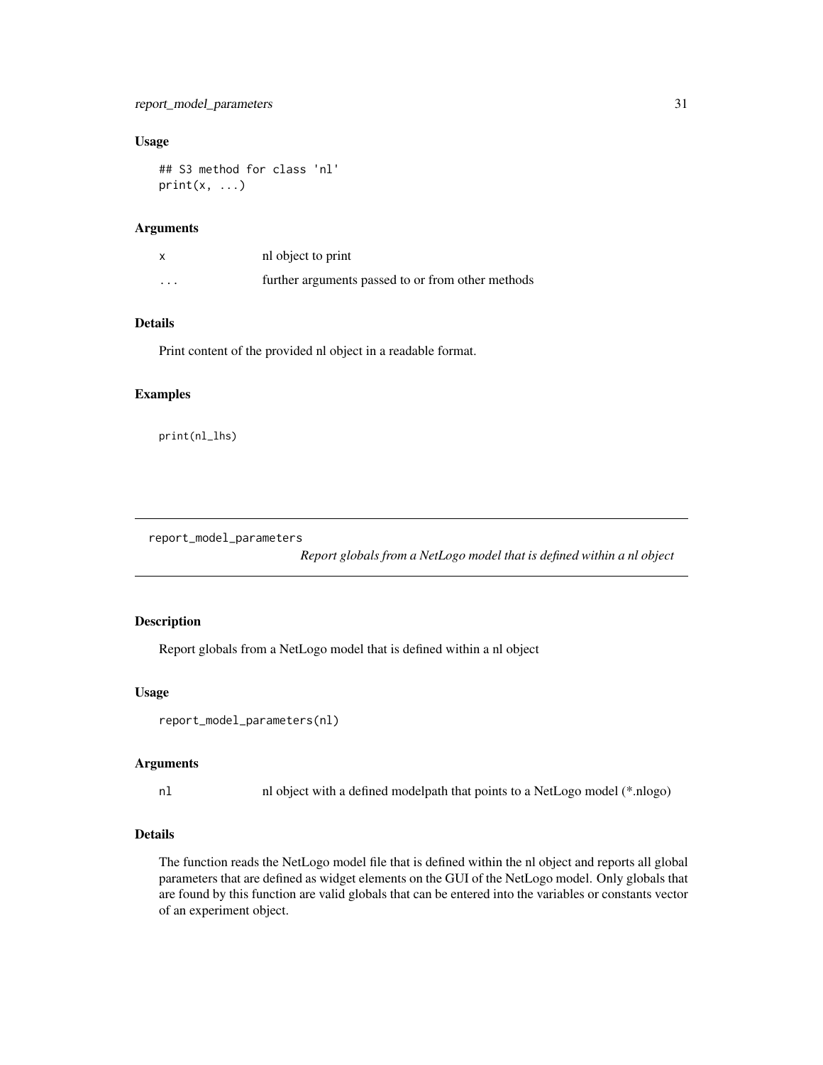### Usage

```
## S3 method for class 'nl'
print(x, ...)
```

### Arguments

| | |
|---|---|
| x | nl object to print |
| ... | further arguments passed to or from other methods |

### Details

Print content of the provided nl object in a readable format.

### Examples

```
print(nl_lhs)
```

---

## report_model_parameters

*Report globals from a NetLogo model that is defined within a nl object*

---

### Description

Report globals from a NetLogo model that is defined within a nl object

### Usage

```
report_model_parameters(nl)
```

### Arguments

| | |
|---|---|
| nl | nl object with a defined modelpath that points to a NetLogo model (*.nlogo) |

### Details

The function reads the NetLogo model file that is defined within the nl object and reports all global parameters that are defined as widget elements on the GUI of the NetLogo model. Only globals that are found by this function are valid globals that can be entered into the variables or constants vector of an experiment object.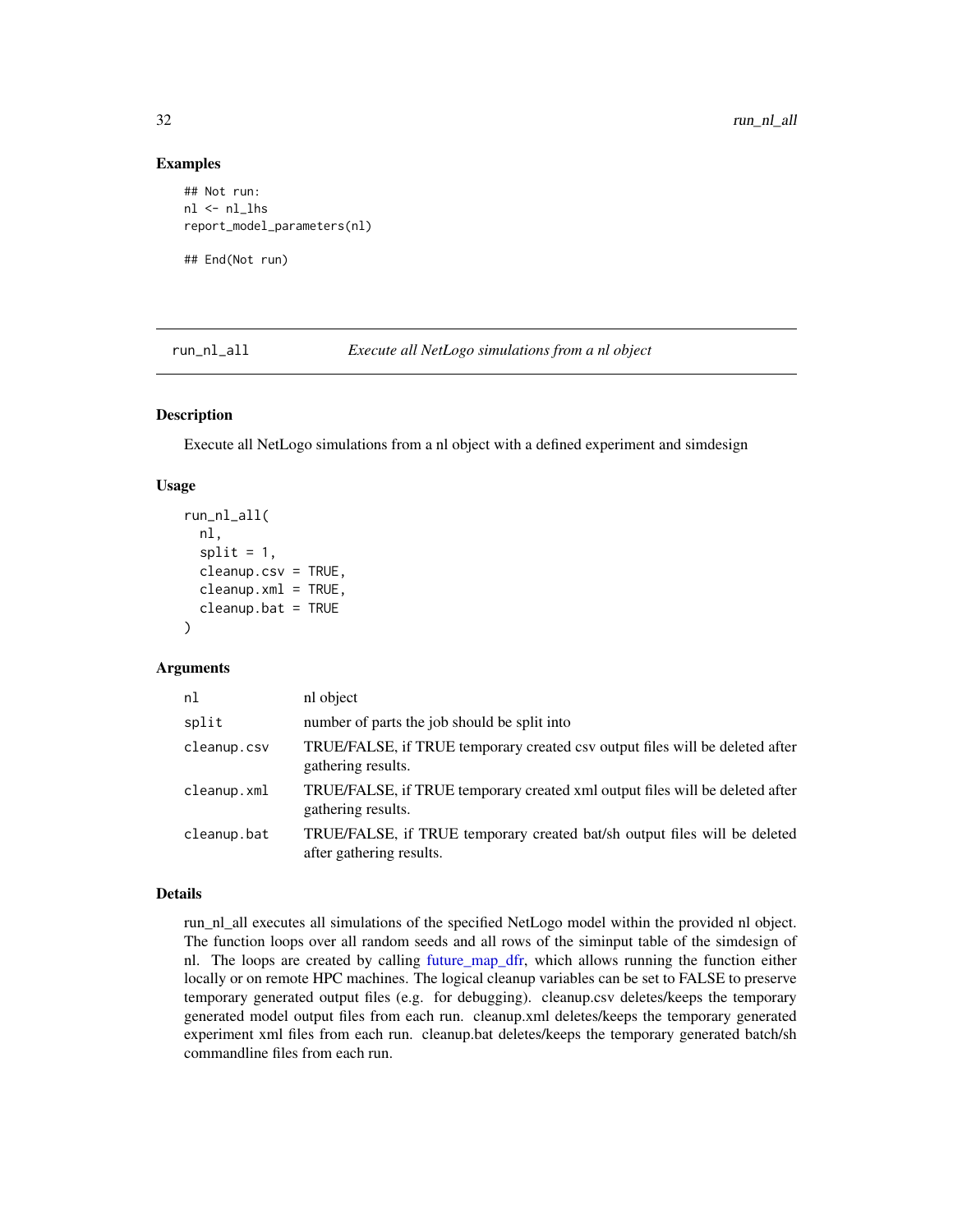### Examples

```
## Not run:
nl <- nl_lhs
report_model_parameters(nl)

## End(Not run)
```

## run_nl_all — *Execute all NetLogo simulations from a nl object*

### Description

Execute all NetLogo simulations from a nl object with a defined experiment and simdesign

### Usage

```
run_nl_all(
  nl,
  split = 1,
  cleanup.csv = TRUE,
  cleanup.xml = TRUE,
  cleanup.bat = TRUE
)
```

### Arguments

| | |
|---|---|
| `nl` | nl object |
| `split` | number of parts the job should be split into |
| `cleanup.csv` | TRUE/FALSE, if TRUE temporary created csv output files will be deleted after gathering results. |
| `cleanup.xml` | TRUE/FALSE, if TRUE temporary created xml output files will be deleted after gathering results. |
| `cleanup.bat` | TRUE/FALSE, if TRUE temporary created bat/sh output files will be deleted after gathering results. |

### Details

run_nl_all executes all simulations of the specified NetLogo model within the provided nl object. The function loops over all random seeds and all rows of the siminput table of the simdesign of nl. The loops are created by calling future_map_dfr, which allows running the function either locally or on remote HPC machines. The logical cleanup variables can be set to FALSE to preserve temporary generated output files (e.g. for debugging). cleanup.csv deletes/keeps the temporary generated model output files from each run. cleanup.xml deletes/keeps the temporary generated experiment xml files from each run. cleanup.bat deletes/keeps the temporary generated batch/sh commandline files from each run.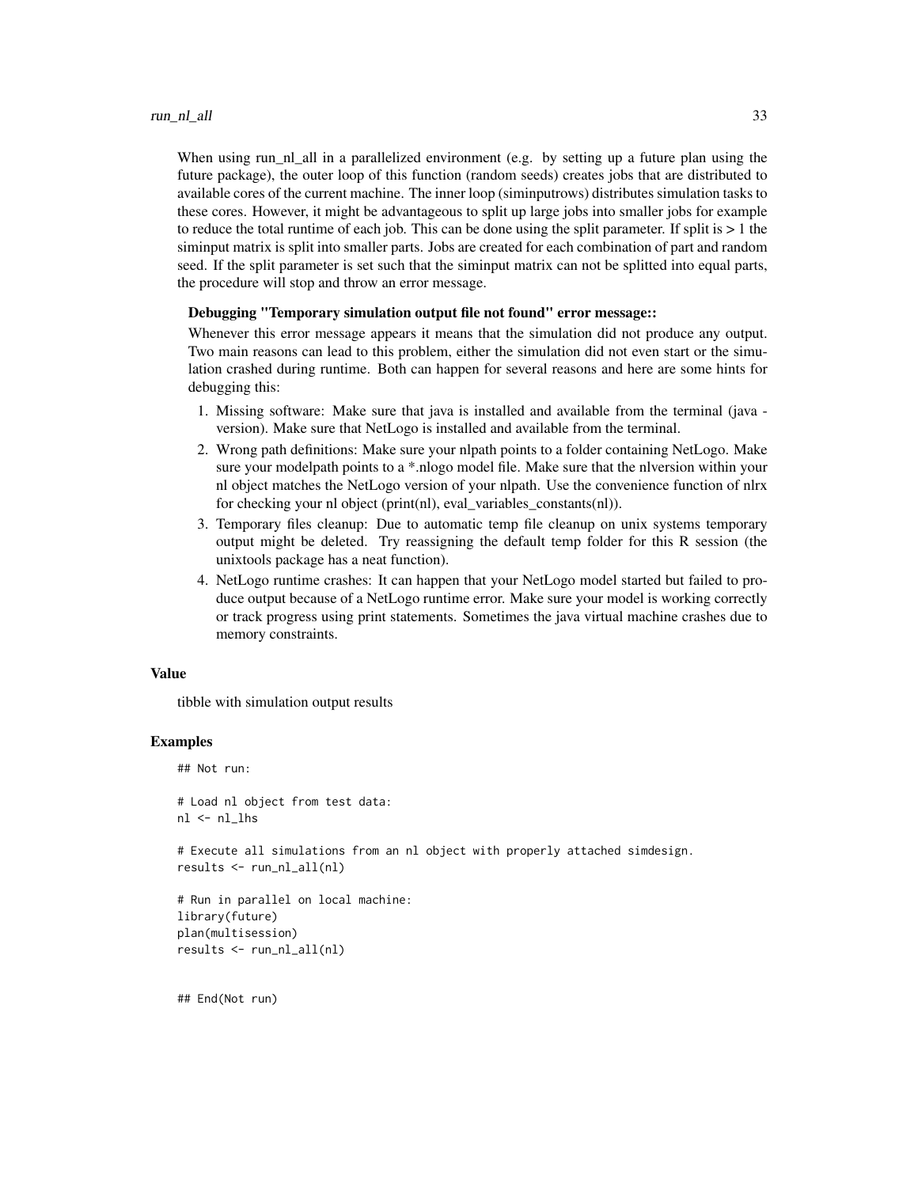When using run_nl_all in a parallelized environment (e.g. by setting up a future plan using the future package), the outer loop of this function (random seeds) creates jobs that are distributed to available cores of the current machine. The inner loop (siminputrows) distributes simulation tasks to these cores. However, it might be advantageous to split up large jobs into smaller jobs for example to reduce the total runtime of each job. This can be done using the split parameter. If split is > 1 the siminput matrix is split into smaller parts. Jobs are created for each combination of part and random seed. If the split parameter is set such that the siminput matrix can not be splitted into equal parts, the procedure will stop and throw an error message.

**Debugging "Temporary simulation output file not found" error message::**

Whenever this error message appears it means that the simulation did not produce any output. Two main reasons can lead to this problem, either the simulation did not even start or the simulation crashed during runtime. Both can happen for several reasons and here are some hints for debugging this:

1. Missing software: Make sure that java is installed and available from the terminal (java -version). Make sure that NetLogo is installed and available from the terminal.
2. Wrong path definitions: Make sure your nlpath points to a folder containing NetLogo. Make sure your modelpath points to a *.nlogo model file. Make sure that the nlversion within your nl object matches the NetLogo version of your nlpath. Use the convenience function of nlrx for checking your nl object (print(nl), eval_variables_constants(nl)).
3. Temporary files cleanup: Due to automatic temp file cleanup on unix systems temporary output might be deleted. Try reassigning the default temp folder for this R session (the unixtools package has a neat function).
4. NetLogo runtime crashes: It can happen that your NetLogo model started but failed to produce output because of a NetLogo runtime error. Make sure your model is working correctly or track progress using print statements. Sometimes the java virtual machine crashes due to memory constraints.

### Value

tibble with simulation output results

### Examples

```
## Not run:

# Load nl object from test data:
nl <- nl_lhs

# Execute all simulations from an nl object with properly attached simdesign.
results <- run_nl_all(nl)

# Run in parallel on local machine:
library(future)
plan(multisession)
results <- run_nl_all(nl)


## End(Not run)
```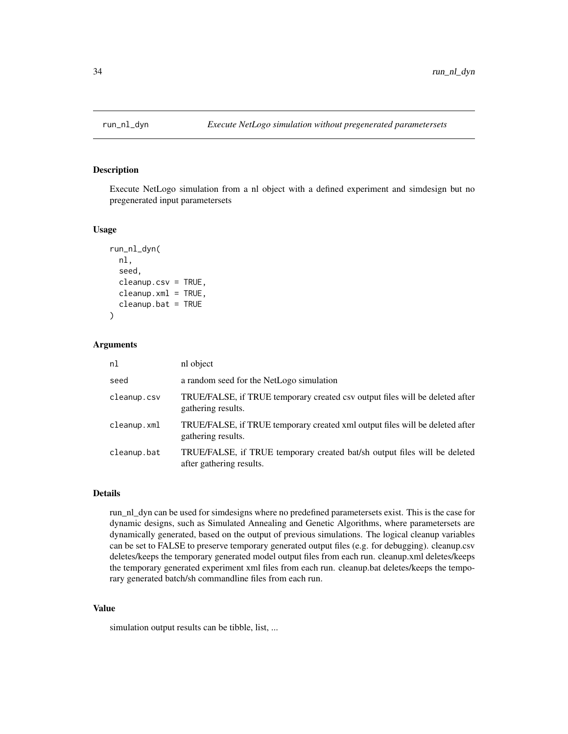## run_nl_dyn *Execute NetLogo simulation without pregenerated parametersets*

### Description

Execute NetLogo simulation from a nl object with a defined experiment and simdesign but no pregenerated input parametersets

### Usage

```
run_nl_dyn(
  nl,
  seed,
  cleanup.csv = TRUE,
  cleanup.xml = TRUE,
  cleanup.bat = TRUE
)
```

### Arguments

| | |
|---|---|
| `nl` | nl object |
| `seed` | a random seed for the NetLogo simulation |
| `cleanup.csv` | TRUE/FALSE, if TRUE temporary created csv output files will be deleted after gathering results. |
| `cleanup.xml` | TRUE/FALSE, if TRUE temporary created xml output files will be deleted after gathering results. |
| `cleanup.bat` | TRUE/FALSE, if TRUE temporary created bat/sh output files will be deleted after gathering results. |

### Details

run_nl_dyn can be used for simdesigns where no predefined parametersets exist. This is the case for dynamic designs, such as Simulated Annealing and Genetic Algorithms, where parametersets are dynamically generated, based on the output of previous simulations. The logical cleanup variables can be set to FALSE to preserve temporary generated output files (e.g. for debugging). cleanup.csv deletes/keeps the temporary generated model output files from each run. cleanup.xml deletes/keeps the temporary generated experiment xml files from each run. cleanup.bat deletes/keeps the temporary generated batch/sh commandline files from each run.

### Value

simulation output results can be tibble, list, ...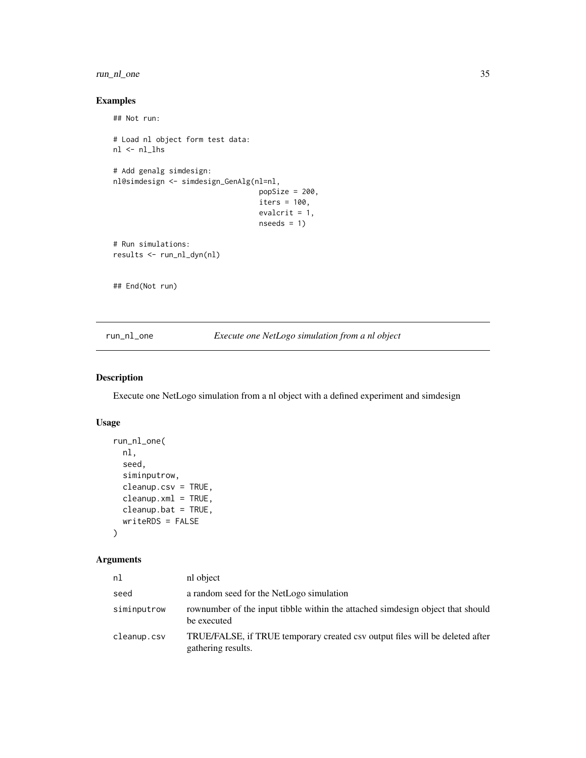## Examples

```
## Not run:

# Load nl object form test data:
nl <- nl_lhs

# Add genalg simdesign:
nl@simdesign <- simdesign_GenAlg(nl=nl,
                                 popSize = 200,
                                 iters = 100,
                                 evalcrit = 1,
                                 nseeds = 1)

# Run simulations:
results <- run_nl_dyn(nl)


## End(Not run)
```

---

# run_nl_one — *Execute one NetLogo simulation from a nl object*

## Description

Execute one NetLogo simulation from a nl object with a defined experiment and simdesign

## Usage

```
run_nl_one(
  nl,
  seed,
  siminputrow,
  cleanup.csv = TRUE,
  cleanup.xml = TRUE,
  cleanup.bat = TRUE,
  writeRDS = FALSE
)
```

## Arguments

| | |
|---|---|
| `nl` | nl object |
| `seed` | a random seed for the NetLogo simulation |
| `siminputrow` | rownumber of the input tibble within the attached simdesign object that should be executed |
| `cleanup.csv` | TRUE/FALSE, if TRUE temporary created csv output files will be deleted after gathering results. |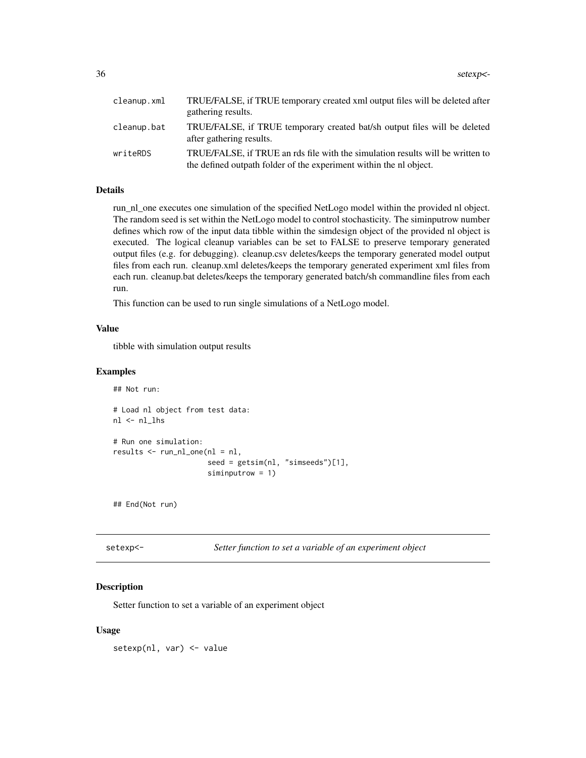| | |
|---|---|
| cleanup.xml | TRUE/FALSE, if TRUE temporary created xml output files will be deleted after gathering results. |
| cleanup.bat | TRUE/FALSE, if TRUE temporary created bat/sh output files will be deleted after gathering results. |
| writeRDS | TRUE/FALSE, if TRUE an rds file with the simulation results will be written to the defined outpath folder of the experiment within the nl object. |

### Details

run_nl_one executes one simulation of the specified NetLogo model within the provided nl object. The random seed is set within the NetLogo model to control stochasticity. The siminputrow number defines which row of the input data tibble within the simdesign object of the provided nl object is executed. The logical cleanup variables can be set to FALSE to preserve temporary generated output files (e.g. for debugging). cleanup.csv deletes/keeps the temporary generated model output files from each run. cleanup.xml deletes/keeps the temporary generated experiment xml files from each run. cleanup.bat deletes/keeps the temporary generated batch/sh commandline files from each run.

This function can be used to run single simulations of a NetLogo model.

### Value

tibble with simulation output results

### Examples

```
## Not run:

# Load nl object from test data:
nl <- nl_lhs

# Run one simulation:
results <- run_nl_one(nl = nl,
                      seed = getsim(nl, "simseeds")[1],
                      siminputrow = 1)


## End(Not run)
```

## setexp<- *Setter function to set a variable of an experiment object*

### Description

Setter function to set a variable of an experiment object

### Usage

```
setexp(nl, var) <- value
```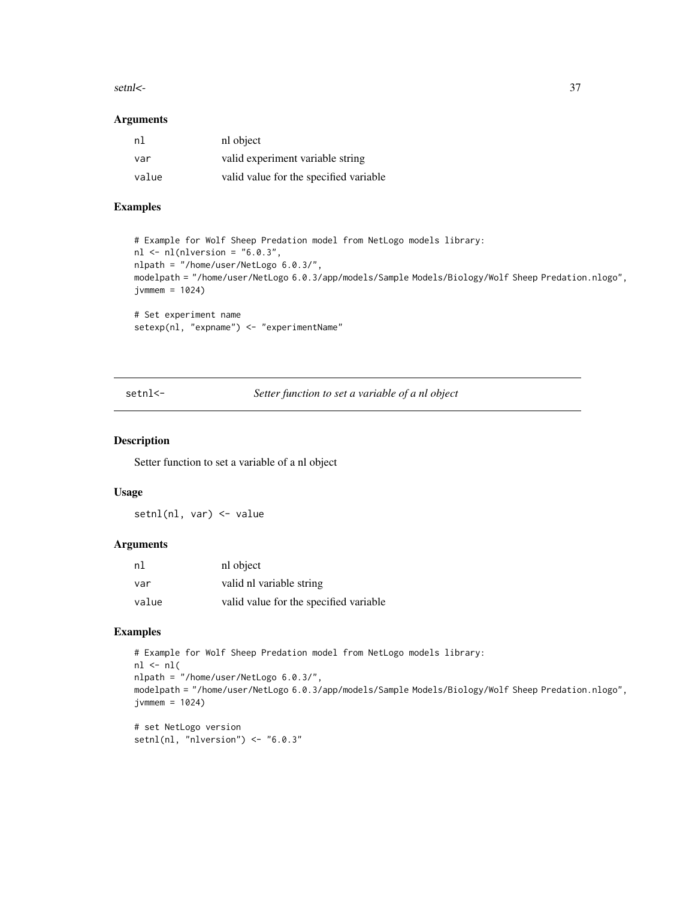### Arguments

| | |
|---|---|
| nl | nl object |
| var | valid experiment variable string |
| value | valid value for the specified variable |

### Examples

```
# Example for Wolf Sheep Predation model from NetLogo models library:
nl <- nl(nlversion = "6.0.3",
nlpath = "/home/user/NetLogo 6.0.3/",
modelpath = "/home/user/NetLogo 6.0.3/app/models/Sample Models/Biology/Wolf Sheep Predation.nlogo",
jvmmem = 1024)

# Set experiment name
setexp(nl, "expname") <- "experimentName"
```

---

## setnl<- *Setter function to set a variable of a nl object*

---

### Description

Setter function to set a variable of a nl object

### Usage

```
setnl(nl, var) <- value
```

### Arguments

| | |
|---|---|
| nl | nl object |
| var | valid nl variable string |
| value | valid value for the specified variable |

### Examples

```
# Example for Wolf Sheep Predation model from NetLogo models library:
nl <- nl(
nlpath = "/home/user/NetLogo 6.0.3/",
modelpath = "/home/user/NetLogo 6.0.3/app/models/Sample Models/Biology/Wolf Sheep Predation.nlogo",
jvmmem = 1024)

# set NetLogo version
setnl(nl, "nlversion") <- "6.0.3"
```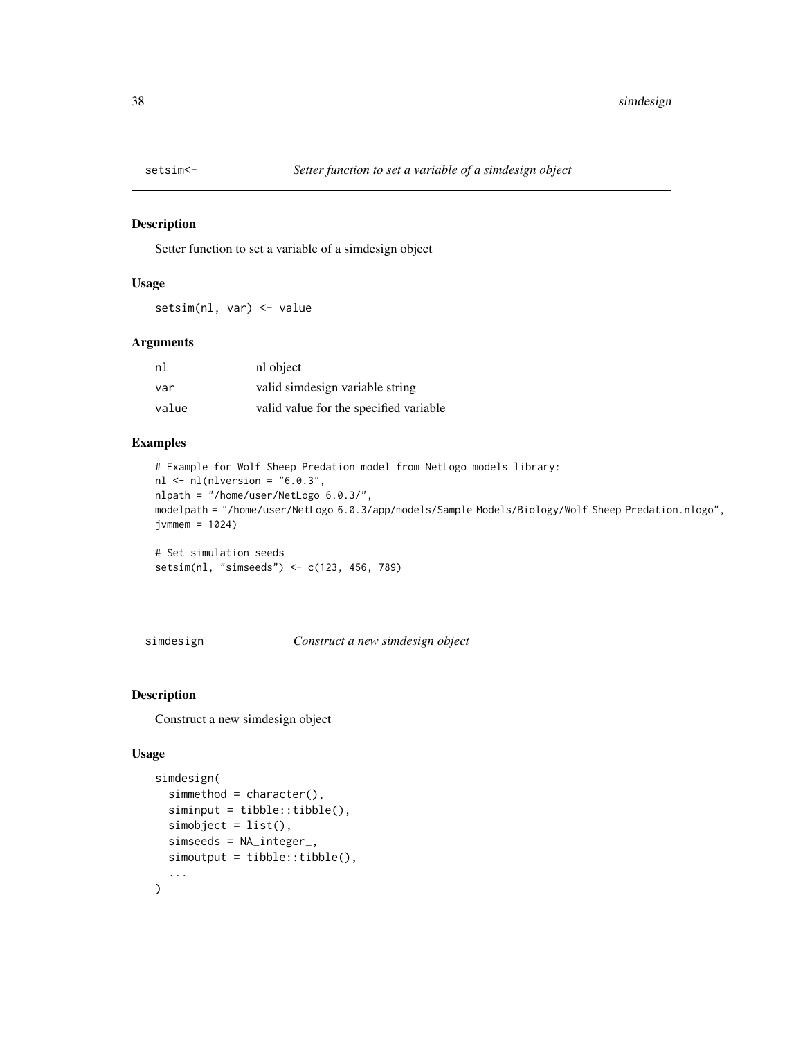## setsim<- *Setter function to set a variable of a simdesign object*

### Description

Setter function to set a variable of a simdesign object

### Usage

```
setsim(nl, var) <- value
```

### Arguments

| | |
|---|---|
| nl | nl object |
| var | valid simdesign variable string |
| value | valid value for the specified variable |

### Examples

```
# Example for Wolf Sheep Predation model from NetLogo models library:
nl <- nl(nlversion = "6.0.3",
nlpath = "/home/user/NetLogo 6.0.3/",
modelpath = "/home/user/NetLogo 6.0.3/app/models/Sample Models/Biology/Wolf Sheep Predation.nlogo",
jvmmem = 1024)

# Set simulation seeds
setsim(nl, "simseeds") <- c(123, 456, 789)
```

## simdesign *Construct a new simdesign object*

### Description

Construct a new simdesign object

### Usage

```
simdesign(
  simmethod = character(),
  siminput = tibble::tibble(),
  simobject = list(),
  simseeds = NA_integer_,
  simoutput = tibble::tibble(),
  ...
)
```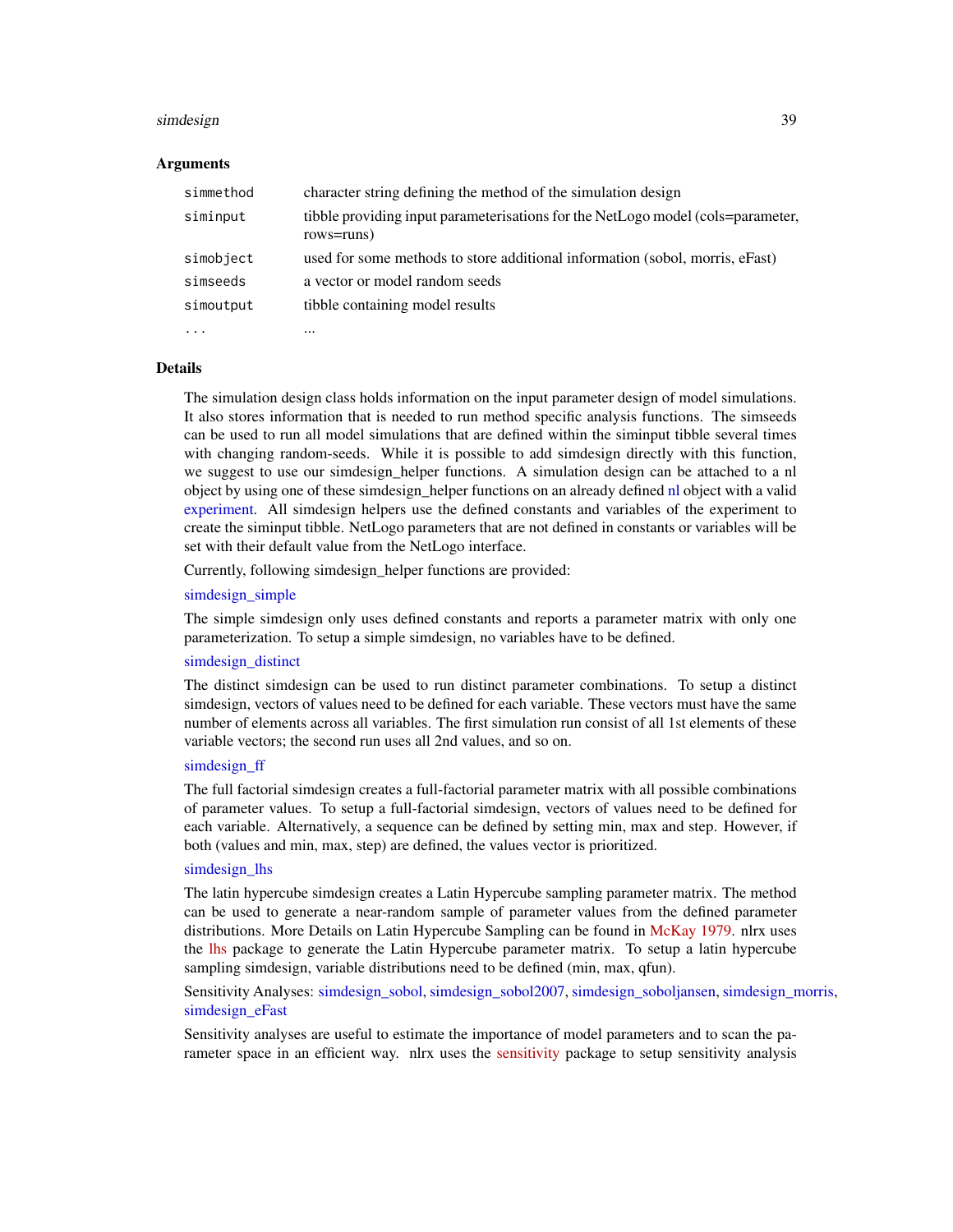## Arguments

| | |
|---|---|
| simmethod | character string defining the method of the simulation design |
| siminput | tibble providing input parameterisations for the NetLogo model (cols=parameter, rows=runs) |
| simobject | used for some methods to store additional information (sobol, morris, eFast) |
| simseeds | a vector or model random seeds |
| simoutput | tibble containing model results |
| ... | ... |

## Details

The simulation design class holds information on the input parameter design of model simulations. It also stores information that is needed to run method specific analysis functions. The simseeds can be used to run all model simulations that are defined within the siminput tibble several times with changing random-seeds. While it is possible to add simdesign directly with this function, we suggest to use our simdesign_helper functions. A simulation design can be attached to a nl object by using one of these simdesign_helper functions on an already defined nl object with a valid experiment. All simdesign helpers use the defined constants and variables of the experiment to create the siminput tibble. NetLogo parameters that are not defined in constants or variables will be set with their default value from the NetLogo interface.

Currently, following simdesign_helper functions are provided:

simdesign_simple

The simple simdesign only uses defined constants and reports a parameter matrix with only one parameterization. To setup a simple simdesign, no variables have to be defined.

simdesign_distinct

The distinct simdesign can be used to run distinct parameter combinations. To setup a distinct simdesign, vectors of values need to be defined for each variable. These vectors must have the same number of elements across all variables. The first simulation run consist of all 1st elements of these variable vectors; the second run uses all 2nd values, and so on.

simdesign_ff

The full factorial simdesign creates a full-factorial parameter matrix with all possible combinations of parameter values. To setup a full-factorial simdesign, vectors of values need to be defined for each variable. Alternatively, a sequence can be defined by setting min, max and step. However, if both (values and min, max, step) are defined, the values vector is prioritized.

simdesign_lhs

The latin hypercube simdesign creates a Latin Hypercube sampling parameter matrix. The method can be used to generate a near-random sample of parameter values from the defined parameter distributions. More Details on Latin Hypercube Sampling can be found in McKay 1979. nlrx uses the lhs package to generate the Latin Hypercube parameter matrix. To setup a latin hypercube sampling simdesign, variable distributions need to be defined (min, max, qfun).

Sensitivity Analyses: simdesign_sobol, simdesign_sobol2007, simdesign_soboljansen, simdesign_morris, simdesign_eFast

Sensitivity analyses are useful to estimate the importance of model parameters and to scan the parameter space in an efficient way. nlrx uses the sensitivity package to setup sensitivity analysis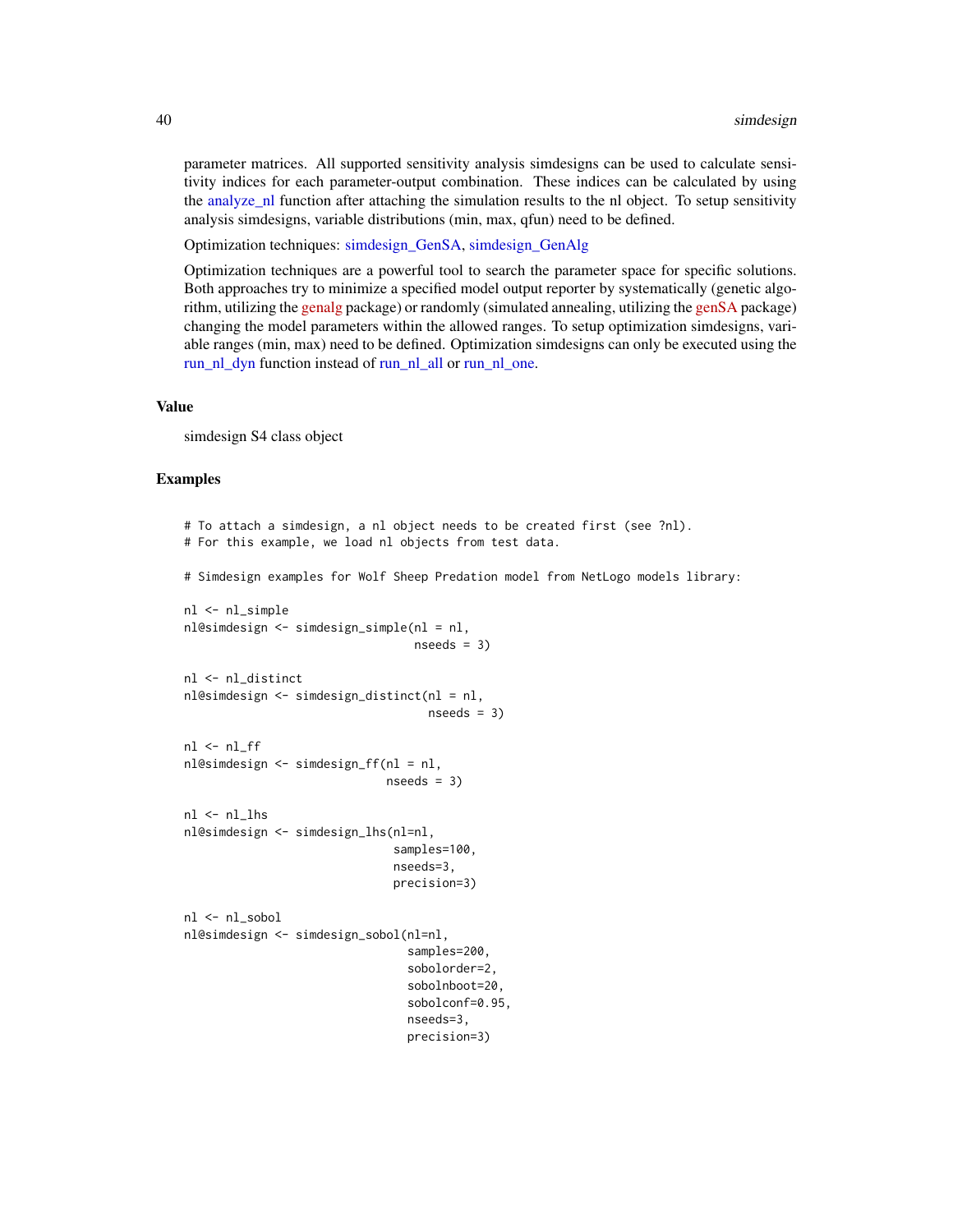parameter matrices. All supported sensitivity analysis simdesigns can be used to calculate sensitivity indices for each parameter-output combination. These indices can be calculated by using the analyze_nl function after attaching the simulation results to the nl object. To setup sensitivity analysis simdesigns, variable distributions (min, max, qfun) need to be defined.

Optimization techniques: simdesign_GenSA, simdesign_GenAlg

Optimization techniques are a powerful tool to search the parameter space for specific solutions. Both approaches try to minimize a specified model output reporter by systematically (genetic algorithm, utilizing the genalg package) or randomly (simulated annealing, utilizing the genSA package) changing the model parameters within the allowed ranges. To setup optimization simdesigns, variable ranges (min, max) need to be defined. Optimization simdesigns can only be executed using the run_nl_dyn function instead of run_nl_all or run_nl_one.

## Value

simdesign S4 class object

## Examples

```
# To attach a simdesign, a nl object needs to be created first (see ?nl).
# For this example, we load nl objects from test data.

# Simdesign examples for Wolf Sheep Predation model from NetLogo models library:

nl <- nl_simple
nl@simdesign <- simdesign_simple(nl = nl,
                                 nseeds = 3)

nl <- nl_distinct
nl@simdesign <- simdesign_distinct(nl = nl,
                                   nseeds = 3)

nl <- nl_ff
nl@simdesign <- simdesign_ff(nl = nl,
                             nseeds = 3)

nl <- nl_lhs
nl@simdesign <- simdesign_lhs(nl=nl,
                              samples=100,
                              nseeds=3,
                              precision=3)

nl <- nl_sobol
nl@simdesign <- simdesign_sobol(nl=nl,
                                samples=200,
                                sobolorder=2,
                                sobolnboot=20,
                                sobolconf=0.95,
                                nseeds=3,
                                precision=3)
```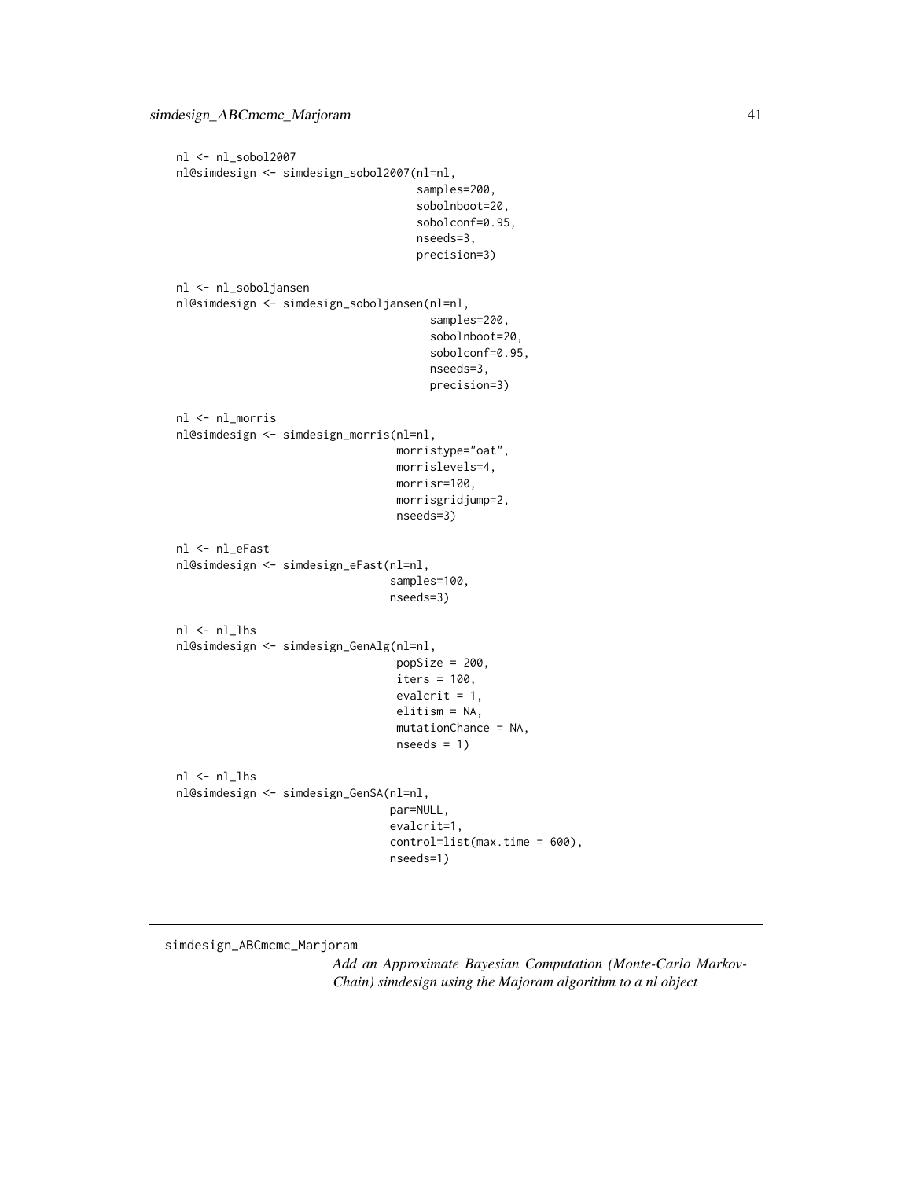```
nl <- nl_sobol2007
nl@simdesign <- simdesign_sobol2007(nl=nl,
                                    samples=200,
                                    sobolnboot=20,
                                    sobolconf=0.95,
                                    nseeds=3,
                                    precision=3)

nl <- nl_soboljansen
nl@simdesign <- simdesign_soboljansen(nl=nl,
                                      samples=200,
                                      sobolnboot=20,
                                      sobolconf=0.95,
                                      nseeds=3,
                                      precision=3)

nl <- nl_morris
nl@simdesign <- simdesign_morris(nl=nl,
                                 morristype="oat",
                                 morrislevels=4,
                                 morrisr=100,
                                 morrisgridjump=2,
                                 nseeds=3)

nl <- nl_eFast
nl@simdesign <- simdesign_eFast(nl=nl,
                                samples=100,
                                nseeds=3)

nl <- nl_lhs
nl@simdesign <- simdesign_GenAlg(nl=nl,
                                 popSize = 200,
                                 iters = 100,
                                 evalcrit = 1,
                                 elitism = NA,
                                 mutationChance = NA,
                                 nseeds = 1)

nl <- nl_lhs
nl@simdesign <- simdesign_GenSA(nl=nl,
                                par=NULL,
                                evalcrit=1,
                                control=list(max.time = 600),
                                nseeds=1)
```

---

## simdesign_ABCmcmc_Marjoram

*Add an Approximate Bayesian Computation (Monte-Carlo Markov-Chain) simdesign using the Majoram algorithm to a nl object*

---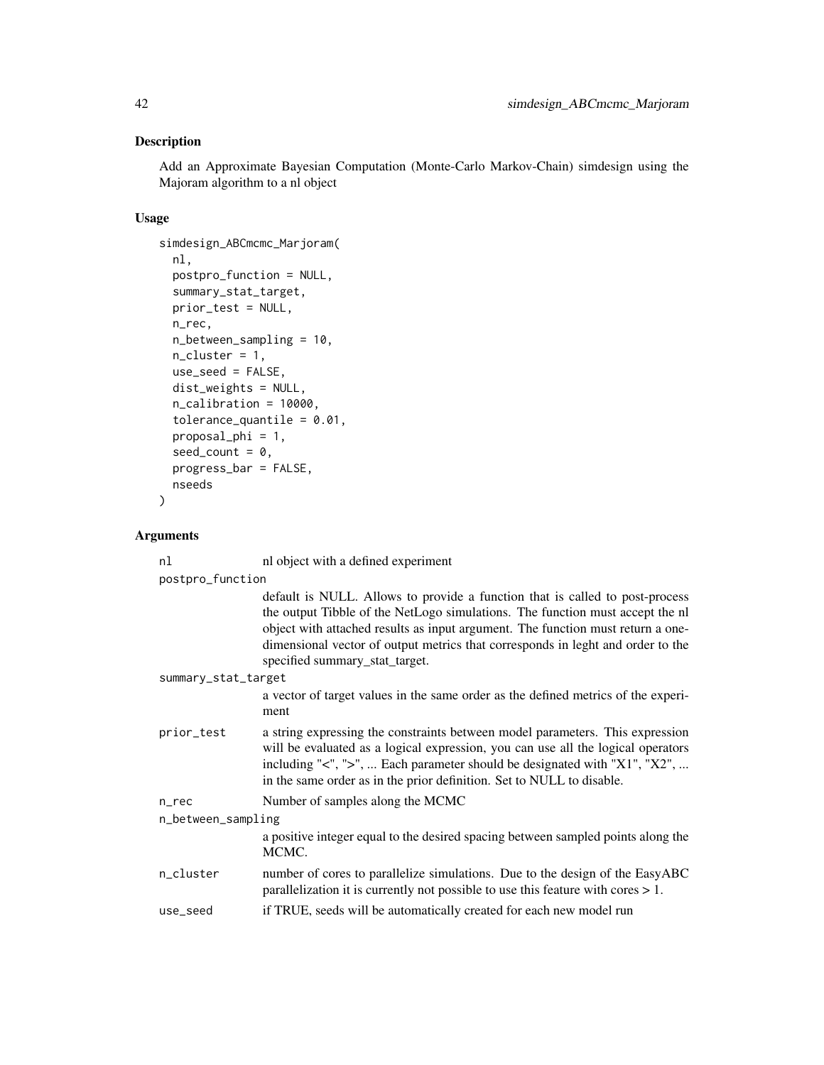## Description

Add an Approximate Bayesian Computation (Monte-Carlo Markov-Chain) simdesign using the Majoram algorithm to a nl object

## Usage

```
simdesign_ABCmcmc_Marjoram(
  nl,
  postpro_function = NULL,
  summary_stat_target,
  prior_test = NULL,
  n_rec,
  n_between_sampling = 10,
  n_cluster = 1,
  use_seed = FALSE,
  dist_weights = NULL,
  n_calibration = 10000,
  tolerance_quantile = 0.01,
  proposal_phi = 1,
  seed_count = 0,
  progress_bar = FALSE,
  nseeds
)
```

## Arguments

| Argument | Description |
|---|---|
| `nl` | nl object with a defined experiment |
| `postpro_function` | default is NULL. Allows to provide a function that is called to post-process the output Tibble of the NetLogo simulations. The function must accept the nl object with attached results as input argument. The function must return a one-dimensional vector of output metrics that corresponds in leght and order to the specified summary_stat_target. |
| `summary_stat_target` | a vector of target values in the same order as the defined metrics of the experiment |
| `prior_test` | a string expressing the constraints between model parameters. This expression will be evaluated as a logical expression, you can use all the logical operators including "<", ">", ... Each parameter should be designated with "X1", "X2", ... in the same order as in the prior definition. Set to NULL to disable. |
| `n_rec` | Number of samples along the MCMC |
| `n_between_sampling` | a positive integer equal to the desired spacing between sampled points along the MCMC. |
| `n_cluster` | number of cores to parallelize simulations. Due to the design of the EasyABC parallelization it is currently not possible to use this feature with cores > 1. |
| `use_seed` | if TRUE, seeds will be automatically created for each new model run |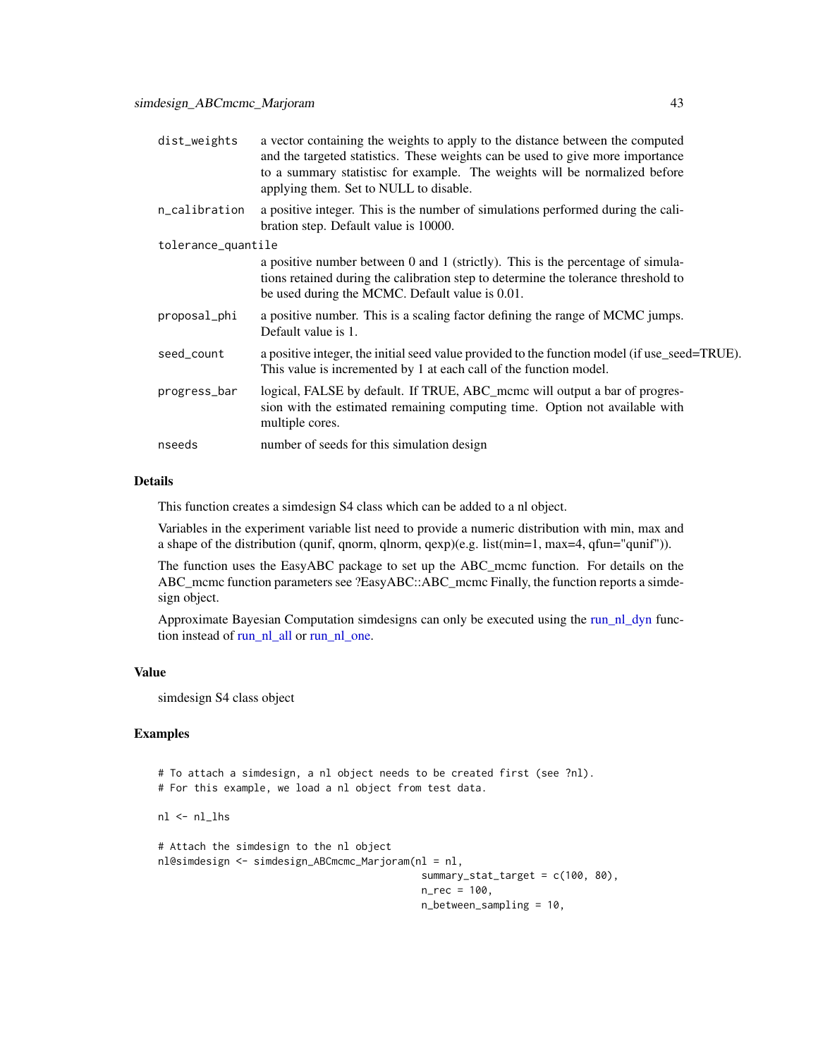| | |
|---|---|
| dist_weights | a vector containing the weights to apply to the distance between the computed and the targeted statistics. These weights can be used to give more importance to a summary statistisc for example. The weights will be normalized before applying them. Set to NULL to disable. |
| n_calibration | a positive integer. This is the number of simulations performed during the calibration step. Default value is 10000. |
| tolerance_quantile | a positive number between 0 and 1 (strictly). This is the percentage of simulations retained during the calibration step to determine the tolerance threshold to be used during the MCMC. Default value is 0.01. |
| proposal_phi | a positive number. This is a scaling factor defining the range of MCMC jumps. Default value is 1. |
| seed_count | a positive integer, the initial seed value provided to the function model (if use_seed=TRUE). This value is incremented by 1 at each call of the function model. |
| progress_bar | logical, FALSE by default. If TRUE, ABC_mcmc will output a bar of progression with the estimated remaining computing time. Option not available with multiple cores. |
| nseeds | number of seeds for this simulation design |

## Details

This function creates a simdesign S4 class which can be added to a nl object.

Variables in the experiment variable list need to provide a numeric distribution with min, max and a shape of the distribution (qunif, qnorm, qlnorm, qexp)(e.g. list(min=1, max=4, qfun="qunif")).

The function uses the EasyABC package to set up the ABC_mcmc function. For details on the ABC_mcmc function parameters see ?EasyABC::ABC_mcmc Finally, the function reports a simdesign object.

Approximate Bayesian Computation simdesigns can only be executed using the run_nl_dyn function instead of run_nl_all or run_nl_one.

## Value

simdesign S4 class object

## Examples

```
# To attach a simdesign, a nl object needs to be created first (see ?nl).
# For this example, we load a nl object from test data.

nl <- nl_lhs

# Attach the simdesign to the nl object
nl@simdesign <- simdesign_ABCmcmc_Marjoram(nl = nl,
                                            summary_stat_target = c(100, 80),
                                            n_rec = 100,
                                            n_between_sampling = 10,
```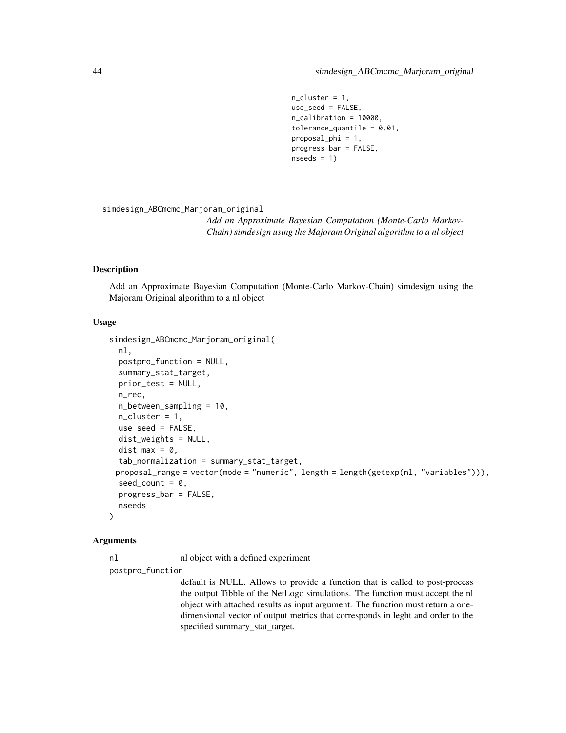```
n_cluster = 1,
use_seed = FALSE,
n_calibration = 10000,
tolerance_quantile = 0.01,
proposal_phi = 1,
progress_bar = FALSE,
nseeds = 1)
```

## simdesign_ABCmcmc_Marjoram_original

*Add an Approximate Bayesian Computation (Monte-Carlo Markov-Chain) simdesign using the Majoram Original algorithm to a nl object*

### Description

Add an Approximate Bayesian Computation (Monte-Carlo Markov-Chain) simdesign using the Majoram Original algorithm to a nl object

### Usage

```
simdesign_ABCmcmc_Marjoram_original(
  nl,
  postpro_function = NULL,
  summary_stat_target,
  prior_test = NULL,
  n_rec,
  n_between_sampling = 10,
  n_cluster = 1,
  use_seed = FALSE,
  dist_weights = NULL,
  dist_max = 0,
  tab_normalization = summary_stat_target,
  proposal_range = vector(mode = "numeric", length = length(getexp(nl, "variables"))),
  seed_count = 0,
  progress_bar = FALSE,
  nseeds
)
```

### Arguments

`nl` nl object with a defined experiment

`postpro_function` default is NULL. Allows to provide a function that is called to post-process the output Tibble of the NetLogo simulations. The function must accept the nl object with attached results as input argument. The function must return a one-dimensional vector of output metrics that corresponds in leght and order to the specified summary_stat_target.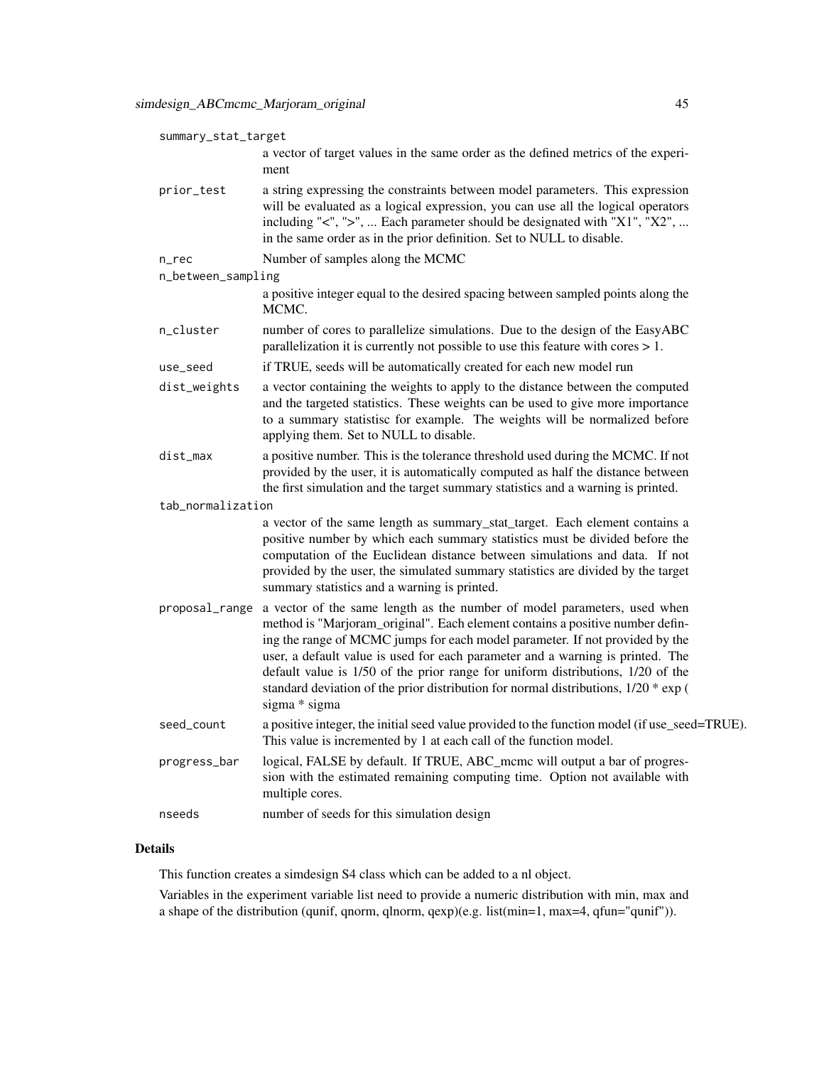summary_stat_target
: a vector of target values in the same order as the defined metrics of the experiment

prior_test
: a string expressing the constraints between model parameters. This expression will be evaluated as a logical expression, you can use all the logical operators including "<", ">", ... Each parameter should be designated with "X1", "X2", ... in the same order as in the prior definition. Set to NULL to disable.

n_rec
: Number of samples along the MCMC

n_between_sampling
: a positive integer equal to the desired spacing between sampled points along the MCMC.

n_cluster
: number of cores to parallelize simulations. Due to the design of the EasyABC parallelization it is currently not possible to use this feature with cores > 1.

use_seed
: if TRUE, seeds will be automatically created for each new model run

dist_weights
: a vector containing the weights to apply to the distance between the computed and the targeted statistics. These weights can be used to give more importance to a summary statistisc for example. The weights will be normalized before applying them. Set to NULL to disable.

dist_max
: a positive number. This is the tolerance threshold used during the MCMC. If not provided by the user, it is automatically computed as half the distance between the first simulation and the target summary statistics and a warning is printed.

tab_normalization
: a vector of the same length as summary_stat_target. Each element contains a positive number by which each summary statistics must be divided before the computation of the Euclidean distance between simulations and data. If not provided by the user, the simulated summary statistics are divided by the target summary statistics and a warning is printed.

proposal_range
: a vector of the same length as the number of model parameters, used when method is "Marjoram_original". Each element contains a positive number defining the range of MCMC jumps for each model parameter. If not provided by the user, a default value is used for each parameter and a warning is printed. The default value is 1/50 of the prior range for uniform distributions, 1/20 of the standard deviation of the prior distribution for normal distributions, 1/20 * exp ( sigma * sigma

seed_count
: a positive integer, the initial seed value provided to the function model (if use_seed=TRUE). This value is incremented by 1 at each call of the function model.

progress_bar
: logical, FALSE by default. If TRUE, ABC_mcmc will output a bar of progression with the estimated remaining computing time. Option not available with multiple cores.

nseeds
: number of seeds for this simulation design

## Details

This function creates a simdesign S4 class which can be added to a nl object.

Variables in the experiment variable list need to provide a numeric distribution with min, max and a shape of the distribution (qunif, qnorm, qlnorm, qexp)(e.g. list(min=1, max=4, qfun="qunif")).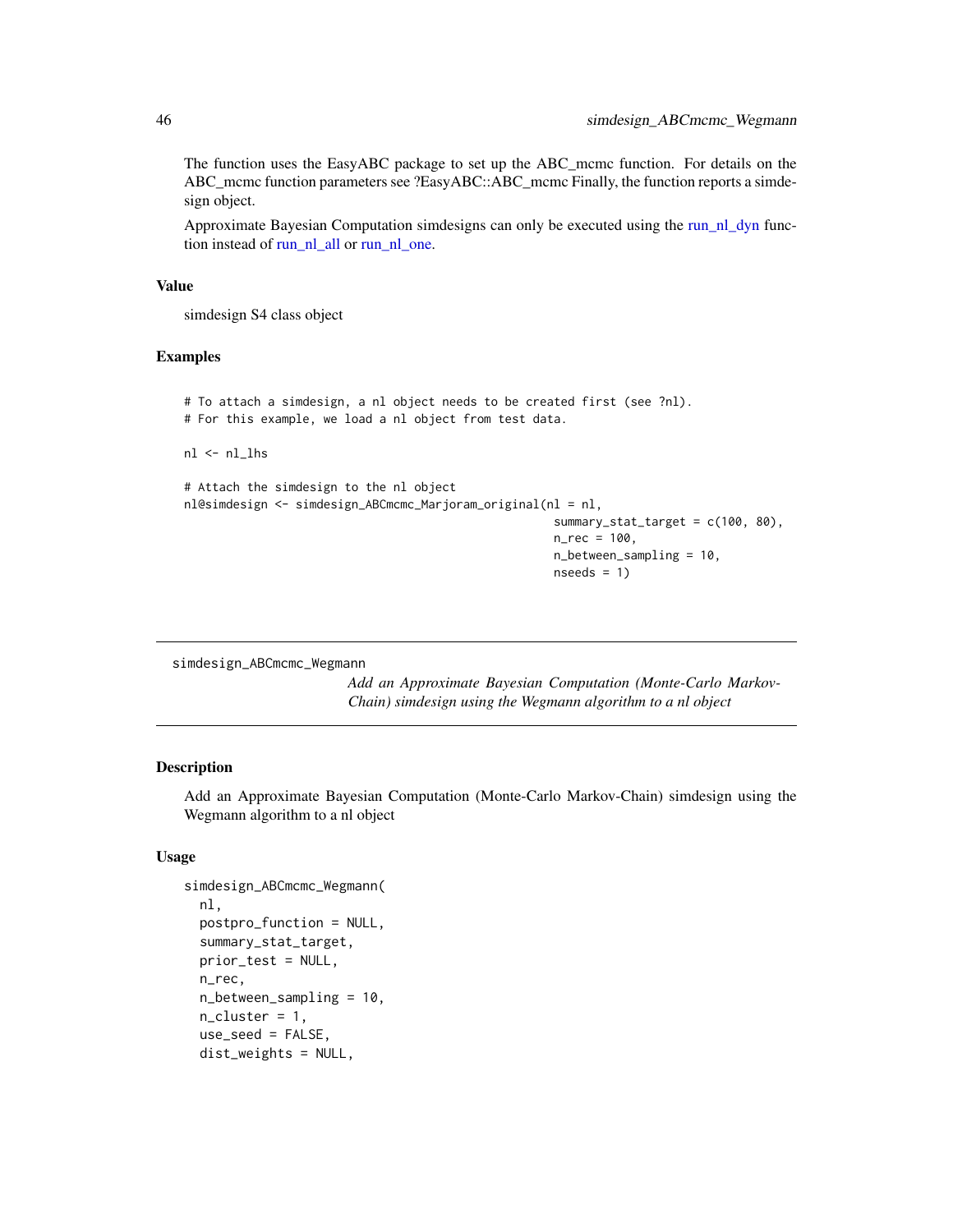The function uses the EasyABC package to set up the ABC_mcmc function. For details on the ABC_mcmc function parameters see ?EasyABC::ABC_mcmc Finally, the function reports a simdesign object.

Approximate Bayesian Computation simdesigns can only be executed using the run_nl_dyn function instead of run_nl_all or run_nl_one.

### Value

simdesign S4 class object

### Examples

```
# To attach a simdesign, a nl object needs to be created first (see ?nl).
# For this example, we load a nl object from test data.

nl <- nl_lhs

# Attach the simdesign to the nl object
nl@simdesign <- simdesign_ABCmcmc_Marjoram_original(nl = nl,
                                                     summary_stat_target = c(100, 80),
                                                     n_rec = 100,
                                                     n_between_sampling = 10,
                                                     nseeds = 1)
```

---

## simdesign_ABCmcmc_Wegmann

*Add an Approximate Bayesian Computation (Monte-Carlo Markov-Chain) simdesign using the Wegmann algorithm to a nl object*

### Description

Add an Approximate Bayesian Computation (Monte-Carlo Markov-Chain) simdesign using the Wegmann algorithm to a nl object

### Usage

```
simdesign_ABCmcmc_Wegmann(
  nl,
  postpro_function = NULL,
  summary_stat_target,
  prior_test = NULL,
  n_rec,
  n_between_sampling = 10,
  n_cluster = 1,
  use_seed = FALSE,
  dist_weights = NULL,
```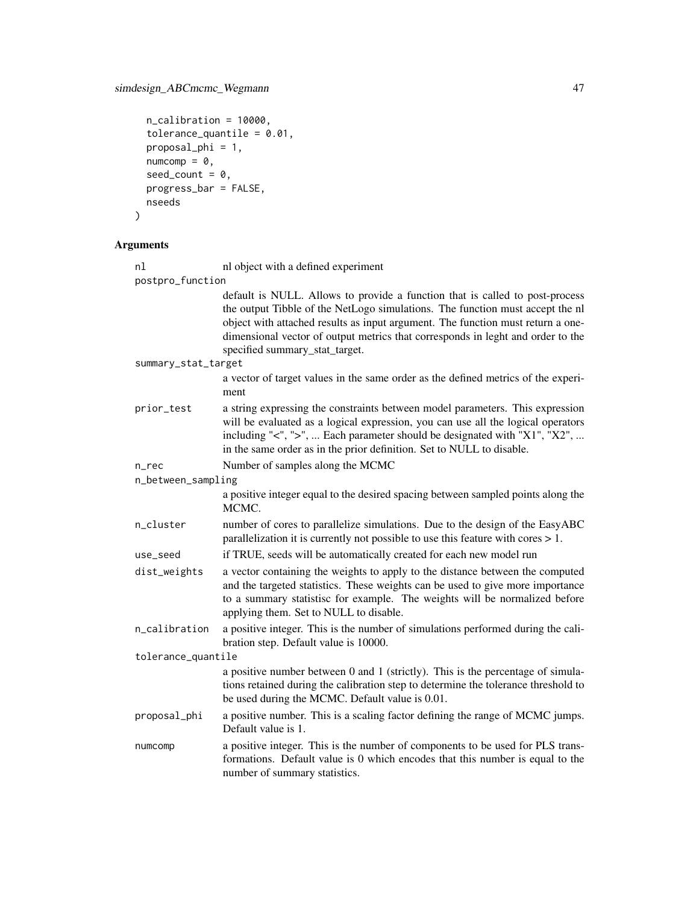```
  n_calibration = 10000,
  tolerance_quantile = 0.01,
  proposal_phi = 1,
  numcomp = 0,
  seed_count = 0,
  progress_bar = FALSE,
  nseeds
)
```

## Arguments

| Argument | Description |
|---|---|
| `nl` | nl object with a defined experiment |
| `postpro_function` | default is NULL. Allows to provide a function that is called to post-process the output Tibble of the NetLogo simulations. The function must accept the nl object with attached results as input argument. The function must return a one-dimensional vector of output metrics that corresponds in leght and order to the specified summary_stat_target. |
| `summary_stat_target` | a vector of target values in the same order as the defined metrics of the experiment |
| `prior_test` | a string expressing the constraints between model parameters. This expression will be evaluated as a logical expression, you can use all the logical operators including "<", ">", ... Each parameter should be designated with "X1", "X2", ... in the same order as in the prior definition. Set to NULL to disable. |
| `n_rec` | Number of samples along the MCMC |
| `n_between_sampling` | a positive integer equal to the desired spacing between sampled points along the MCMC. |
| `n_cluster` | number of cores to parallelize simulations. Due to the design of the EasyABC parallelization it is currently not possible to use this feature with cores > 1. |
| `use_seed` | if TRUE, seeds will be automatically created for each new model run |
| `dist_weights` | a vector containing the weights to apply to the distance between the computed and the targeted statistics. These weights can be used to give more importance to a summary statisitsc for example. The weights will be normalized before applying them. Set to NULL to disable. |
| `n_calibration` | a positive integer. This is the number of simulations performed during the calibration step. Default value is 10000. |
| `tolerance_quantile` | a positive number between 0 and 1 (strictly). This is the percentage of simulations retained during the calibration step to determine the tolerance threshold to be used during the MCMC. Default value is 0.01. |
| `proposal_phi` | a positive number. This is a scaling factor defining the range of MCMC jumps. Default value is 1. |
| `numcomp` | a positive integer. This is the number of components to be used for PLS transformations. Default value is 0 which encodes that this number is equal to the number of summary statistics. |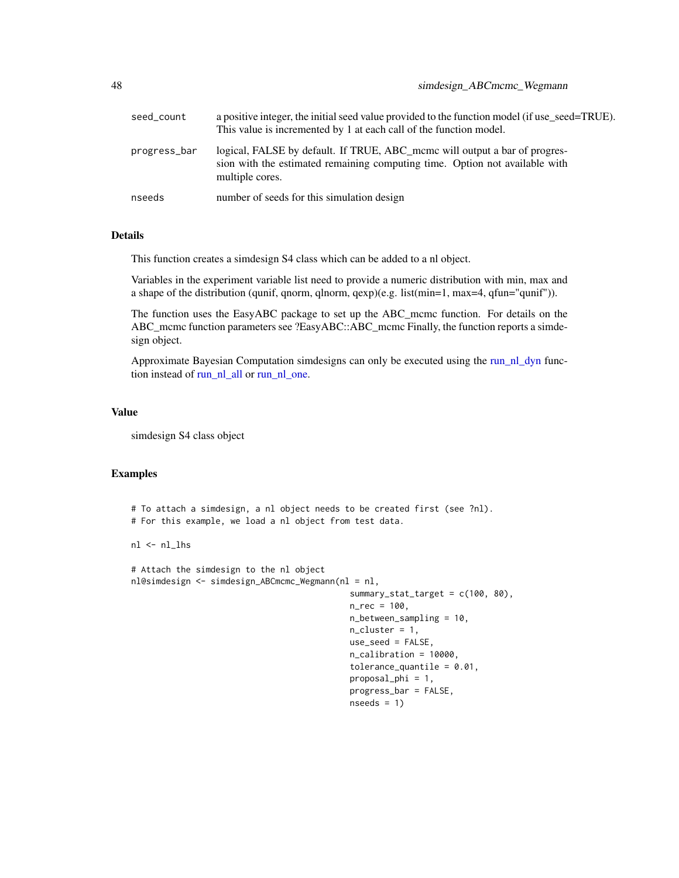| | |
|---|---|
| seed_count | a positive integer, the initial seed value provided to the function model (if use_seed=TRUE). This value is incremented by 1 at each call of the function model. |
| progress_bar | logical, FALSE by default. If TRUE, ABC_mcmc will output a bar of progression with the estimated remaining computing time. Option not available with multiple cores. |
| nseeds | number of seeds for this simulation design |

## Details

This function creates a simdesign S4 class which can be added to a nl object.

Variables in the experiment variable list need to provide a numeric distribution with min, max and a shape of the distribution (qunif, qnorm, qlnorm, qexp)(e.g. list(min=1, max=4, qfun="qunif")).

The function uses the EasyABC package to set up the ABC_mcmc function. For details on the ABC_mcmc function parameters see ?EasyABC::ABC_mcmc Finally, the function reports a simdesign object.

Approximate Bayesian Computation simdesigns can only be executed using the run_nl_dyn function instead of run_nl_all or run_nl_one.

## Value

simdesign S4 class object

## Examples

```
# To attach a simdesign, a nl object needs to be created first (see ?nl).
# For this example, we load a nl object from test data.

nl <- nl_lhs

# Attach the simdesign to the nl object
nl@simdesign <- simdesign_ABCmcmc_Wegmann(nl = nl,
                                          summary_stat_target = c(100, 80),
                                          n_rec = 100,
                                          n_between_sampling = 10,
                                          n_cluster = 1,
                                          use_seed = FALSE,
                                          n_calibration = 10000,
                                          tolerance_quantile = 0.01,
                                          proposal_phi = 1,
                                          progress_bar = FALSE,
                                          nseeds = 1)
```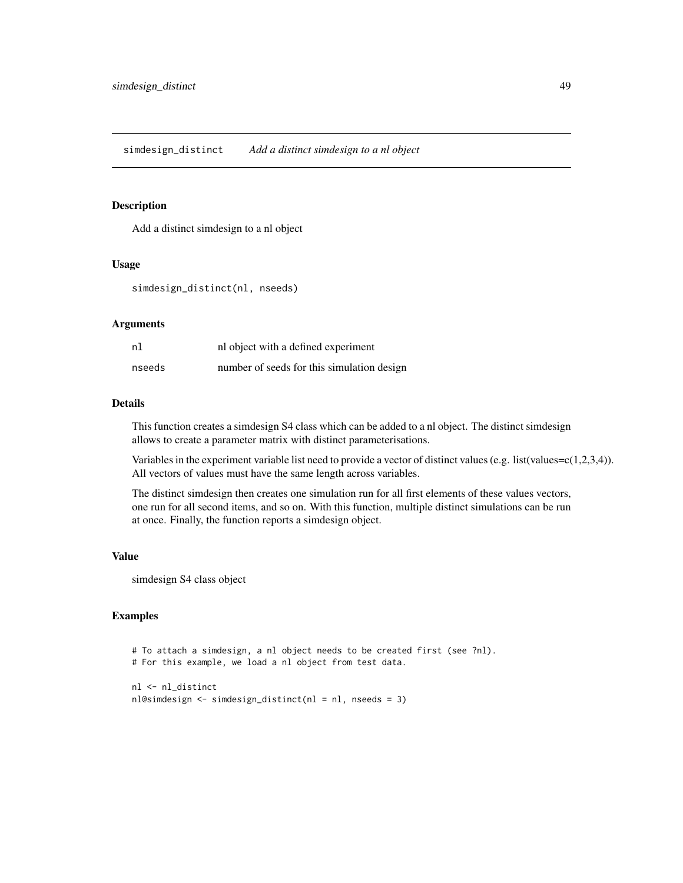# simdesign_distinct *Add a distinct simdesign to a nl object*

## Description

Add a distinct simdesign to a nl object

## Usage

```
simdesign_distinct(nl, nseeds)
```

## Arguments

| | |
|---|---|
| `nl` | nl object with a defined experiment |
| `nseeds` | number of seeds for this simulation design |

## Details

This function creates a simdesign S4 class which can be added to a nl object. The distinct simdesign allows to create a parameter matrix with distinct parameterisations.

Variables in the experiment variable list need to provide a vector of distinct values (e.g. list(values=c(1,2,3,4)). All vectors of values must have the same length across variables.

The distinct simdesign then creates one simulation run for all first elements of these values vectors, one run for all second items, and so on. With this function, multiple distinct simulations can be run at once. Finally, the function reports a simdesign object.

## Value

simdesign S4 class object

## Examples

```
# To attach a simdesign, a nl object needs to be created first (see ?nl).
# For this example, we load a nl object from test data.

nl <- nl_distinct
nl@simdesign <- simdesign_distinct(nl = nl, nseeds = 3)
```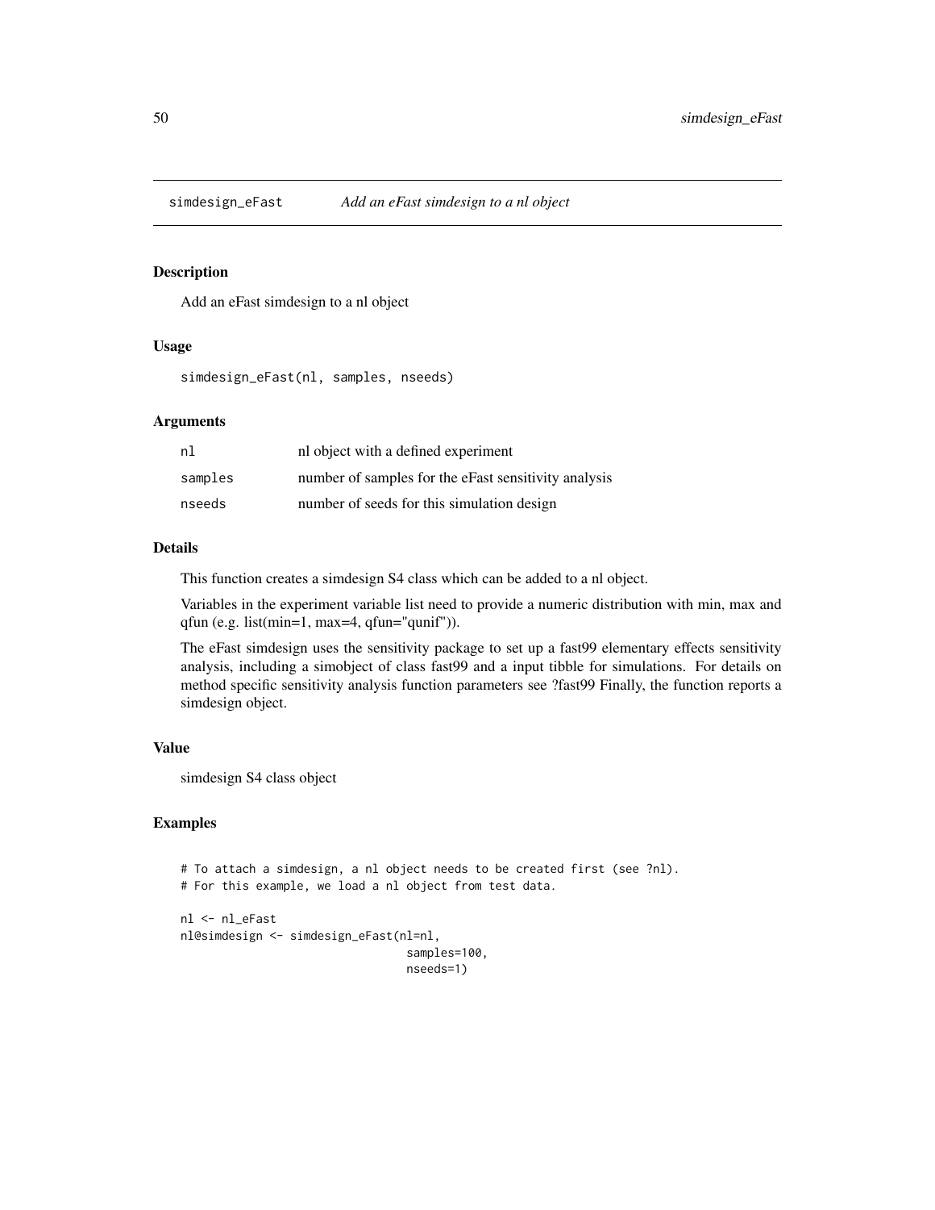# simdesign_eFast *Add an eFast simdesign to a nl object*

## Description

Add an eFast simdesign to a nl object

## Usage

```
simdesign_eFast(nl, samples, nseeds)
```

## Arguments

| | |
|---|---|
| nl | nl object with a defined experiment |
| samples | number of samples for the eFast sensitivity analysis |
| nseeds | number of seeds for this simulation design |

## Details

This function creates a simdesign S4 class which can be added to a nl object.

Variables in the experiment variable list need to provide a numeric distribution with min, max and qfun (e.g. list(min=1, max=4, qfun="qunif")).

The eFast simdesign uses the sensitivity package to set up a fast99 elementary effects sensitivity analysis, including a simobject of class fast99 and a input tibble for simulations. For details on method specific sensitivity analysis function parameters see ?fast99 Finally, the function reports a simdesign object.

## Value

simdesign S4 class object

## Examples

```
# To attach a simdesign, a nl object needs to be created first (see ?nl).
# For this example, we load a nl object from test data.

nl <- nl_eFast
nl@simdesign <- simdesign_eFast(nl=nl,
                                 samples=100,
                                 nseeds=1)
```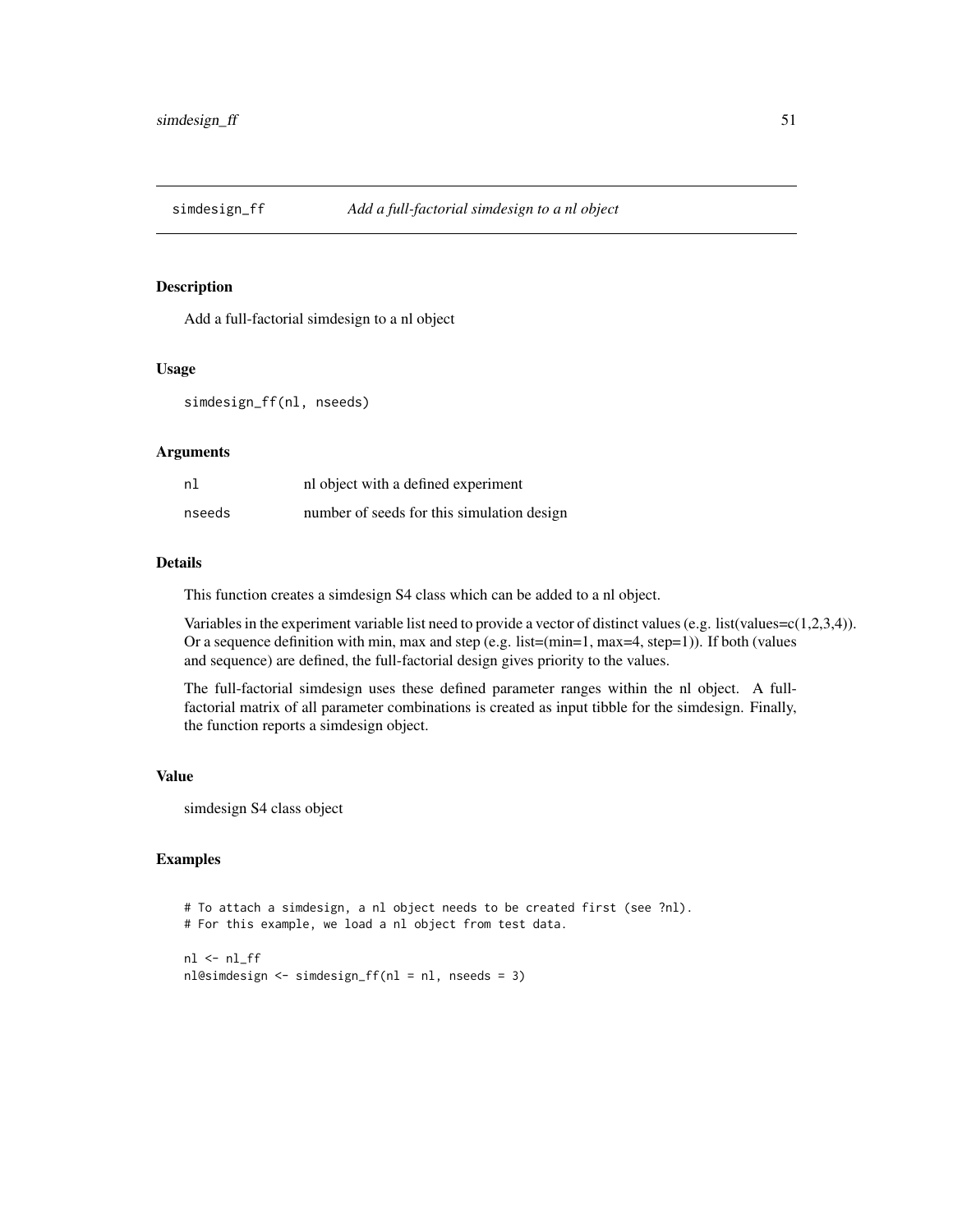## simdesign_ff *Add a full-factorial simdesign to a nl object*

### Description

Add a full-factorial simdesign to a nl object

### Usage

```
simdesign_ff(nl, nseeds)
```

### Arguments

| | |
|---|---|
| `nl` | nl object with a defined experiment |
| `nseeds` | number of seeds for this simulation design |

### Details

This function creates a simdesign S4 class which can be added to a nl object.

Variables in the experiment variable list need to provide a vector of distinct values (e.g. list(values=c(1,2,3,4)). Or a sequence definition with min, max and step (e.g. list=(min=1, max=4, step=1)). If both (values and sequence) are defined, the full-factorial design gives priority to the values.

The full-factorial simdesign uses these defined parameter ranges within the nl object. A full-factorial matrix of all parameter combinations is created as input tibble for the simdesign. Finally, the function reports a simdesign object.

### Value

simdesign S4 class object

### Examples

```
# To attach a simdesign, a nl object needs to be created first (see ?nl).
# For this example, we load a nl object from test data.

nl <- nl_ff
nl@simdesign <- simdesign_ff(nl = nl, nseeds = 3)
```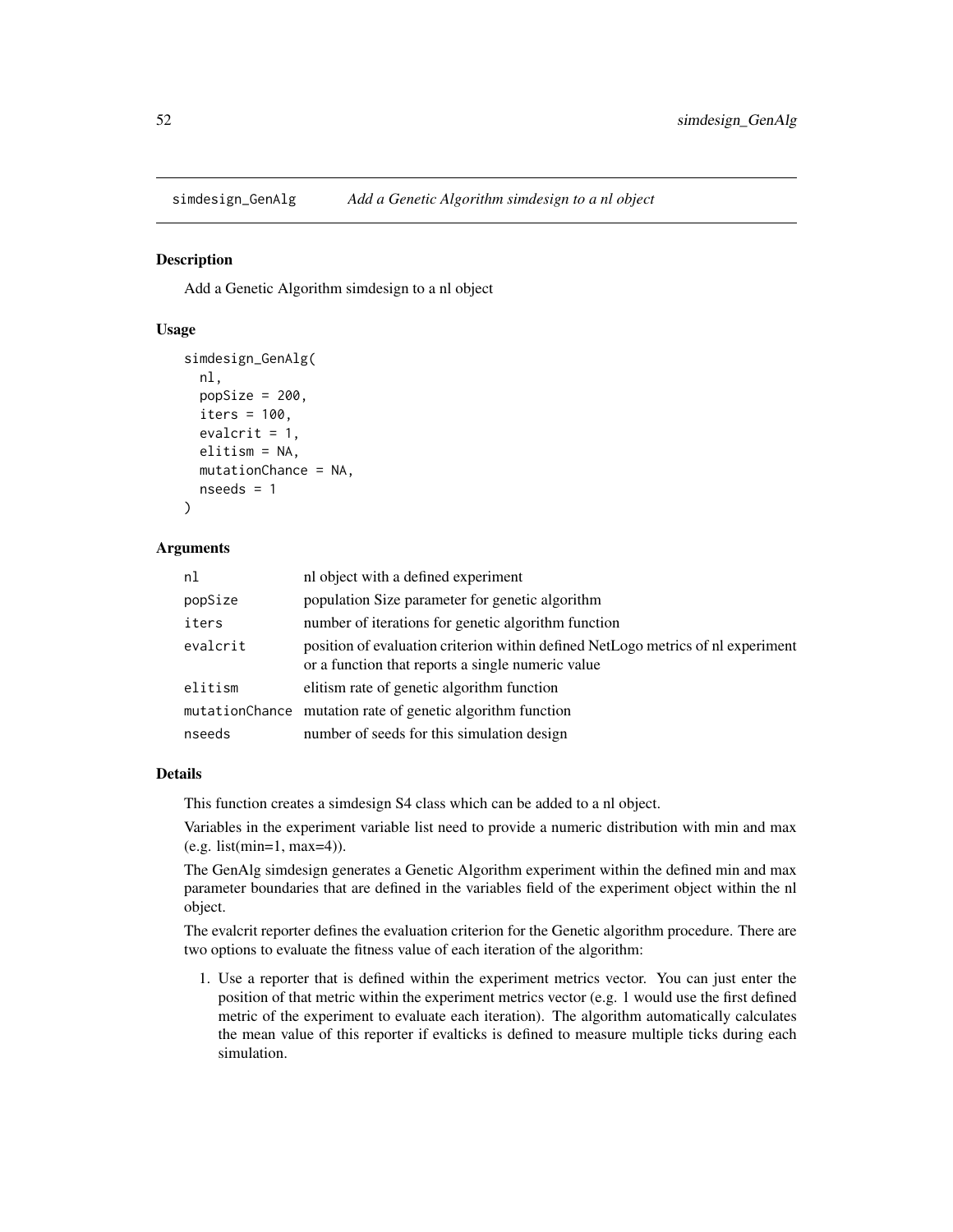## simdesign_GenAlg *Add a Genetic Algorithm simdesign to a nl object*

### Description

Add a Genetic Algorithm simdesign to a nl object

### Usage

```
simdesign_GenAlg(
  nl,
  popSize = 200,
  iters = 100,
  evalcrit = 1,
  elitism = NA,
  mutationChance = NA,
  nseeds = 1
)
```

### Arguments

| | |
|---|---|
| nl | nl object with a defined experiment |
| popSize | population Size parameter for genetic algorithm |
| iters | number of iterations for genetic algorithm function |
| evalcrit | position of evaluation criterion within defined NetLogo metrics of nl experiment or a function that reports a single numeric value |
| elitism | elitism rate of genetic algorithm function |
| mutationChance | mutation rate of genetic algorithm function |
| nseeds | number of seeds for this simulation design |

### Details

This function creates a simdesign S4 class which can be added to a nl object.

Variables in the experiment variable list need to provide a numeric distribution with min and max (e.g. list(min=1, max=4)).

The GenAlg simdesign generates a Genetic Algorithm experiment within the defined min and max parameter boundaries that are defined in the variables field of the experiment object within the nl object.

The evalcrit reporter defines the evaluation criterion for the Genetic algorithm procedure. There are two options to evaluate the fitness value of each iteration of the algorithm:

1. Use a reporter that is defined within the experiment metrics vector. You can just enter the position of that metric within the experiment metrics vector (e.g. 1 would use the first defined metric of the experiment to evaluate each iteration). The algorithm automatically calculates the mean value of this reporter if evalticks is defined to measure multiple ticks during each simulation.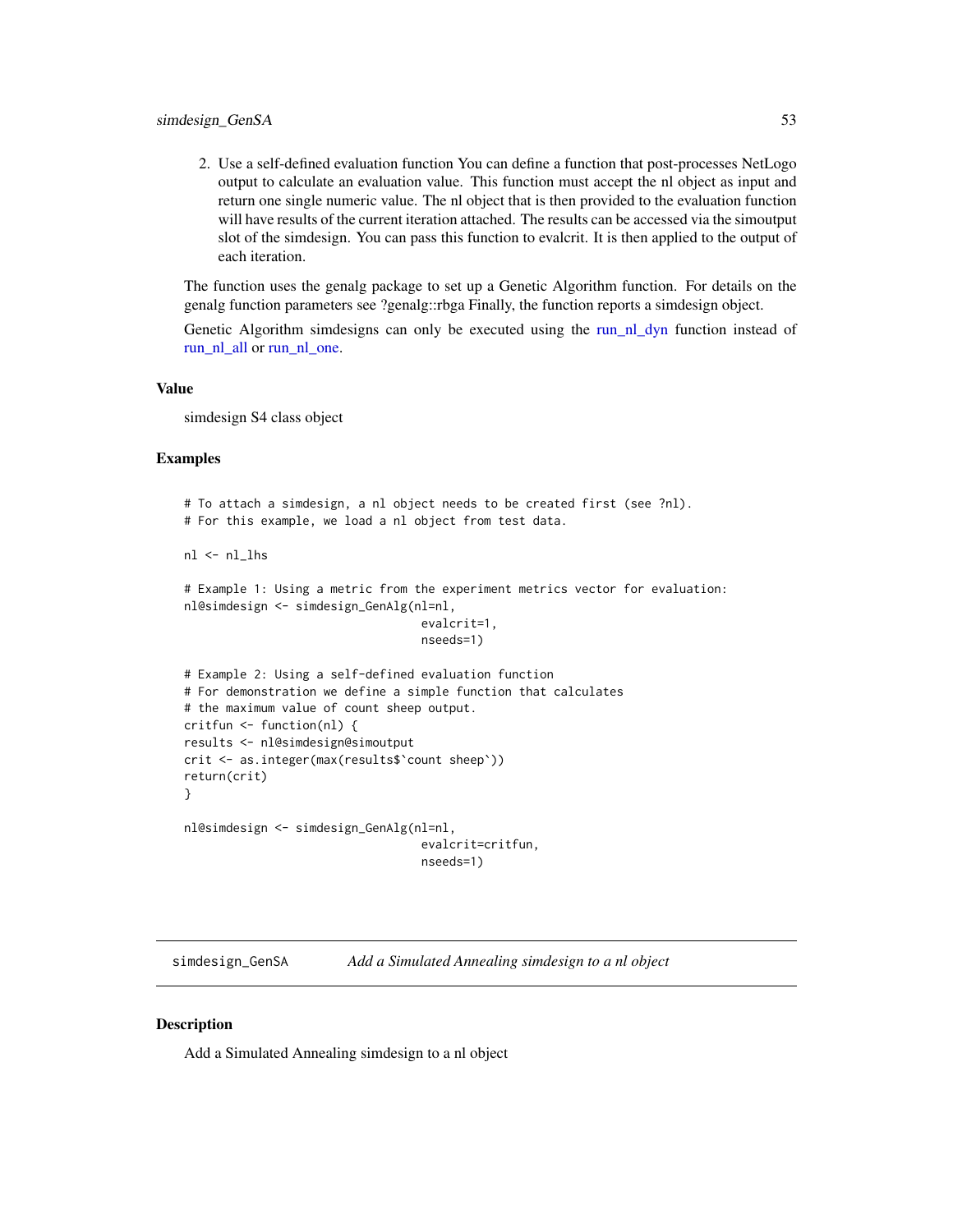2. Use a self-defined evaluation function You can define a function that post-processes NetLogo output to calculate an evaluation value. This function must accept the nl object as input and return one single numeric value. The nl object that is then provided to the evaluation function will have results of the current iteration attached. The results can be accessed via the simoutput slot of the simdesign. You can pass this function to evalcrit. It is then applied to the output of each iteration.

The function uses the genalg package to set up a Genetic Algorithm function. For details on the genalg function parameters see ?genalg::rbga Finally, the function reports a simdesign object.

Genetic Algorithm simdesigns can only be executed using the run_nl_dyn function instead of run_nl_all or run_nl_one.

### Value

simdesign S4 class object

### Examples

```
# To attach a simdesign, a nl object needs to be created first (see ?nl).
# For this example, we load a nl object from test data.

nl <- nl_lhs

# Example 1: Using a metric from the experiment metrics vector for evaluation:
nl@simdesign <- simdesign_GenAlg(nl=nl,
                                  evalcrit=1,
                                  nseeds=1)

# Example 2: Using a self-defined evaluation function
# For demonstration we define a simple function that calculates
# the maximum value of count sheep output.
critfun <- function(nl) {
results <- nl@simdesign@simoutput
crit <- as.integer(max(results$`count sheep`))
return(crit)
}

nl@simdesign <- simdesign_GenAlg(nl=nl,
                                  evalcrit=critfun,
                                  nseeds=1)
```

---

## simdesign_GenSA &nbsp;&nbsp;&nbsp; *Add a Simulated Annealing simdesign to a nl object*

### Description

Add a Simulated Annealing simdesign to a nl object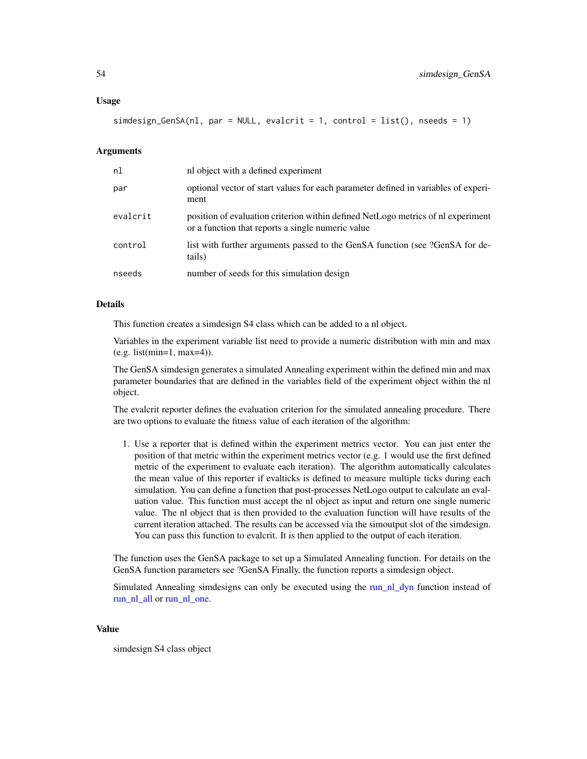### Usage

```
simdesign_GenSA(nl, par = NULL, evalcrit = 1, control = list(), nseeds = 1)
```

### Arguments

| | |
|---|---|
| nl | nl object with a defined experiment |
| par | optional vector of start values for each parameter defined in variables of experiment |
| evalcrit | position of evaluation criterion within defined NetLogo metrics of nl experiment or a function that reports a single numeric value |
| control | list with further arguments passed to the GenSA function (see ?GenSA for details) |
| nseeds | number of seeds for this simulation design |

### Details

This function creates a simdesign S4 class which can be added to a nl object.

Variables in the experiment variable list need to provide a numeric distribution with min and max (e.g. list(min=1, max=4)).

The GenSA simdesign generates a simulated Annealing experiment within the defined min and max parameter boundaries that are defined in the variables field of the experiment object within the nl object.

The evalcrit reporter defines the evaluation criterion for the simulated annealing procedure. There are two options to evaluate the fitness value of each iteration of the algorithm:

1. Use a reporter that is defined within the experiment metrics vector. You can just enter the position of that metric within the experiment metrics vector (e.g. 1 would use the first defined metric of the experiment to evaluate each iteration). The algorithm automatically calculates the mean value of this reporter if evalticks is defined to measure multiple ticks during each simulation. You can define a function that post-processes NetLogo output to calculate an evaluation value. This function must accept the nl object as input and return one single numeric value. The nl object that is then provided to the evaluation function will have results of the current iteration attached. The results can be accessed via the simoutput slot of the simdesign. You can pass this function to evalcrit. It is then applied to the output of each iteration.

The function uses the GenSA package to set up a Simulated Annealing function. For details on the GenSA function parameters see ?GenSA Finally, the function reports a simdesign object.

Simulated Annealing simdesigns can only be executed using the run_nl_dyn function instead of run_nl_all or run_nl_one.

### Value

simdesign S4 class object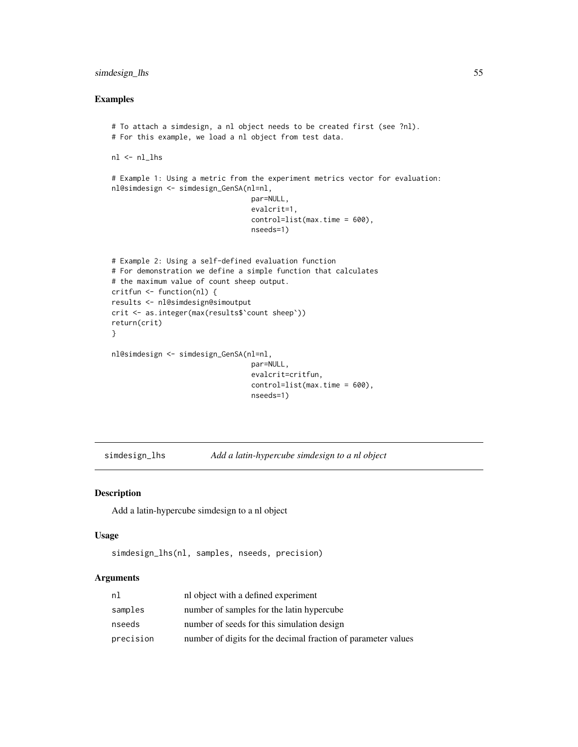## Examples

```
# To attach a simdesign, a nl object needs to be created first (see ?nl).
# For this example, we load a nl object from test data.

nl <- nl_lhs

# Example 1: Using a metric from the experiment metrics vector for evaluation:
nl@simdesign <- simdesign_GenSA(nl=nl,
                                 par=NULL,
                                 evalcrit=1,
                                 control=list(max.time = 600),
                                 nseeds=1)


# Example 2: Using a self-defined evaluation function
# For demonstration we define a simple function that calculates
# the maximum value of count sheep output.
critfun <- function(nl) {
results <- nl@simdesign@simoutput
crit <- as.integer(max(results$`count sheep`))
return(crit)
}

nl@simdesign <- simdesign_GenSA(nl=nl,
                                 par=NULL,
                                 evalcrit=critfun,
                                 control=list(max.time = 600),
                                 nseeds=1)
```

---

# simdesign_lhs *Add a latin-hypercube simdesign to a nl object*

## Description

Add a latin-hypercube simdesign to a nl object

## Usage

```
simdesign_lhs(nl, samples, nseeds, precision)
```

## Arguments

| | |
|---|---|
| nl | nl object with a defined experiment |
| samples | number of samples for the latin hypercube |
| nseeds | number of seeds for this simulation design |
| precision | number of digits for the decimal fraction of parameter values |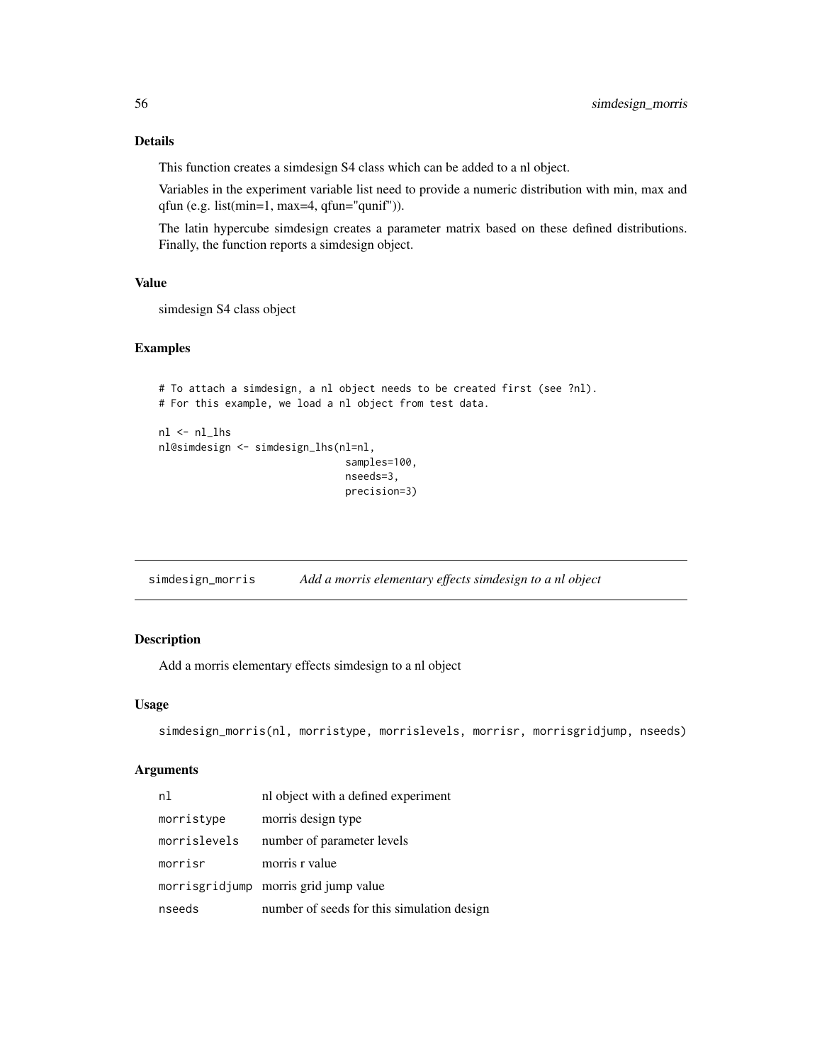## Details

This function creates a simdesign S4 class which can be added to a nl object.

Variables in the experiment variable list need to provide a numeric distribution with min, max and qfun (e.g. list(min=1, max=4, qfun="qunif")).

The latin hypercube simdesign creates a parameter matrix based on these defined distributions. Finally, the function reports a simdesign object.

## Value

simdesign S4 class object

## Examples

```
# To attach a simdesign, a nl object needs to be created first (see ?nl).
# For this example, we load a nl object from test data.

nl <- nl_lhs
nl@simdesign <- simdesign_lhs(nl=nl,
                               samples=100,
                               nseeds=3,
                               precision=3)
```

---

# simdesign_morris    *Add a morris elementary effects simdesign to a nl object*

## Description

Add a morris elementary effects simdesign to a nl object

## Usage

```
simdesign_morris(nl, morristype, morrislevels, morrisr, morrisgridjump, nseeds)
```

## Arguments

| | |
|---|---|
| nl | nl object with a defined experiment |
| morristype | morris design type |
| morrislevels | number of parameter levels |
| morrisr | morris r value |
| morrisgridjump | morris grid jump value |
| nseeds | number of seeds for this simulation design |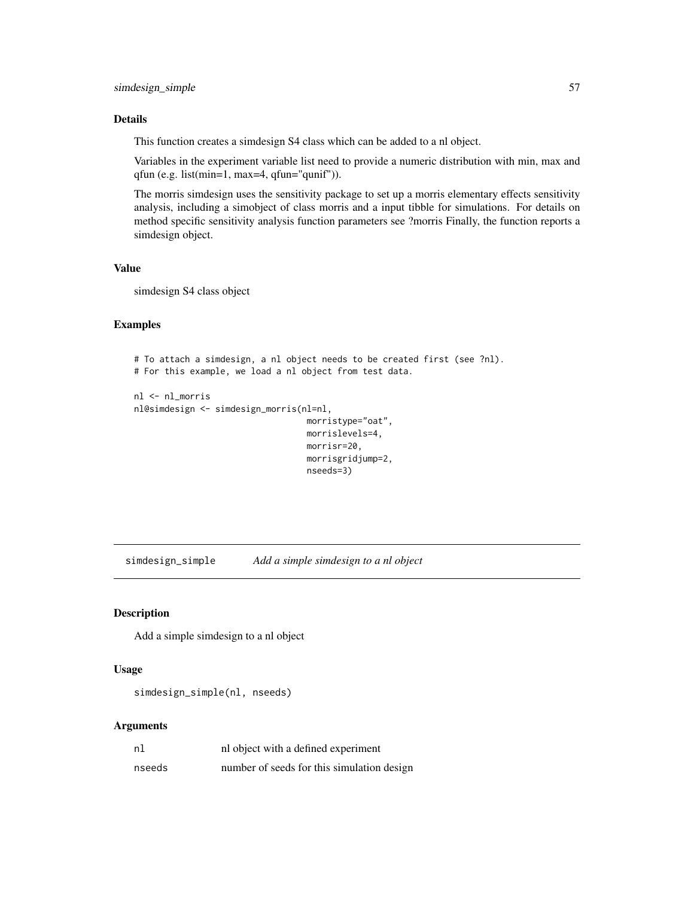### Details

This function creates a simdesign S4 class which can be added to a nl object.

Variables in the experiment variable list need to provide a numeric distribution with min, max and qfun (e.g. list(min=1, max=4, qfun="qunif")).

The morris simdesign uses the sensitivity package to set up a morris elementary effects sensitivity analysis, including a simobject of class morris and a input tibble for simulations. For details on method specific sensitivity analysis function parameters see ?morris Finally, the function reports a simdesign object.

### Value

simdesign S4 class object

### Examples

```
# To attach a simdesign, a nl object needs to be created first (see ?nl).
# For this example, we load a nl object from test data.

nl <- nl_morris
nl@simdesign <- simdesign_morris(nl=nl,
                                 morristype="oat",
                                 morrislevels=4,
                                 morrisr=20,
                                 morrisgridjump=2,
                                 nseeds=3)
```

---

## simdesign_simple — *Add a simple simdesign to a nl object*

### Description

Add a simple simdesign to a nl object

### Usage

```
simdesign_simple(nl, nseeds)
```

### Arguments

| | |
|---|---|
| nl | nl object with a defined experiment |
| nseeds | number of seeds for this simulation design |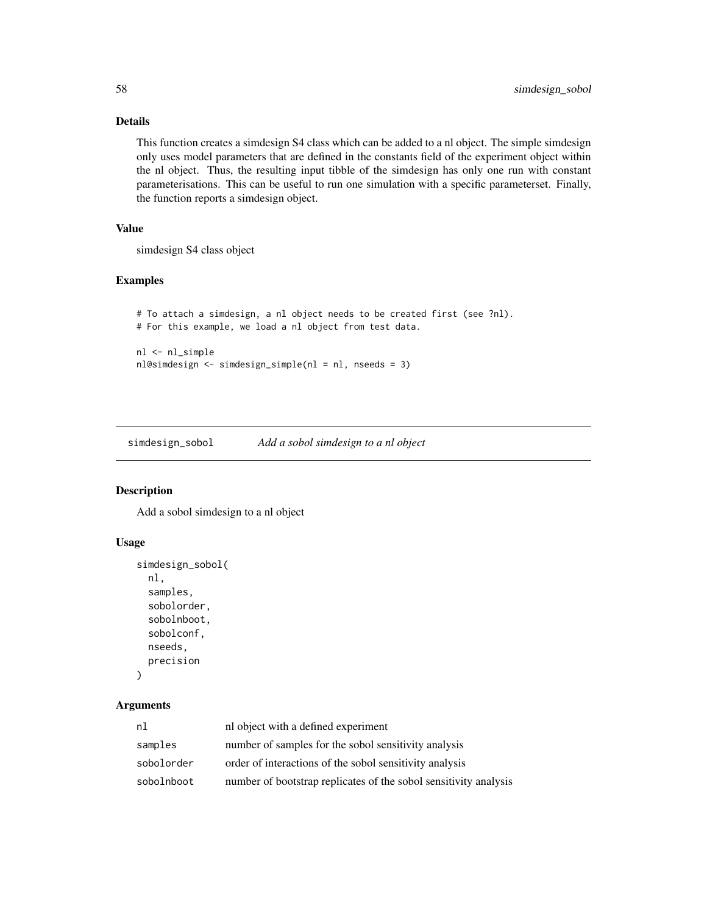### Details

This function creates a simdesign S4 class which can be added to a nl object. The simple simdesign only uses model parameters that are defined in the constants field of the experiment object within the nl object. Thus, the resulting input tibble of the simdesign has only one run with constant parameterisations. This can be useful to run one simulation with a specific parameterset. Finally, the function reports a simdesign object.

### Value

simdesign S4 class object

### Examples

```
# To attach a simdesign, a nl object needs to be created first (see ?nl).
# For this example, we load a nl object from test data.

nl <- nl_simple
nl@simdesign <- simdesign_simple(nl = nl, nseeds = 3)
```

---

## simdesign_sobol *Add a sobol simdesign to a nl object*

---

### Description

Add a sobol simdesign to a nl object

### Usage

```
simdesign_sobol(
  nl,
  samples,
  sobolorder,
  sobolnboot,
  sobolconf,
  nseeds,
  precision
)
```

### Arguments

| | |
|---|---|
| nl | nl object with a defined experiment |
| samples | number of samples for the sobol sensitivity analysis |
| sobolorder | order of interactions of the sobol sensitivity analysis |
| sobolnboot | number of bootstrap replicates of the sobol sensitivity analysis |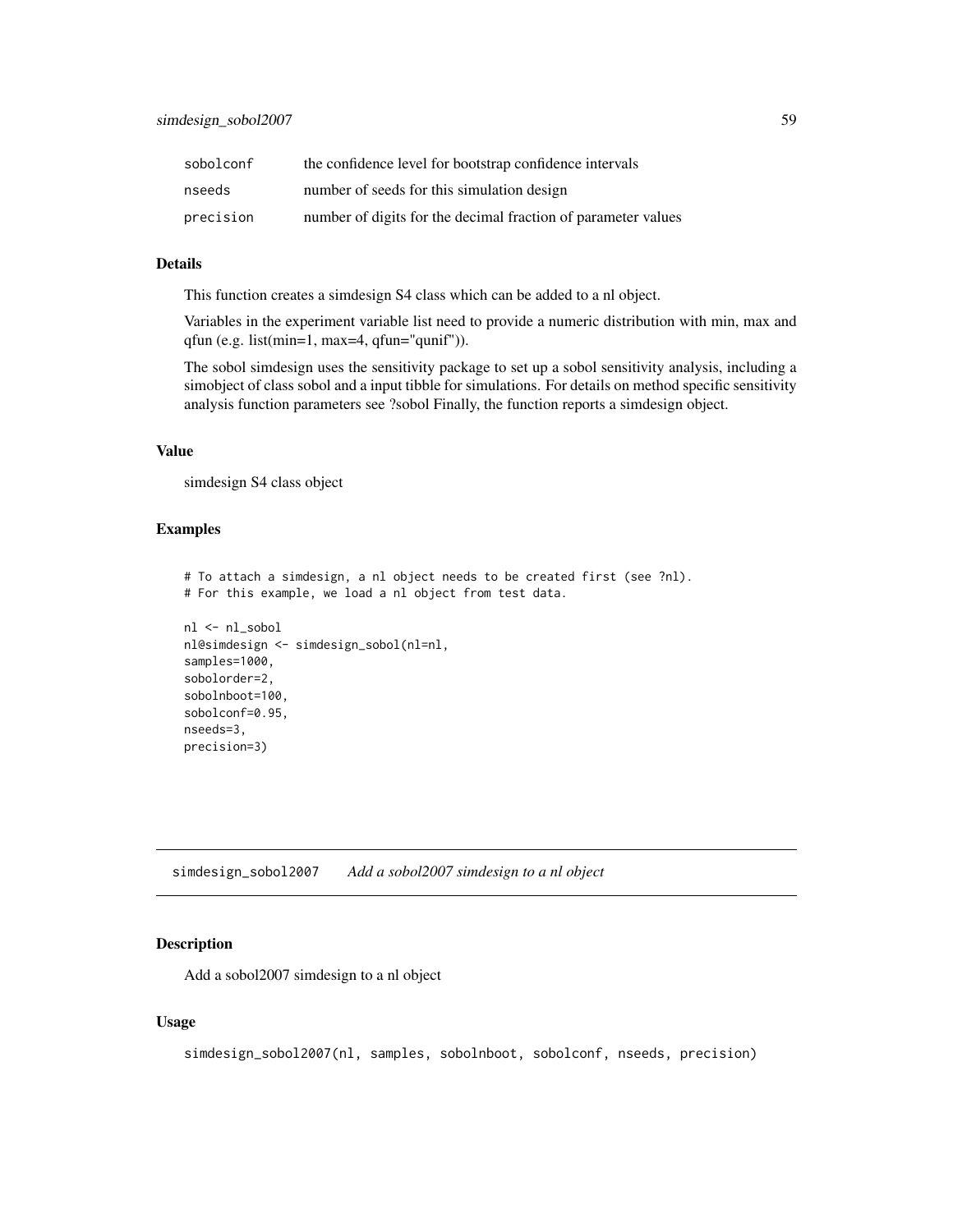| | |
|---|---|
| `sobolconf` | the confidence level for bootstrap confidence intervals |
| `nseeds` | number of seeds for this simulation design |
| `precision` | number of digits for the decimal fraction of parameter values |

### Details

This function creates a simdesign S4 class which can be added to a nl object.

Variables in the experiment variable list need to provide a numeric distribution with min, max and qfun (e.g. list(min=1, max=4, qfun="qunif")).

The sobol simdesign uses the sensitivity package to set up a sobol sensitivity analysis, including a simobject of class sobol and a input tibble for simulations. For details on method specific sensitivity analysis function parameters see ?sobol Finally, the function reports a simdesign object.

### Value

simdesign S4 class object

### Examples

```
# To attach a simdesign, a nl object needs to be created first (see ?nl).
# For this example, we load a nl object from test data.

nl <- nl_sobol
nl@simdesign <- simdesign_sobol(nl=nl,
samples=1000,
sobolorder=2,
sobolnboot=100,
sobolconf=0.95,
nseeds=3,
precision=3)
```

---

## `simdesign_sobol2007` *Add a sobol2007 simdesign to a nl object*

---

### Description

Add a sobol2007 simdesign to a nl object

### Usage

```
simdesign_sobol2007(nl, samples, sobolnboot, sobolconf, nseeds, precision)
```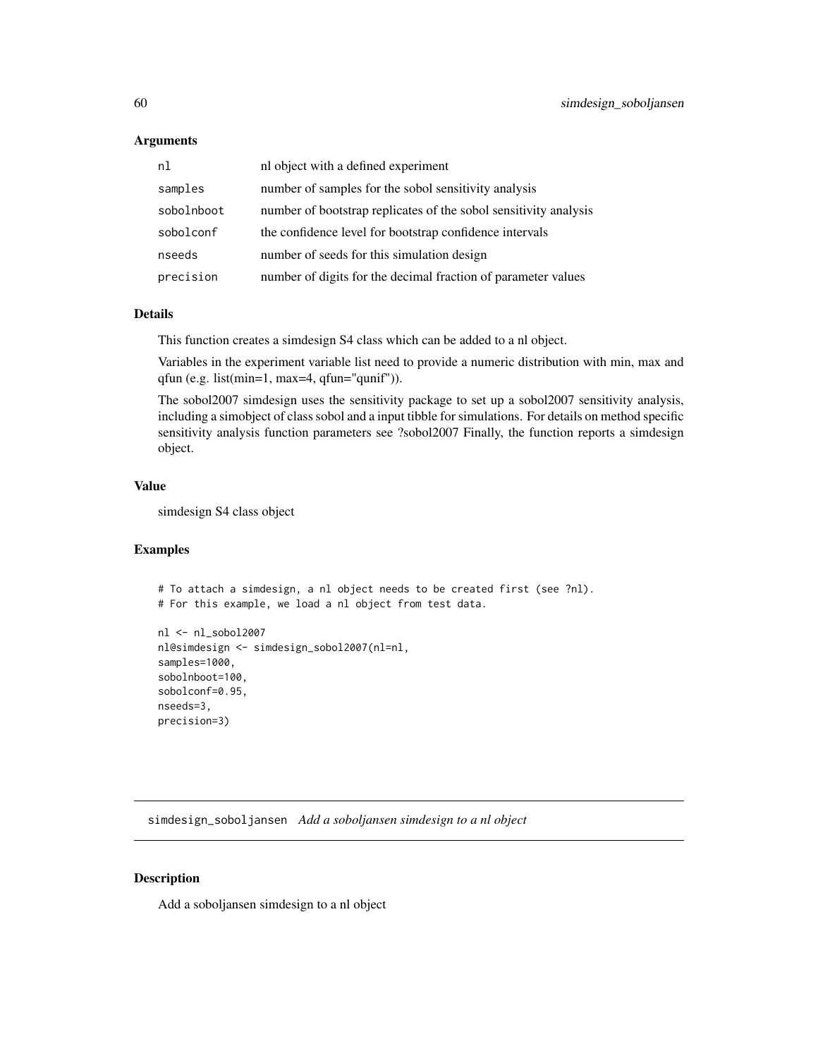### Arguments

| | |
|---|---|
| nl | nl object with a defined experiment |
| samples | number of samples for the sobol sensitivity analysis |
| sobolnboot | number of bootstrap replicates of the sobol sensitivity analysis |
| sobolconf | the confidence level for bootstrap confidence intervals |
| nseeds | number of seeds for this simulation design |
| precision | number of digits for the decimal fraction of parameter values |

### Details

This function creates a simdesign S4 class which can be added to a nl object.

Variables in the experiment variable list need to provide a numeric distribution with min, max and qfun (e.g. list(min=1, max=4, qfun="qunif")).

The sobol2007 simdesign uses the sensitivity package to set up a sobol2007 sensitivity analysis, including a simobject of class sobol and a input tibble for simulations. For details on method specific sensitivity analysis function parameters see ?sobol2007 Finally, the function reports a simdesign object.

### Value

simdesign S4 class object

### Examples

```
# To attach a simdesign, a nl object needs to be created first (see ?nl).
# For this example, we load a nl object from test data.

nl <- nl_sobol2007
nl@simdesign <- simdesign_sobol2007(nl=nl,
samples=1000,
sobolnboot=100,
sobolconf=0.95,
nseeds=3,
precision=3)
```

## simdesign_soboljansen *Add a soboljansen simdesign to a nl object*

### Description

Add a soboljansen simdesign to a nl object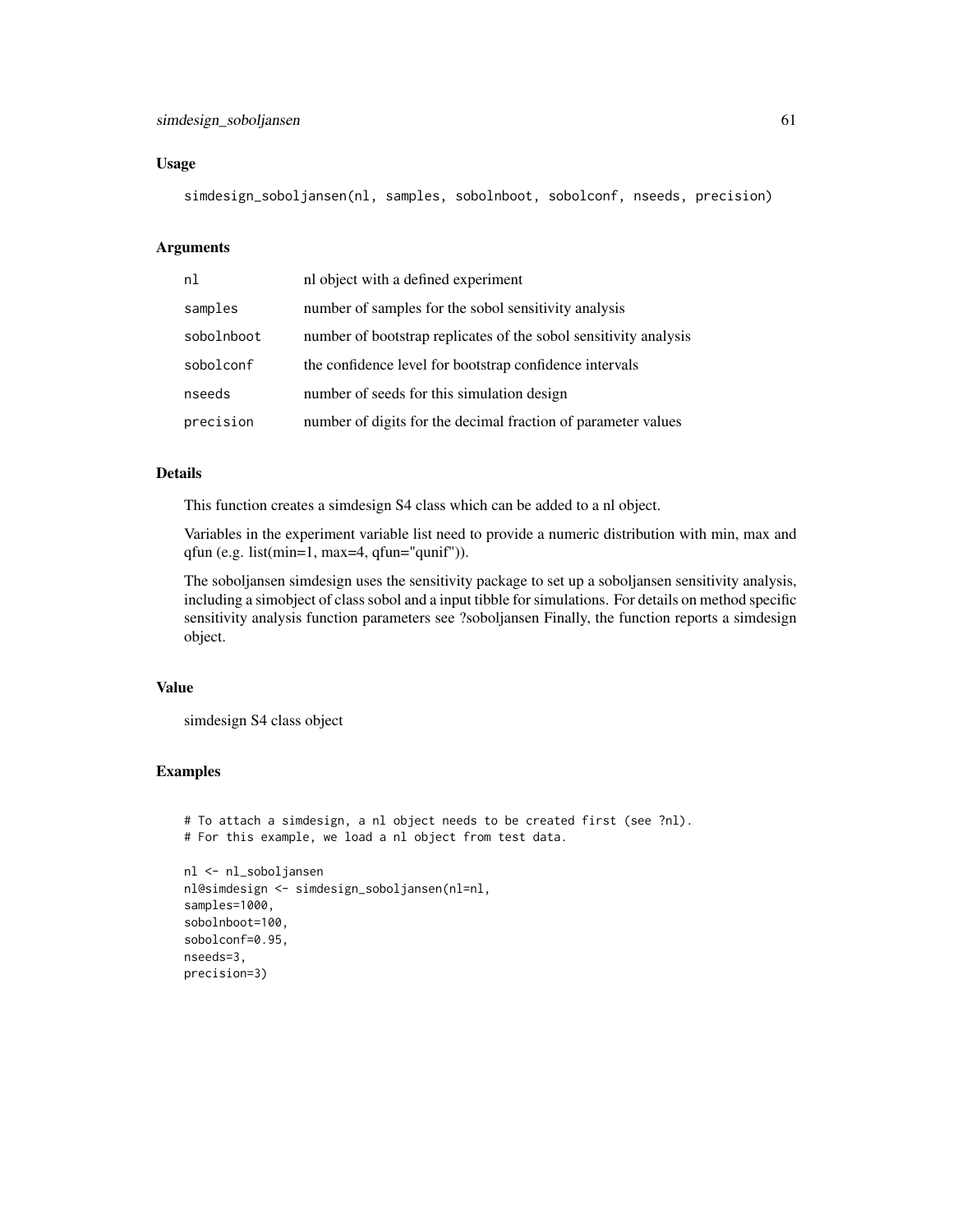### Usage

```
simdesign_soboljansen(nl, samples, sobolnboot, sobolconf, nseeds, precision)
```

### Arguments

| | |
|---|---|
| `nl` | nl object with a defined experiment |
| `samples` | number of samples for the sobol sensitivity analysis |
| `sobolnboot` | number of bootstrap replicates of the sobol sensitivity analysis |
| `sobolconf` | the confidence level for bootstrap confidence intervals |
| `nseeds` | number of seeds for this simulation design |
| `precision` | number of digits for the decimal fraction of parameter values |

### Details

This function creates a simdesign S4 class which can be added to a nl object.

Variables in the experiment variable list need to provide a numeric distribution with min, max and qfun (e.g. list(min=1, max=4, qfun="qunif")).

The soboljansen simdesign uses the sensitivity package to set up a soboljansen sensitivity analysis, including a simobject of class sobol and a input tibble for simulations. For details on method specific sensitivity analysis function parameters see ?soboljansen Finally, the function reports a simdesign object.

### Value

simdesign S4 class object

### Examples

```
# To attach a simdesign, a nl object needs to be created first (see ?nl).
# For this example, we load a nl object from test data.

nl <- nl_soboljansen
nl@simdesign <- simdesign_soboljansen(nl=nl,
samples=1000,
sobolnboot=100,
sobolconf=0.95,
nseeds=3,
precision=3)
```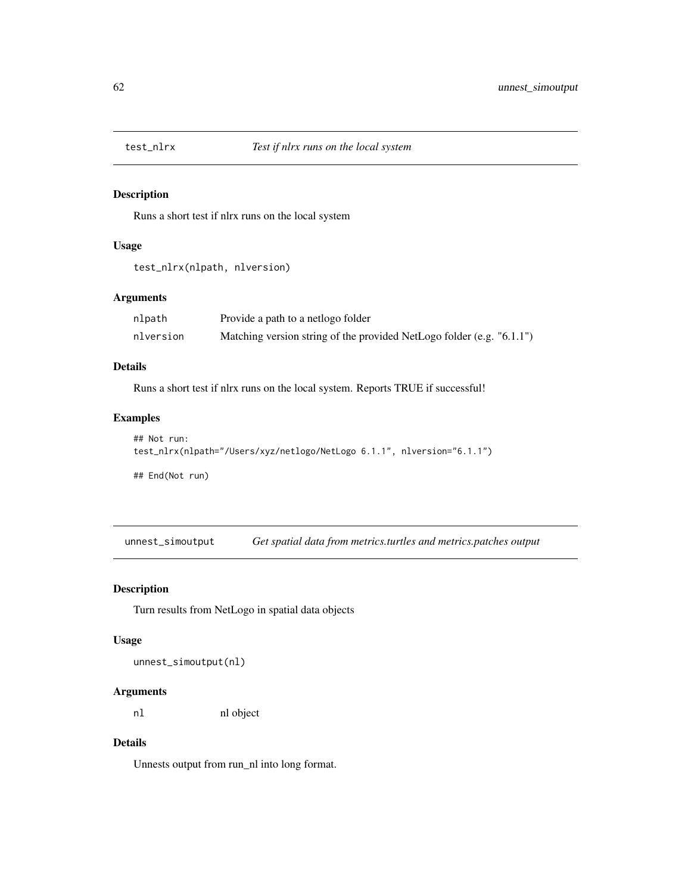## test_nlrx — *Test if nlrx runs on the local system*

### Description

Runs a short test if nlrx runs on the local system

### Usage

```
test_nlrx(nlpath, nlversion)
```

### Arguments

| | |
|---|---|
| nlpath | Provide a path to a netlogo folder |
| nlversion | Matching version string of the provided NetLogo folder (e.g. "6.1.1") |

### Details

Runs a short test if nlrx runs on the local system. Reports TRUE if successful!

### Examples

```
## Not run:
test_nlrx(nlpath="/Users/xyz/netlogo/NetLogo 6.1.1", nlversion="6.1.1")

## End(Not run)
```

## unnest_simoutput — *Get spatial data from metrics.turtles and metrics.patches output*

### Description

Turn results from NetLogo in spatial data objects

### Usage

```
unnest_simoutput(nl)
```

### Arguments

| | |
|---|---|
| nl | nl object |

### Details

Unnests output from run_nl into long format.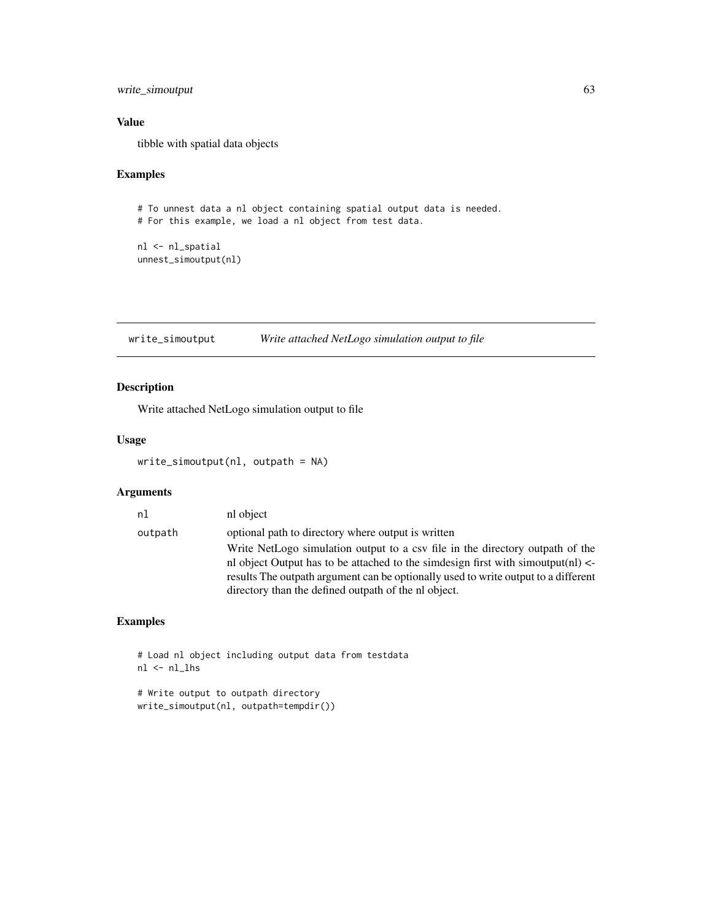### Value

tibble with spatial data objects

### Examples

```
# To unnest data a nl object containing spatial output data is needed.
# For this example, we load a nl object from test data.

nl <- nl_spatial
unnest_simoutput(nl)
```

---

## write_simoutput — *Write attached NetLogo simulation output to file*

---

### Description

Write attached NetLogo simulation output to file

### Usage

```
write_simoutput(nl, outpath = NA)
```

### Arguments

| | |
|---|---|
| nl | nl object |
| outpath | optional path to directory where output is written<br>Write NetLogo simulation output to a csv file in the directory outpath of the nl object Output has to be attached to the simdesign first with simoutput(nl) <- results The outpath argument can be optionally used to write output to a different directory than the defined outpath of the nl object. |

### Examples

```
# Load nl object including output data from testdata
nl <- nl_lhs

# Write output to outpath directory
write_simoutput(nl, outpath=tempdir())
```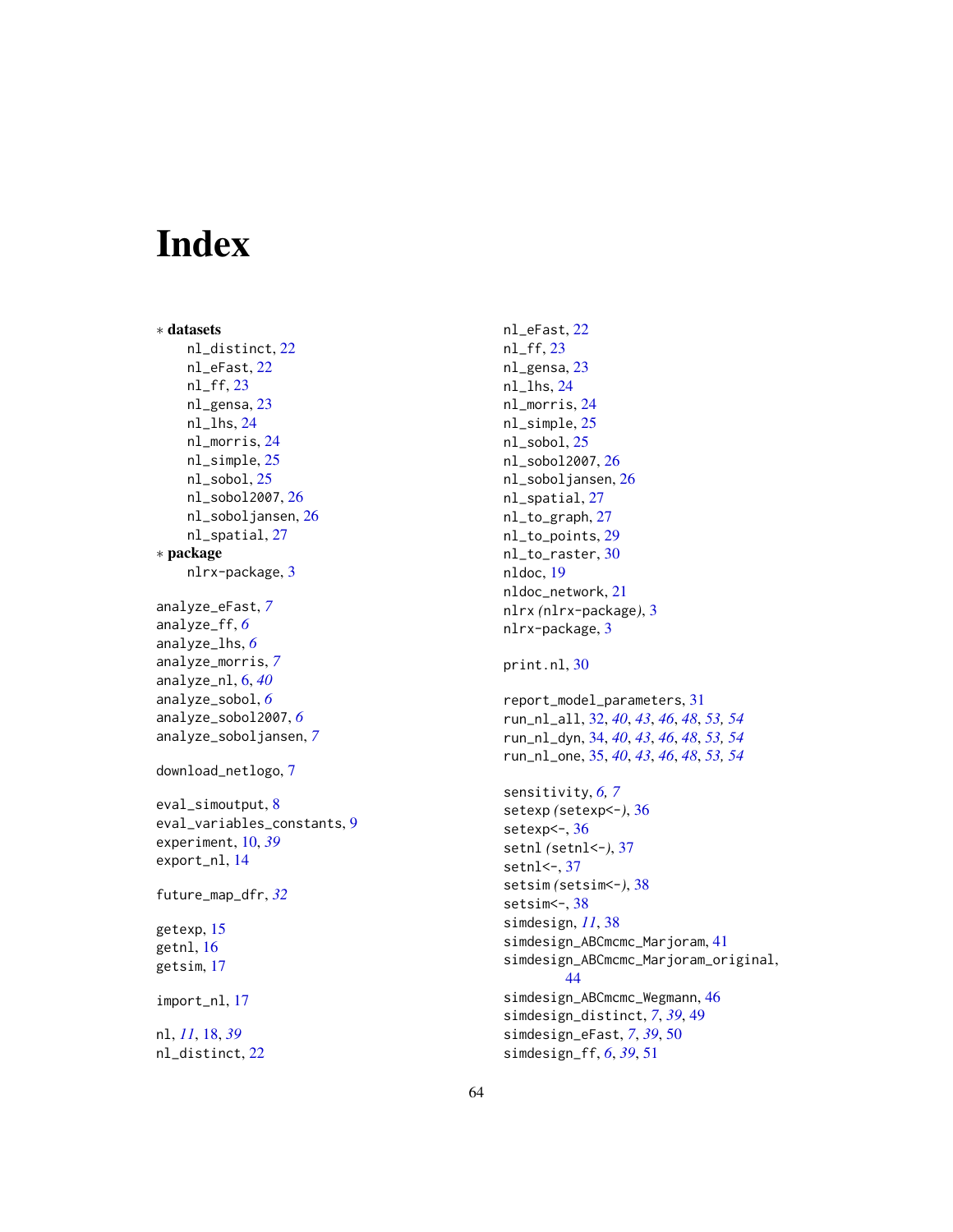# Index

∗ **datasets**

- nl_distinct, 22
- nl_eFast, 22
- nl_ff, 23
- nl_gensa, 23
- nl_lhs, 24
- nl_morris, 24
- nl_simple, 25
- nl_sobol, 25
- nl_sobol2007, 26
- nl_soboljansen, 26
- nl_spatial, 27

∗ **package**

- nlrx-package, 3

analyze_eFast, *7*
analyze_ff, *6*
analyze_lhs, *6*
analyze_morris, *7*
analyze_nl, 6, *40*
analyze_sobol, *6*
analyze_sobol2007, *6*
analyze_soboljansen, *7*

download_netlogo, 7

eval_simoutput, 8
eval_variables_constants, 9
experiment, 10, *39*
export_nl, 14

future_map_dfr, *32*

getexp, 15
getnl, 16
getsim, 17

import_nl, 17

nl, *11*, 18, *39*
nl_distinct, 22
nl_eFast, 22
nl_ff, 23
nl_gensa, 23
nl_lhs, 24
nl_morris, 24
nl_simple, 25
nl_sobol, 25
nl_sobol2007, 26
nl_soboljansen, 26
nl_spatial, 27
nl_to_graph, 27
nl_to_points, 29
nl_to_raster, 30
nldoc, 19
nldoc_network, 21
nlrx *(*nlrx-package*)*, 3
nlrx-package, 3

print.nl, 30

report_model_parameters, 31
run_nl_all, 32, *40*, *43*, *46*, *48*, *53, 54*
run_nl_dyn, 34, *40*, *43*, *46*, *48*, *53, 54*
run_nl_one, 35, *40*, *43*, *46*, *48*, *53, 54*

sensitivity, *6, 7*
setexp *(*setexp<-*)*, 36
setexp<-, 36
setnl *(*setnl<-*)*, 37
setnl<-, 37
setsim *(*setsim<-*)*, 38
setsim<-, 38
simdesign, *11*, 38
simdesign_ABCmcmc_Marjoram, 41
simdesign_ABCmcmc_Marjoram_original, 44
simdesign_ABCmcmc_Wegmann, 46
simdesign_distinct, *7*, *39*, 49
simdesign_eFast, *7*, *39*, 50
simdesign_ff, *6*, *39*, 51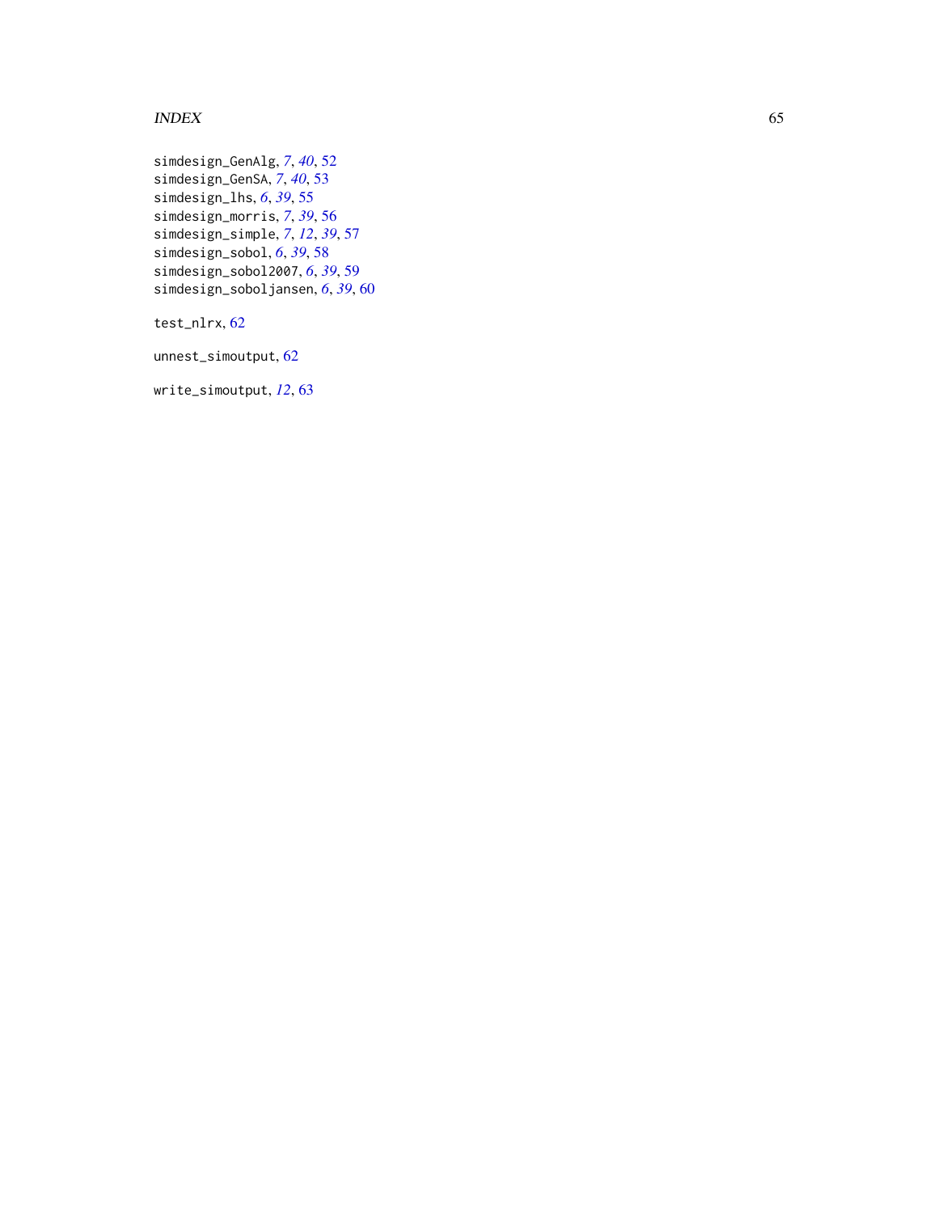simdesign_GenAlg, *7*, *40*, 52
simdesign_GenSA, *7*, *40*, 53
simdesign_lhs, *6*, *39*, 55
simdesign_morris, *7*, *39*, 56
simdesign_simple, *7*, *12*, *39*, 57
simdesign_sobol, *6*, *39*, 58
simdesign_sobol2007, *6*, *39*, 59
simdesign_soboljansen, *6*, *39*, 60

test_nlrx, 62

unnest_simoutput, 62

write_simoutput, *12*, 63